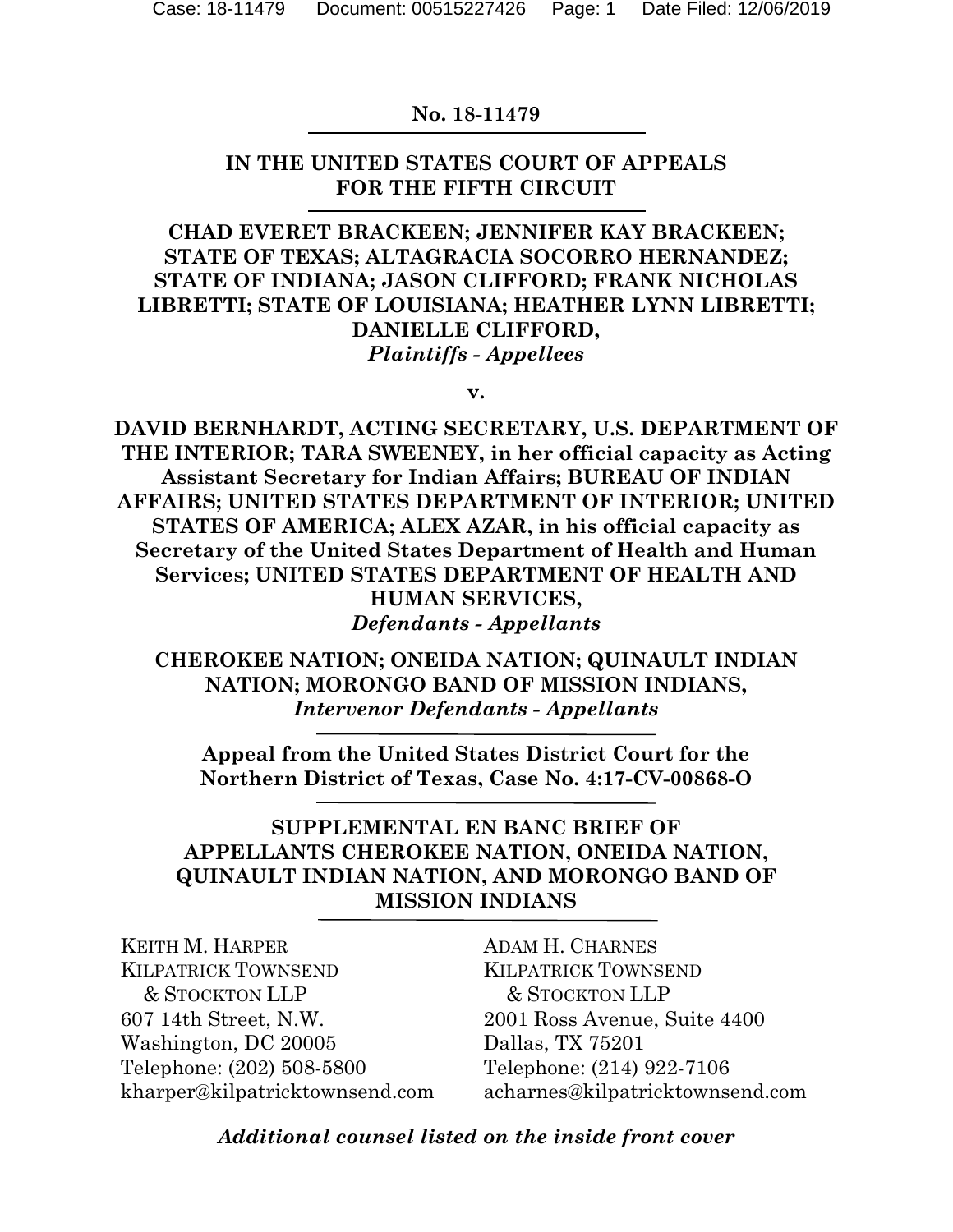**No. 18-11479**

**IN THE UNITED STATES COURT OF APPEALS FOR THE FIFTH CIRCUIT**

**CHAD EVERET BRACKEEN; JENNIFER KAY BRACKEEN; STATE OF TEXAS; ALTAGRACIA SOCORRO HERNANDEZ; STATE OF INDIANA; JASON CLIFFORD; FRANK NICHOLAS LIBRETTI; STATE OF LOUISIANA; HEATHER LYNN LIBRETTI; DANIELLE CLIFFORD,**
***Plaintiffs - Appellees***

**v.**

**DAVID BERNHARDT, ACTING SECRETARY, U.S. DEPARTMENT OF THE INTERIOR; TARA SWEENEY, in her official capacity as Acting Assistant Secretary for Indian Affairs; BUREAU OF INDIAN AFFAIRS; UNITED STATES DEPARTMENT OF INTERIOR; UNITED STATES OF AMERICA; ALEX AZAR, in his official capacity as Secretary of the United States Department of Health and Human Services; UNITED STATES DEPARTMENT OF HEALTH AND HUMAN SERVICES,**
***Defendants - Appellants***

**CHEROKEE NATION; ONEIDA NATION; QUINAULT INDIAN NATION; MORONGO BAND OF MISSION INDIANS,**
***Intervenor Defendants - Appellants***

**Appeal from the United States District Court for the Northern District of Texas, Case No. 4:17-CV-00868-O**

**SUPPLEMENTAL EN BANC BRIEF OF APPELLANTS CHEROKEE NATION, ONEIDA NATION, QUINAULT INDIAN NATION, AND MORONGO BAND OF MISSION INDIANS**

KEITH M. HARPER
KILPATRICK TOWNSEND & STOCKTON LLP
607 14th Street, N.W.
Washington, DC 20005
Telephone: (202) 508-5800
kharper@kilpatricktownsend.com

ADAM H. CHARNES
KILPATRICK TOWNSEND & STOCKTON LLP
2001 Ross Avenue, Suite 4400
Dallas, TX 75201
Telephone: (214) 922-7106
acharnes@kilpatricktownsend.com

*Additional counsel listed on the inside front cover*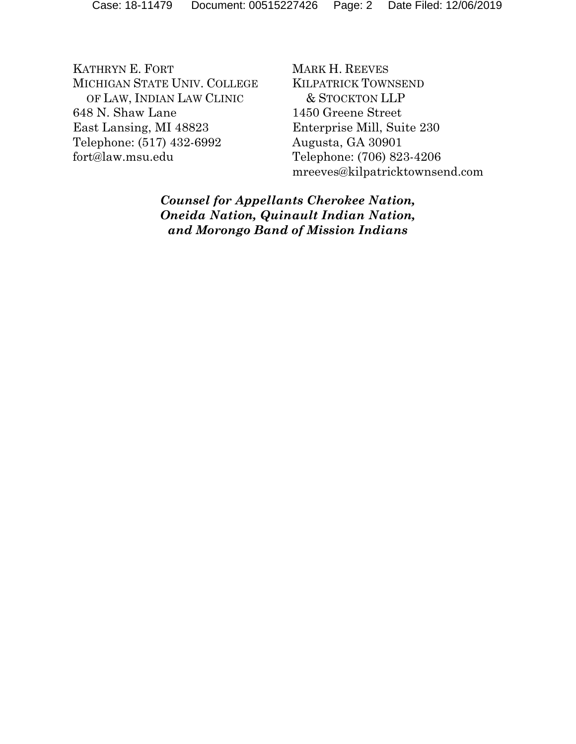KATHRYN E. FORT
MICHIGAN STATE UNIV. COLLEGE
OF LAW, INDIAN LAW CLINIC
648 N. Shaw Lane
East Lansing, MI 48823
Telephone: (517) 432-6992
fort@law.msu.edu

MARK H. REEVES
KILPATRICK TOWNSEND
& STOCKTON LLP
1450 Greene Street
Enterprise Mill, Suite 230
Augusta, GA 30901
Telephone: (706) 823-4206
mreeves@kilpatricktownsend.com

***Counsel for Appellants Cherokee Nation, Oneida Nation, Quinault Indian Nation, and Morongo Band of Mission Indians***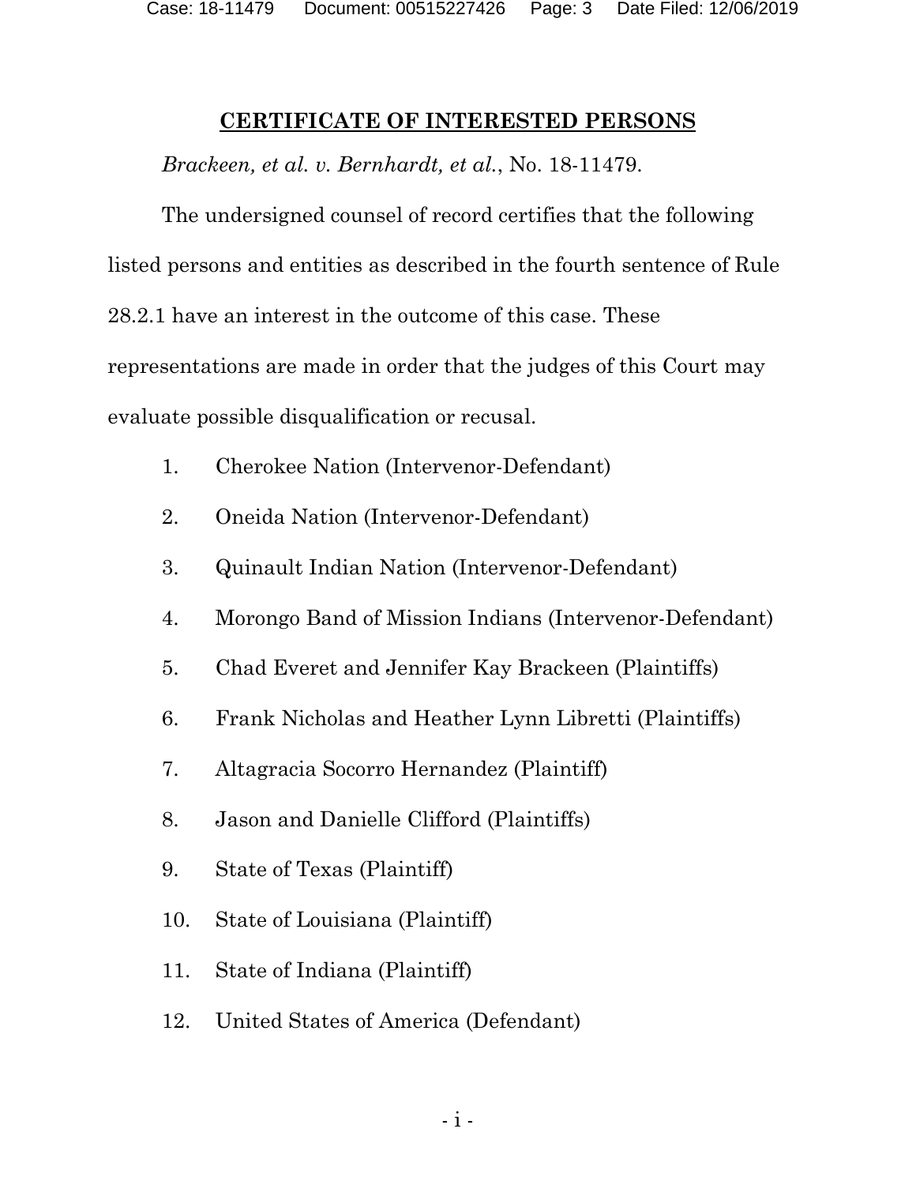## CERTIFICATE OF INTERESTED PERSONS

*Brackeen, et al. v. Bernhardt, et al.*, No. 18-11479.

The undersigned counsel of record certifies that the following listed persons and entities as described in the fourth sentence of Rule 28.2.1 have an interest in the outcome of this case. These representations are made in order that the judges of this Court may evaluate possible disqualification or recusal.

1. Cherokee Nation (Intervenor-Defendant)
2. Oneida Nation (Intervenor-Defendant)
3. Quinault Indian Nation (Intervenor-Defendant)
4. Morongo Band of Mission Indians (Intervenor-Defendant)
5. Chad Everet and Jennifer Kay Brackeen (Plaintiffs)
6. Frank Nicholas and Heather Lynn Libretti (Plaintiffs)
7. Altagracia Socorro Hernandez (Plaintiff)
8. Jason and Danielle Clifford (Plaintiffs)
9. State of Texas (Plaintiff)
10. State of Louisiana (Plaintiff)
11. State of Indiana (Plaintiff)
12. United States of America (Defendant)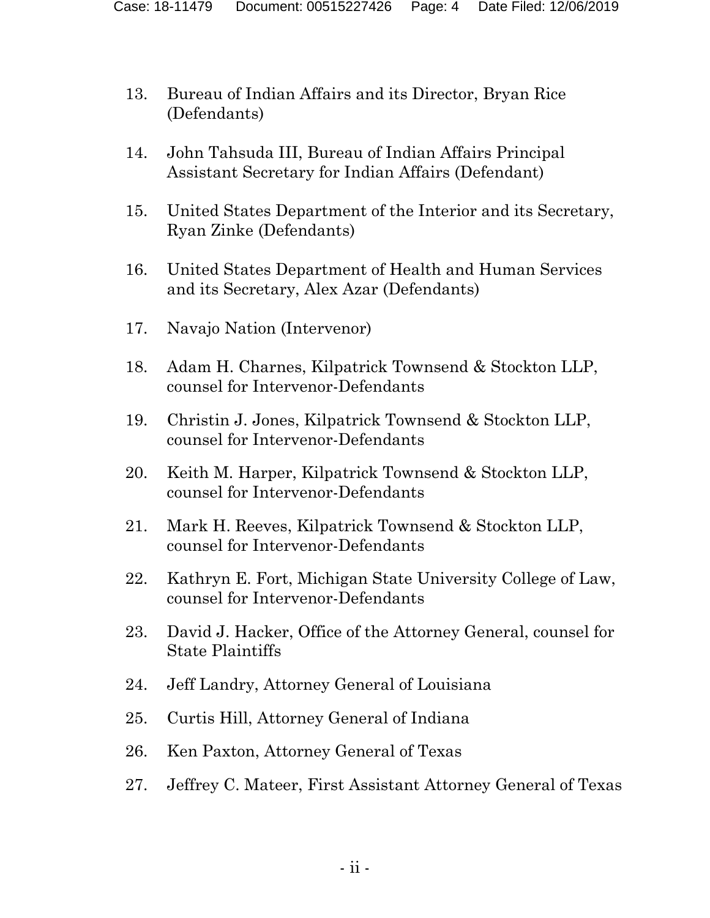13. Bureau of Indian Affairs and its Director, Bryan Rice (Defendants)

14. John Tahsuda III, Bureau of Indian Affairs Principal Assistant Secretary for Indian Affairs (Defendant)

15. United States Department of the Interior and its Secretary, Ryan Zinke (Defendants)

16. United States Department of Health and Human Services and its Secretary, Alex Azar (Defendants)

17. Navajo Nation (Intervenor)

18. Adam H. Charnes, Kilpatrick Townsend & Stockton LLP, counsel for Intervenor-Defendants

19. Christin J. Jones, Kilpatrick Townsend & Stockton LLP, counsel for Intervenor-Defendants

20. Keith M. Harper, Kilpatrick Townsend & Stockton LLP, counsel for Intervenor-Defendants

21. Mark H. Reeves, Kilpatrick Townsend & Stockton LLP, counsel for Intervenor-Defendants

22. Kathryn E. Fort, Michigan State University College of Law, counsel for Intervenor-Defendants

23. David J. Hacker, Office of the Attorney General, counsel for State Plaintiffs

24. Jeff Landry, Attorney General of Louisiana

25. Curtis Hill, Attorney General of Indiana

26. Ken Paxton, Attorney General of Texas

27. Jeffrey C. Mateer, First Assistant Attorney General of Texas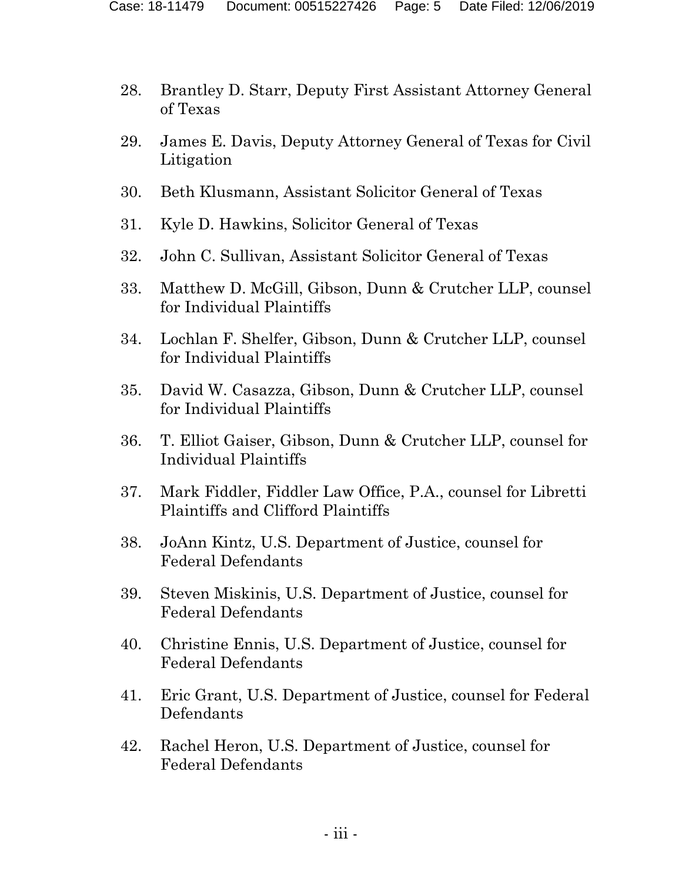28. Brantley D. Starr, Deputy First Assistant Attorney General of Texas

29. James E. Davis, Deputy Attorney General of Texas for Civil Litigation

30. Beth Klusmann, Assistant Solicitor General of Texas

31. Kyle D. Hawkins, Solicitor General of Texas

32. John C. Sullivan, Assistant Solicitor General of Texas

33. Matthew D. McGill, Gibson, Dunn & Crutcher LLP, counsel for Individual Plaintiffs

34. Lochlan F. Shelfer, Gibson, Dunn & Crutcher LLP, counsel for Individual Plaintiffs

35. David W. Casazza, Gibson, Dunn & Crutcher LLP, counsel for Individual Plaintiffs

36. T. Elliot Gaiser, Gibson, Dunn & Crutcher LLP, counsel for Individual Plaintiffs

37. Mark Fiddler, Fiddler Law Office, P.A., counsel for Libretti Plaintiffs and Clifford Plaintiffs

38. JoAnn Kintz, U.S. Department of Justice, counsel for Federal Defendants

39. Steven Miskinis, U.S. Department of Justice, counsel for Federal Defendants

40. Christine Ennis, U.S. Department of Justice, counsel for Federal Defendants

41. Eric Grant, U.S. Department of Justice, counsel for Federal Defendants

42. Rachel Heron, U.S. Department of Justice, counsel for Federal Defendants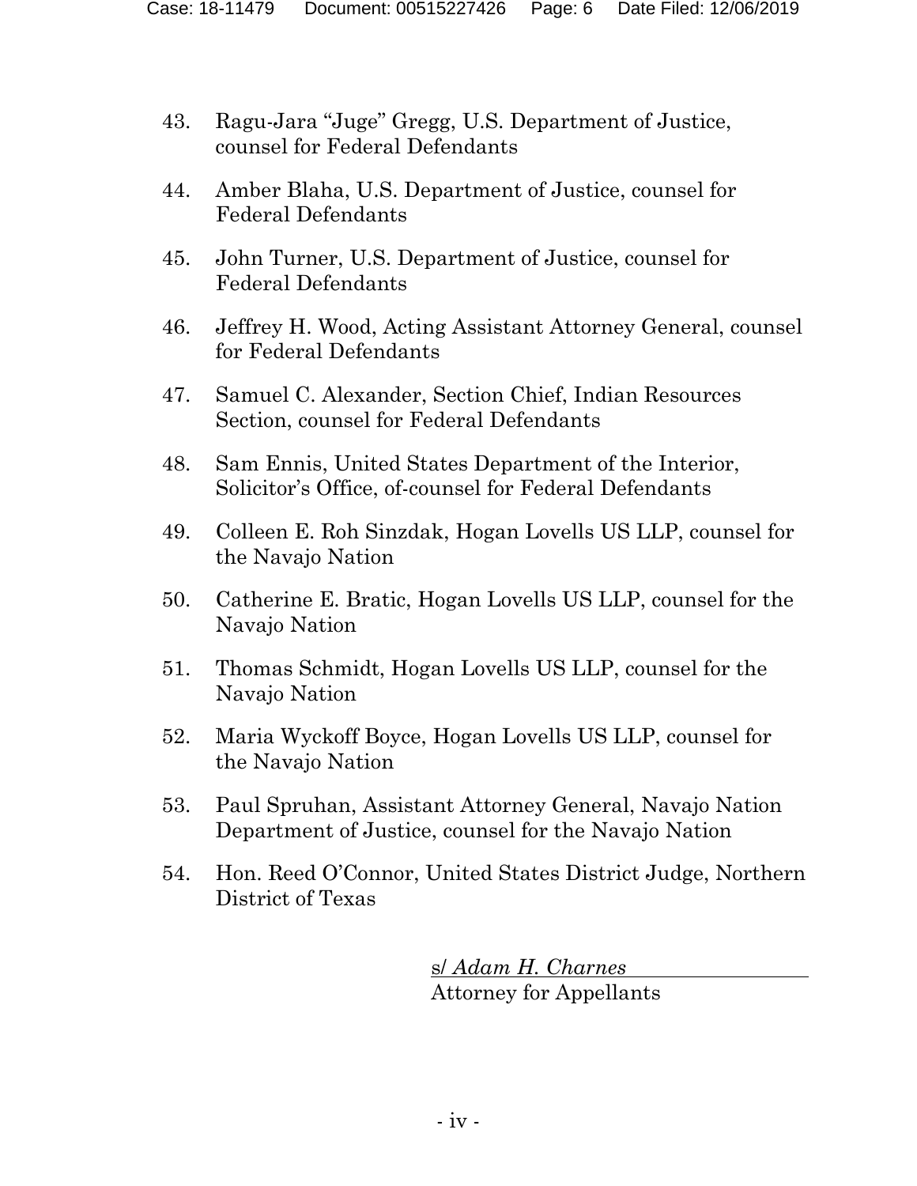43. Ragu-Jara "Juge" Gregg, U.S. Department of Justice, counsel for Federal Defendants

44. Amber Blaha, U.S. Department of Justice, counsel for Federal Defendants

45. John Turner, U.S. Department of Justice, counsel for Federal Defendants

46. Jeffrey H. Wood, Acting Assistant Attorney General, counsel for Federal Defendants

47. Samuel C. Alexander, Section Chief, Indian Resources Section, counsel for Federal Defendants

48. Sam Ennis, United States Department of the Interior, Solicitor's Office, of-counsel for Federal Defendants

49. Colleen E. Roh Sinzdak, Hogan Lovells US LLP, counsel for the Navajo Nation

50. Catherine E. Bratic, Hogan Lovells US LLP, counsel for the Navajo Nation

51. Thomas Schmidt, Hogan Lovells US LLP, counsel for the Navajo Nation

52. Maria Wyckoff Boyce, Hogan Lovells US LLP, counsel for the Navajo Nation

53. Paul Spruhan, Assistant Attorney General, Navajo Nation Department of Justice, counsel for the Navajo Nation

54. Hon. Reed O'Connor, United States District Judge, Northern District of Texas

s/ *Adam H. Charnes*
Attorney for Appellants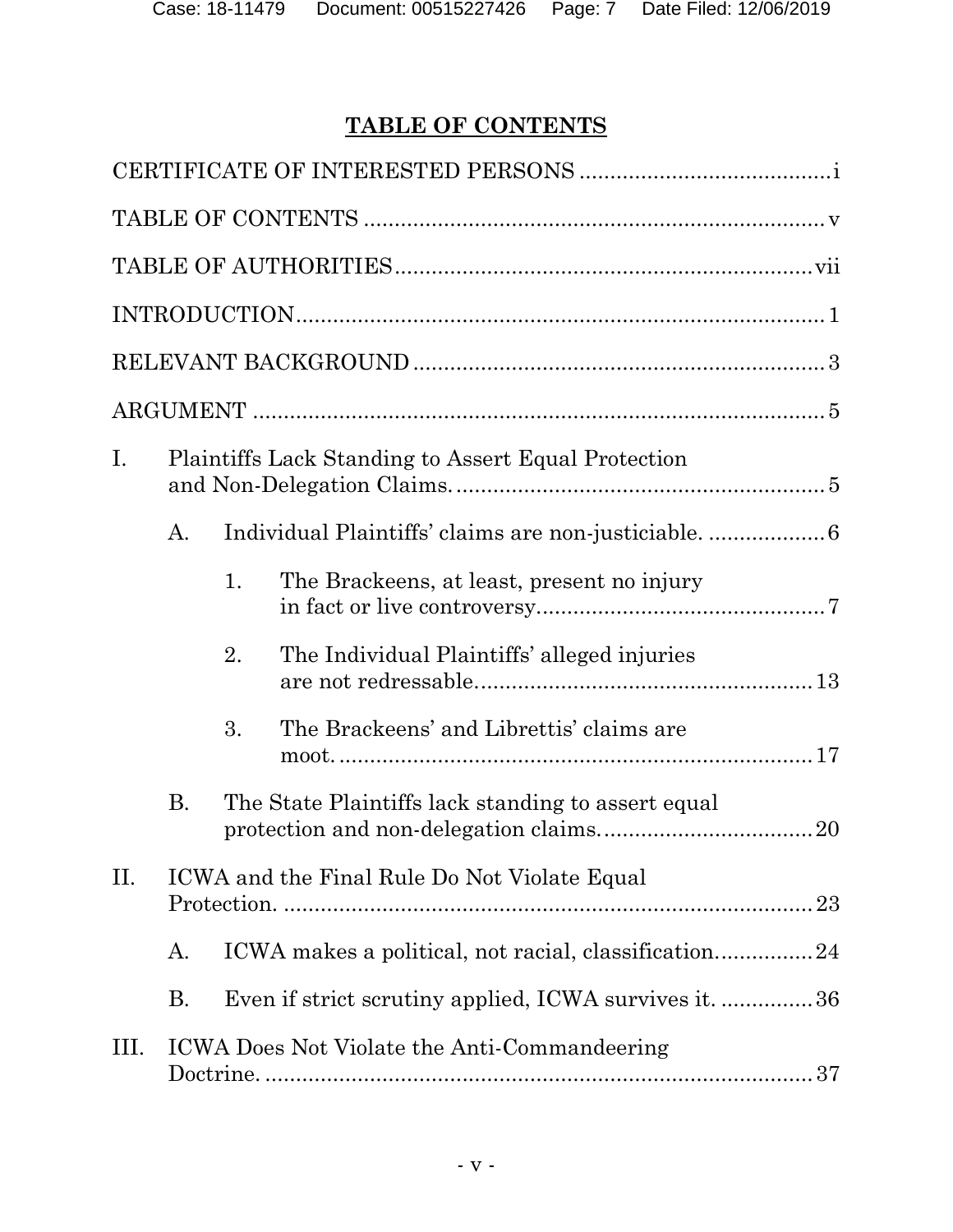# TABLE OF CONTENTS

CERTIFICATE OF INTERESTED PERSONS ........................................ i

TABLE OF CONTENTS ........................................................................ v

TABLE OF AUTHORITIES ................................................................. vii

INTRODUCTION ................................................................................... 1

RELEVANT BACKGROUND ................................................................ 3

ARGUMENT .......................................................................................... 5

I. Plaintiffs Lack Standing to Assert Equal Protection and Non-Delegation Claims. ........................................................ 5

   A. Individual Plaintiffs' claims are non-justiciable. .................. 6

      1. The Brackeens, at least, present no injury in fact or live controversy. ............................................. 7

      2. The Individual Plaintiffs' alleged injuries are not redressable. ................................................... 13

      3. The Brackeens' and Librettis' claims are moot. ......................................................................... 17

   B. The State Plaintiffs lack standing to assert equal protection and non-delegation claims. ................................ 20

II. ICWA and the Final Rule Do Not Violate Equal Protection. ................................................................................... 23

   A. ICWA makes a political, not racial, classification. ............... 24

   B. Even if strict scrutiny applied, ICWA survives it. ............... 36

III. ICWA Does Not Violate the Anti-Commandeering Doctrine. ..................................................................................... 37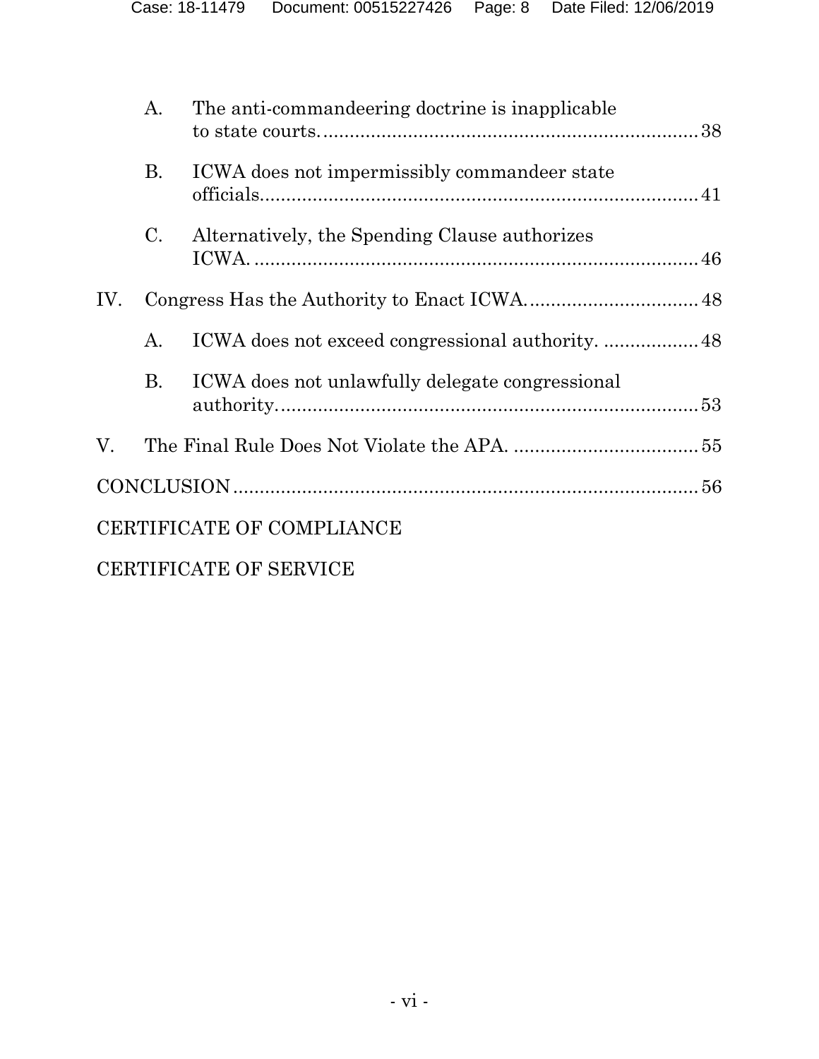- A. The anti-commandeering doctrine is inapplicable to state courts. .......... 38
- B. ICWA does not impermissibly commandeer state officials. .......... 41
- C. Alternatively, the Spending Clause authorizes ICWA. .......... 46

IV. Congress Has the Authority to Enact ICWA. .......... 48

- A. ICWA does not exceed congressional authority. .......... 48
- B. ICWA does not unlawfully delegate congressional authority. .......... 53

V. The Final Rule Does Not Violate the APA. .......... 55

CONCLUSION .......... 56

CERTIFICATE OF COMPLIANCE

CERTIFICATE OF SERVICE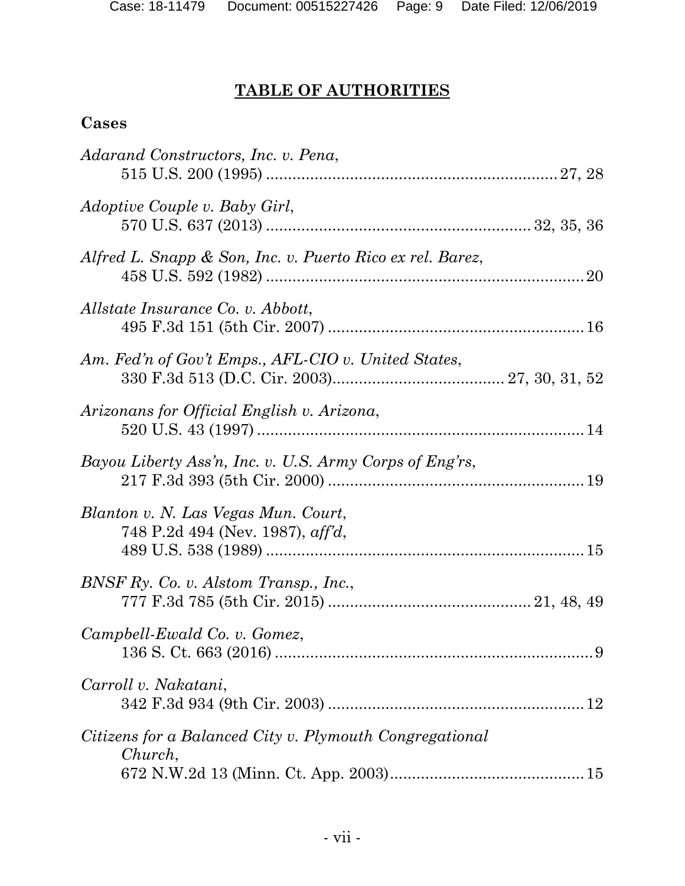# TABLE OF AUTHORITIES

## Cases

*Adarand Constructors, Inc. v. Pena*,
515 U.S. 200 (1995) ........................................................ 27, 28

*Adoptive Couple v. Baby Girl*,
570 U.S. 637 (2013) ................................................ 32, 35, 36

*Alfred L. Snapp & Son, Inc. v. Puerto Rico ex rel. Barez*,
458 U.S. 592 (1982) ............................................................... 20

*Allstate Insurance Co. v. Abbott*,
495 F.3d 151 (5th Cir. 2007) ................................................ 16

*Am. Fed'n of Gov't Emps., AFL-CIO v. United States*,
330 F.3d 513 (D.C. Cir. 2003)....................................... 27, 30, 31, 52

*Arizonans for Official English v. Arizona*,
520 U.S. 43 (1997) ................................................................ 14

*Bayou Liberty Ass'n, Inc. v. U.S. Army Corps of Eng'rs*,
217 F.3d 393 (5th Cir. 2000) ................................................ 19

*Blanton v. N. Las Vegas Mun. Court*,
748 P.2d 494 (Nev. 1987), *aff'd*,
489 U.S. 538 (1989) ............................................................... 15

*BNSF Ry. Co. v. Alstom Transp., Inc.*,
777 F.3d 785 (5th Cir. 2015) ........................................... 21, 48, 49

*Campbell-Ewald Co. v. Gomez*,
136 S. Ct. 663 (2016) ............................................................... 9

*Carroll v. Nakatani*,
342 F.3d 934 (9th Cir. 2003) ................................................ 12

*Citizens for a Balanced City v. Plymouth Congregational Church*,
672 N.W.2d 13 (Minn. Ct. App. 2003).......................................... 15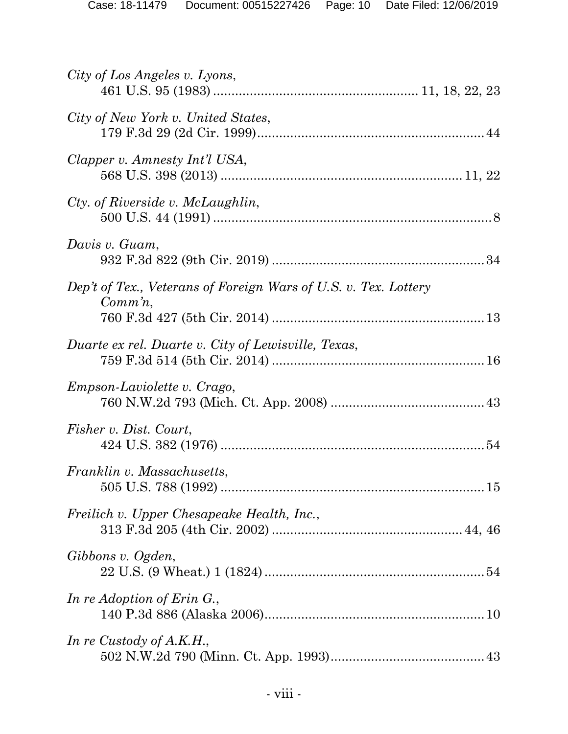*City of Los Angeles v. Lyons*,
461 U.S. 95 (1983) ........................................................ 11, 18, 22, 23

*City of New York v. United States*,
179 F.3d 29 (2d Cir. 1999)................................................................ 44

*Clapper v. Amnesty Int'l USA*,
568 U.S. 398 (2013) ................................................................... 11, 22

*Cty. of Riverside v. McLaughlin*,
500 U.S. 44 (1991) ............................................................................. 8

*Davis v. Guam*,
932 F.3d 822 (9th Cir. 2019) ........................................................... 34

*Dep't of Tex., Veterans of Foreign Wars of U.S. v. Tex. Lottery Comm'n*,
760 F.3d 427 (5th Cir. 2014) ........................................................... 13

*Duarte ex rel. Duarte v. City of Lewisville, Texas*,
759 F.3d 514 (5th Cir. 2014) ........................................................... 16

*Empson-Laviolette v. Crago*,
760 N.W.2d 793 (Mich. Ct. App. 2008) ........................................... 43

*Fisher v. Dist. Court*,
424 U.S. 382 (1976) ......................................................................... 54

*Franklin v. Massachusetts*,
505 U.S. 788 (1992) ......................................................................... 15

*Freilich v. Upper Chesapeake Health, Inc.*,
313 F.3d 205 (4th Cir. 2002) ..................................................... 44, 46

*Gibbons v. Ogden*,
22 U.S. (9 Wheat.) 1 (1824) ............................................................. 54

*In re Adoption of Erin G.*,
140 P.3d 886 (Alaska 2006)............................................................. 10

*In re Custody of A.K.H.*,
502 N.W.2d 790 (Minn. Ct. App. 1993)........................................... 43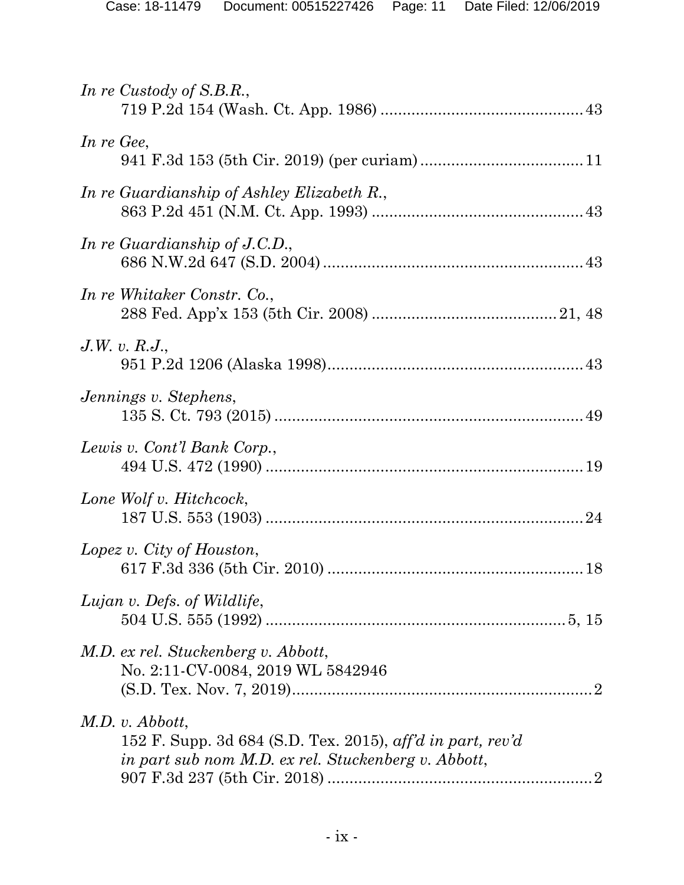*In re Custody of S.B.R.*,
719 P.2d 154 (Wash. Ct. App. 1986) ............................................. 43

*In re Gee*,
941 F.3d 153 (5th Cir. 2019) (per curiam) .................................... 11

*In re Guardianship of Ashley Elizabeth R.*,
863 P.2d 451 (N.M. Ct. App. 1993) ............................................... 43

*In re Guardianship of J.C.D.*,
686 N.W.2d 647 (S.D. 2004) .......................................................... 43

*In re Whitaker Constr. Co.*,
288 Fed. App'x 153 (5th Cir. 2008) .......................................... 21, 48

*J.W. v. R.J.*,
951 P.2d 1206 (Alaska 1998) .......................................................... 43

*Jennings v. Stephens*,
135 S. Ct. 793 (2015) ...................................................................... 49

*Lewis v. Cont'l Bank Corp.*,
494 U.S. 472 (1990) ........................................................................ 19

*Lone Wolf v. Hitchcock*,
187 U.S. 553 (1903) ........................................................................ 24

*Lopez v. City of Houston*,
617 F.3d 336 (5th Cir. 2010) .......................................................... 18

*Lujan v. Defs. of Wildlife*,
504 U.S. 555 (1992) ..................................................................... 5, 15

*M.D. ex rel. Stuckenberg v. Abbott*,
No. 2:11-CV-0084, 2019 WL 5842946
(S.D. Tex. Nov. 7, 2019) .................................................................... 2

*M.D. v. Abbott*,
152 F. Supp. 3d 684 (S.D. Tex. 2015), *aff'd in part, rev'd in part sub nom M.D. ex rel. Stuckenberg v. Abbott*,
907 F.3d 237 (5th Cir. 2018) ............................................................ 2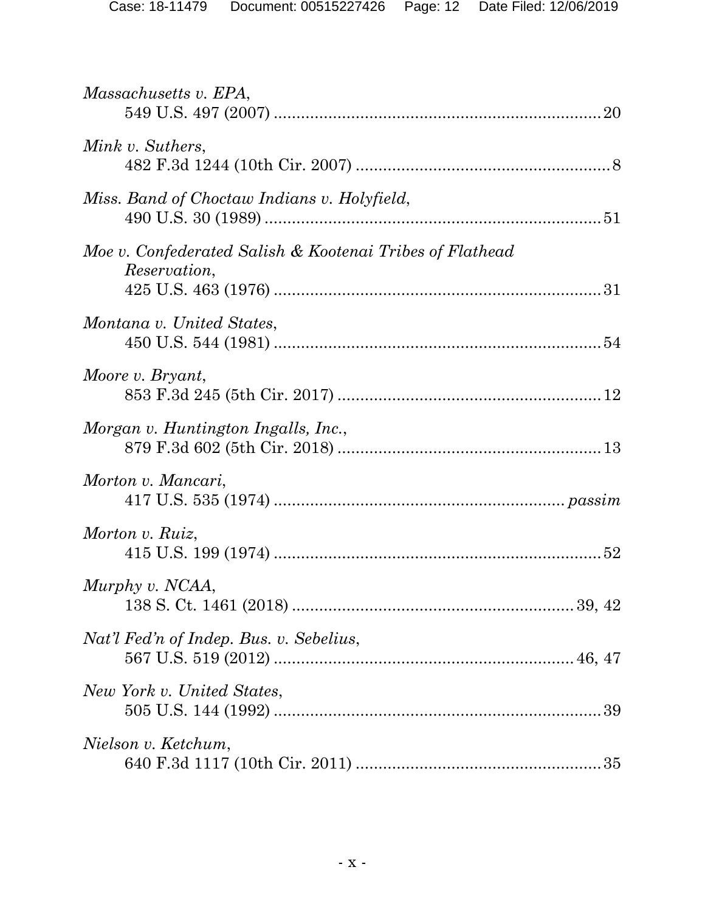*Massachusetts v. EPA*,
549 U.S. 497 (2007) ........................................................................ 20

*Mink v. Suthers*,
482 F.3d 1244 (10th Cir. 2007) ........................................................ 8

*Miss. Band of Choctaw Indians v. Holyfield*,
490 U.S. 30 (1989) .......................................................................... 51

*Moe v. Confederated Salish & Kootenai Tribes of Flathead Reservation*,
425 U.S. 463 (1976) ........................................................................ 31

*Montana v. United States*,
450 U.S. 544 (1981) ........................................................................ 54

*Moore v. Bryant*,
853 F.3d 245 (5th Cir. 2017) .......................................................... 12

*Morgan v. Huntington Ingalls, Inc.*,
879 F.3d 602 (5th Cir. 2018) .......................................................... 13

*Morton v. Mancari*,
417 U.S. 535 (1974) ................................................................ *passim*

*Morton v. Ruiz*,
415 U.S. 199 (1974) ........................................................................ 52

*Murphy v. NCAA*,
138 S. Ct. 1461 (2018) ............................................................... 39, 42

*Nat'l Fed'n of Indep. Bus. v. Sebelius*,
567 U.S. 519 (2012) .................................................................. 46, 47

*New York v. United States*,
505 U.S. 144 (1992) ........................................................................ 39

*Nielson v. Ketchum*,
640 F.3d 1117 (10th Cir. 2011) ...................................................... 35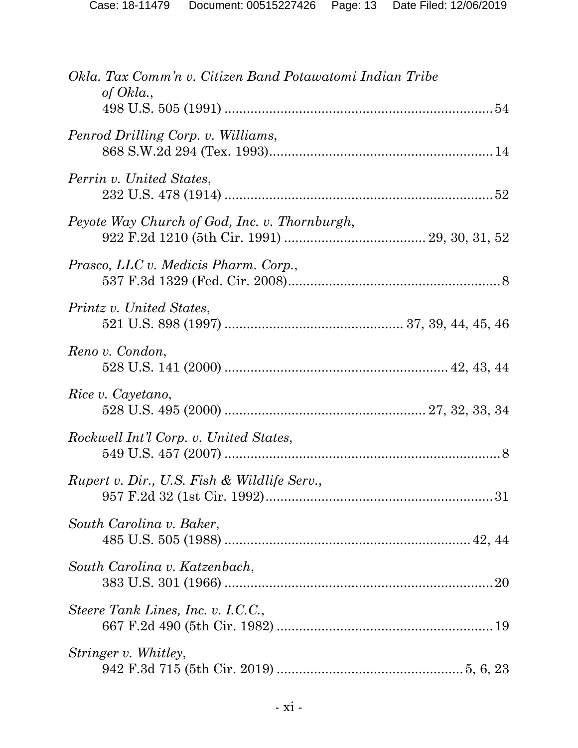*Okla. Tax Comm'n v. Citizen Band Potawatomi Indian Tribe of Okla.*,
498 U.S. 505 (1991) ........................................................................ 54

*Penrod Drilling Corp. v. Williams*,
868 S.W.2d 294 (Tex. 1993)............................................................ 14

*Perrin v. United States*,
232 U.S. 478 (1914) ........................................................................ 52

*Peyote Way Church of God, Inc. v. Thornburgh*,
922 F.2d 1210 (5th Cir. 1991) ...................................... 29, 30, 31, 52

*Prasco, LLC v. Medicis Pharm. Corp.*,
537 F.3d 1329 (Fed. Cir. 2008)......................................................... 8

*Printz v. United States*,
521 U.S. 898 (1997) ............................................... 37, 39, 44, 45, 46

*Reno v. Condon*,
528 U.S. 141 (2000) ........................................................... 42, 43, 44

*Rice v. Cayetano*,
528 U.S. 495 (2000) ...................................................... 27, 32, 33, 34

*Rockwell Int'l Corp. v. United States*,
549 U.S. 457 (2007) .......................................................................... 8

*Rupert v. Dir., U.S. Fish & Wildlife Serv.*,
957 F.2d 32 (1st Cir. 1992)............................................................. 31

*South Carolina v. Baker*,
485 U.S. 505 (1988) .................................................................. 42, 44

*South Carolina v. Katzenbach*,
383 U.S. 301 (1966) ........................................................................ 20

*Steere Tank Lines, Inc. v. I.C.C.*,
667 F.2d 490 (5th Cir. 1982) ........................................................... 19

*Stringer v. Whitley*,
942 F.3d 715 (5th Cir. 2019) .................................................. 5, 6, 23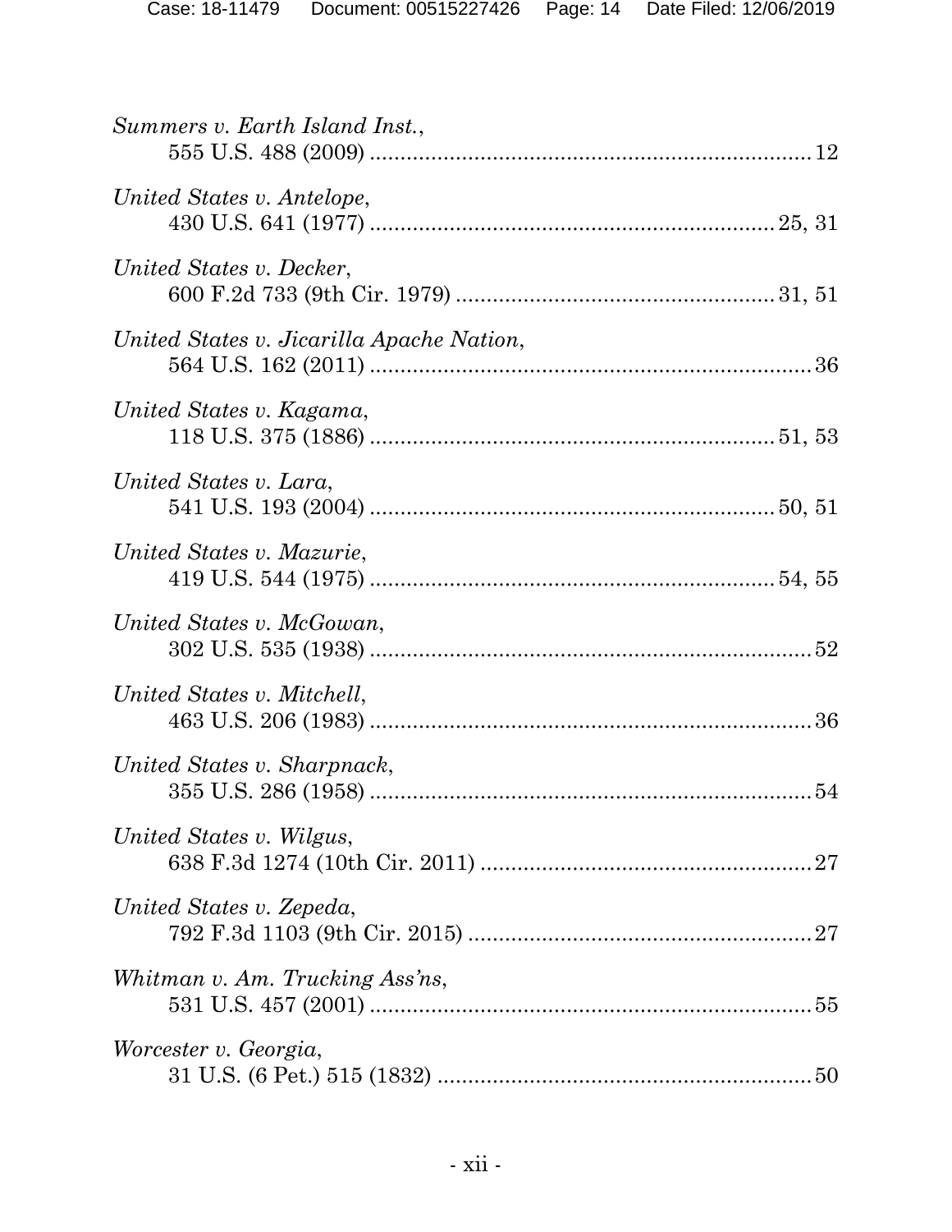*Summers v. Earth Island Inst.*,
555 U.S. 488 (2009) ........................................................................ 12

*United States v. Antelope*,
430 U.S. 641 (1977) .................................................................. 25, 31

*United States v. Decker*,
600 F.2d 733 (9th Cir. 1979) .................................................... 31, 51

*United States v. Jicarilla Apache Nation*,
564 U.S. 162 (2011) ........................................................................ 36

*United States v. Kagama*,
118 U.S. 375 (1886) .................................................................. 51, 53

*United States v. Lara*,
541 U.S. 193 (2004) .................................................................. 50, 51

*United States v. Mazurie*,
419 U.S. 544 (1975) .................................................................. 54, 55

*United States v. McGowan*,
302 U.S. 535 (1938) ........................................................................ 52

*United States v. Mitchell*,
463 U.S. 206 (1983) ........................................................................ 36

*United States v. Sharpnack*,
355 U.S. 286 (1958) ........................................................................ 54

*United States v. Wilgus*,
638 F.3d 1274 (10th Cir. 2011) ...................................................... 27

*United States v. Zepeda*,
792 F.3d 1103 (9th Cir. 2015) ........................................................ 27

*Whitman v. Am. Trucking Ass'ns*,
531 U.S. 457 (2001) ........................................................................ 55

*Worcester v. Georgia*,
31 U.S. (6 Pet.) 515 (1832) ............................................................. 50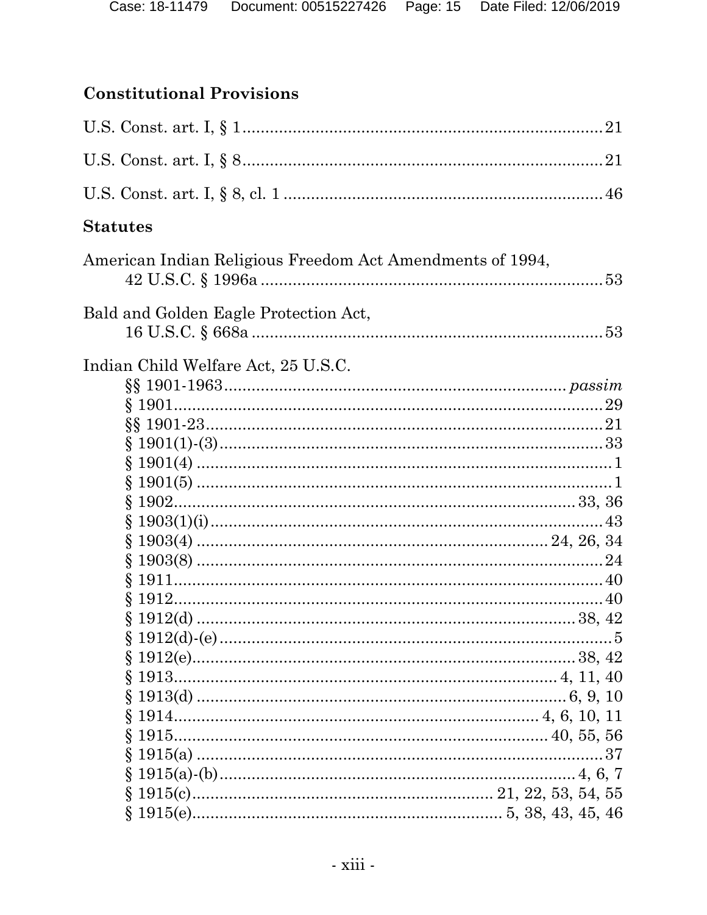### Constitutional Provisions

U.S. Const. art. I, § 1 .......................................................................... 21

U.S. Const. art. I, § 8 .......................................................................... 21

U.S. Const. art. I, § 8, cl. 1 ................................................................... 46

### Statutes

American Indian Religious Freedom Act Amendments of 1994,
   42 U.S.C. § 1996a ......................................................................... 53

Bald and Golden Eagle Protection Act,
   16 U.S.C. § 668a ........................................................................... 53

Indian Child Welfare Act, 25 U.S.C.
   §§ 1901-1963 ........................................................................ *passim*
   § 1901 .................................................................................... 29
   §§ 1901-23 ............................................................................... 21
   § 1901(1)-(3) ............................................................................ 33
   § 1901(4) .................................................................................. 1
   § 1901(5) .................................................................................. 1
   § 1902 ................................................................................ 33, 36
   § 1903(1)(i) .............................................................................. 43
   § 1903(4) ....................................................................... 24, 26, 34
   § 1903(8) ................................................................................. 24
   § 1911 .................................................................................... 40
   § 1912 .................................................................................... 40
   § 1912(d) ............................................................................ 38, 42
   § 1912(d)-(e) .............................................................................. 5
   § 1912(e) ............................................................................ 38, 42
   § 1913 ........................................................................... 4, 11, 40
   § 1913(d) ........................................................................... 6, 9, 10
   § 1914 ....................................................................... 4, 6, 10, 11
   § 1915 ........................................................................... 40, 55, 56
   § 1915(a) ................................................................................. 37
   § 1915(a)-(b) ........................................................................ 4, 6, 7
   § 1915(c) ................................................................ 21, 22, 53, 54, 55
   § 1915(e) ................................................................ 5, 38, 43, 45, 46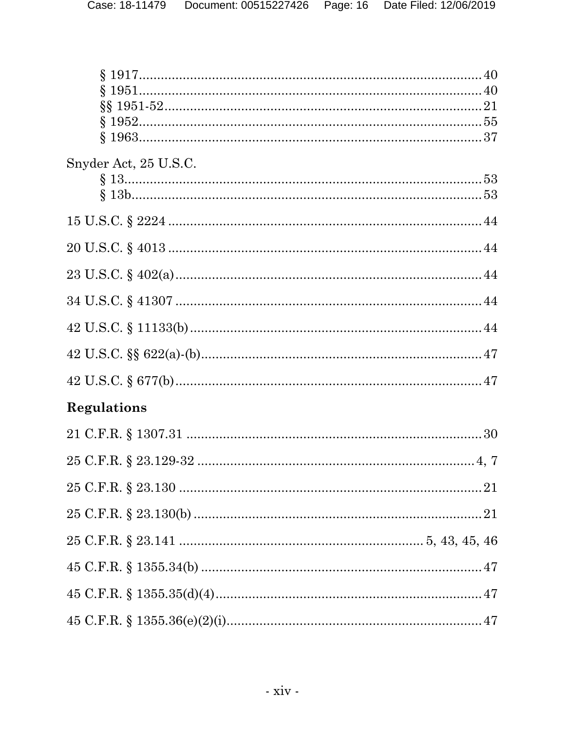§ 1917 .......... 40
§ 1951 .......... 40
§§ 1951-52 .......... 21
§ 1952 .......... 55
§ 1963 .......... 37

Snyder Act, 25 U.S.C.

§ 13 .......... 53
§ 13b .......... 53

15 U.S.C. § 2224 .......... 44

20 U.S.C. § 4013 .......... 44

23 U.S.C. § 402(a) .......... 44

34 U.S.C. § 41307 .......... 44

42 U.S.C. § 11133(b) .......... 44

42 U.S.C. §§ 622(a)-(b) .......... 47

42 U.S.C. § 677(b) .......... 47

## Regulations

21 C.F.R. § 1307.31 .......... 30

25 C.F.R. § 23.129-32 .......... 4, 7

25 C.F.R. § 23.130 .......... 21

25 C.F.R. § 23.130(b) .......... 21

25 C.F.R. § 23.141 .......... 5, 43, 45, 46

45 C.F.R. § 1355.34(b) .......... 47

45 C.F.R. § 1355.35(d)(4) .......... 47

45 C.F.R. § 1355.36(e)(2)(i) .......... 47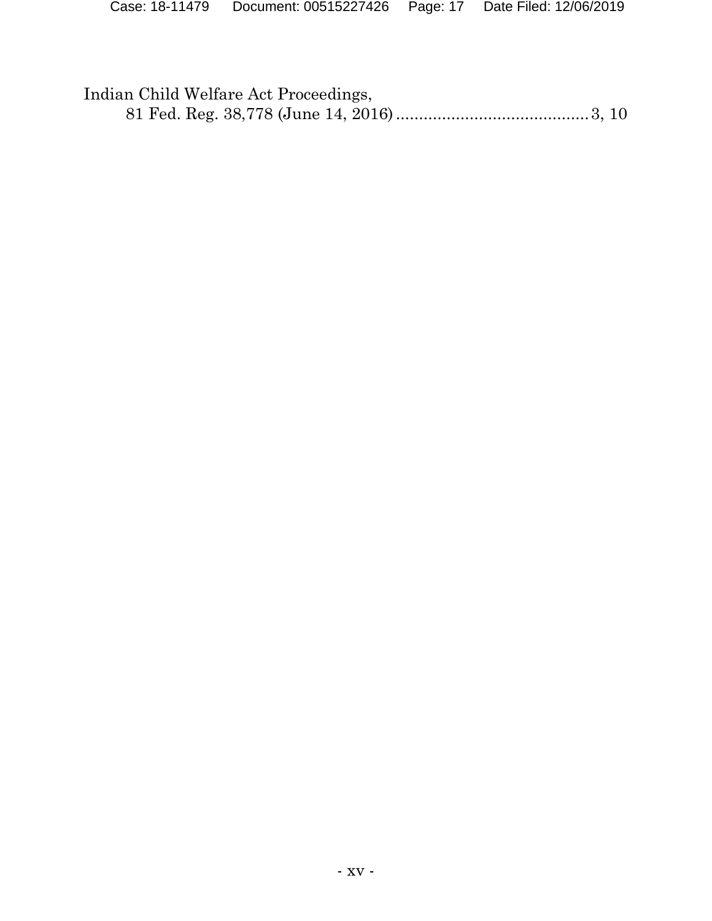Indian Child Welfare Act Proceedings,
81 Fed. Reg. 38,778 (June 14, 2016) .......................................... 3, 10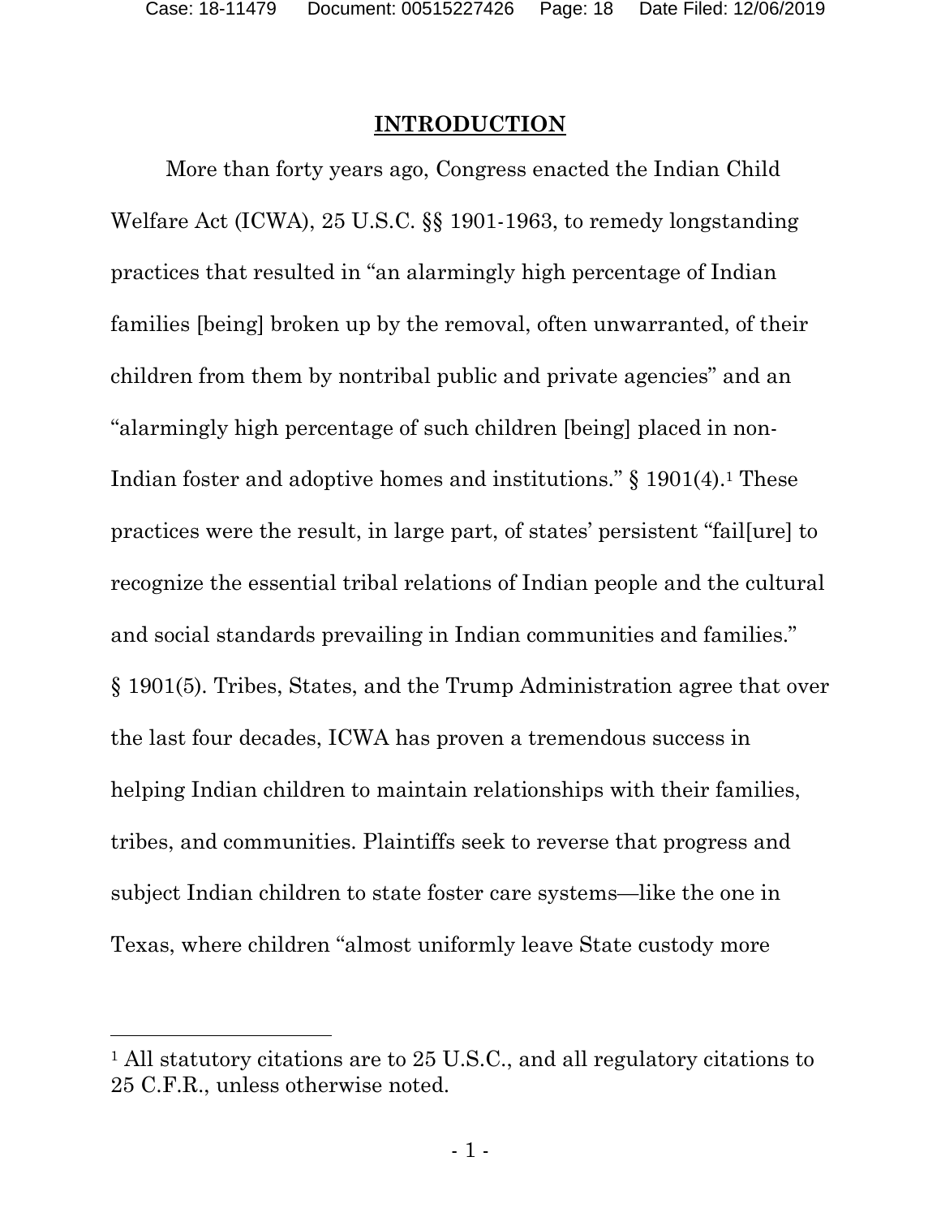# INTRODUCTION

More than forty years ago, Congress enacted the Indian Child Welfare Act (ICWA), 25 U.S.C. §§ 1901-1963, to remedy longstanding practices that resulted in "an alarmingly high percentage of Indian families [being] broken up by the removal, often unwarranted, of their children from them by nontribal public and private agencies" and an "alarmingly high percentage of such children [being] placed in non-Indian foster and adoptive homes and institutions." § 1901(4).[1] These practices were the result, in large part, of states' persistent "fail[ure] to recognize the essential tribal relations of Indian people and the cultural and social standards prevailing in Indian communities and families." § 1901(5). Tribes, States, and the Trump Administration agree that over the last four decades, ICWA has proven a tremendous success in helping Indian children to maintain relationships with their families, tribes, and communities. Plaintiffs seek to reverse that progress and subject Indian children to state foster care systems—like the one in Texas, where children "almost uniformly leave State custody more

[1] All statutory citations are to 25 U.S.C., and all regulatory citations to 25 C.F.R., unless otherwise noted.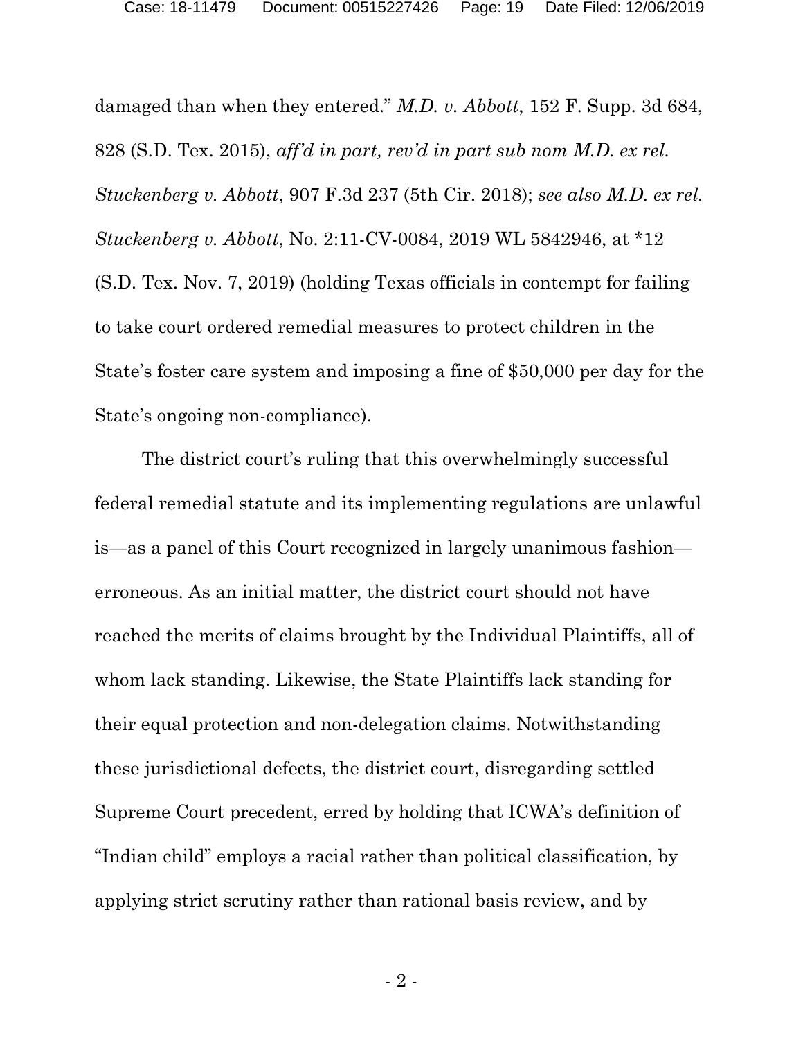damaged than when they entered." *M.D. v. Abbott*, 152 F. Supp. 3d 684, 828 (S.D. Tex. 2015), *aff'd in part, rev'd in part sub nom M.D. ex rel. Stuckenberg v. Abbott*, 907 F.3d 237 (5th Cir. 2018); *see also M.D. ex rel. Stuckenberg v. Abbott*, No. 2:11-CV-0084, 2019 WL 5842946, at *12 (S.D. Tex. Nov. 7, 2019) (holding Texas officials in contempt for failing to take court ordered remedial measures to protect children in the State's foster care system and imposing a fine of $50,000 per day for the State's ongoing non-compliance).

The district court's ruling that this overwhelmingly successful federal remedial statute and its implementing regulations are unlawful is—as a panel of this Court recognized in largely unanimous fashion—erroneous. As an initial matter, the district court should not have reached the merits of claims brought by the Individual Plaintiffs, all of whom lack standing. Likewise, the State Plaintiffs lack standing for their equal protection and non-delegation claims. Notwithstanding these jurisdictional defects, the district court, disregarding settled Supreme Court precedent, erred by holding that ICWA's definition of "Indian child" employs a racial rather than political classification, by applying strict scrutiny rather than rational basis review, and by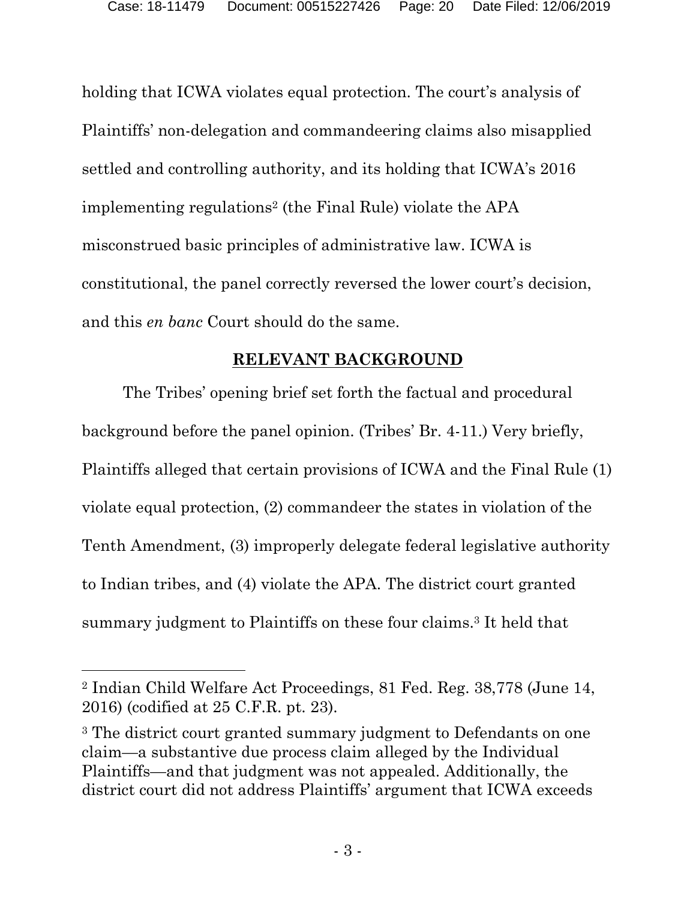holding that ICWA violates equal protection. The court's analysis of Plaintiffs' non-delegation and commandeering claims also misapplied settled and controlling authority, and its holding that ICWA's 2016 implementing regulations[2] (the Final Rule) violate the APA misconstrued basic principles of administrative law. ICWA is constitutional, the panel correctly reversed the lower court's decision, and this *en banc* Court should do the same.

## **RELEVANT BACKGROUND**

The Tribes' opening brief set forth the factual and procedural background before the panel opinion. (Tribes' Br. 4-11.) Very briefly, Plaintiffs alleged that certain provisions of ICWA and the Final Rule (1) violate equal protection, (2) commandeer the states in violation of the Tenth Amendment, (3) improperly delegate federal legislative authority to Indian tribes, and (4) violate the APA. The district court granted summary judgment to Plaintiffs on these four claims.[3] It held that

---

[2] Indian Child Welfare Act Proceedings, 81 Fed. Reg. 38,778 (June 14, 2016) (codified at 25 C.F.R. pt. 23).

[3] The district court granted summary judgment to Defendants on one claim—a substantive due process claim alleged by the Individual Plaintiffs—and that judgment was not appealed. Additionally, the district court did not address Plaintiffs' argument that ICWA exceeds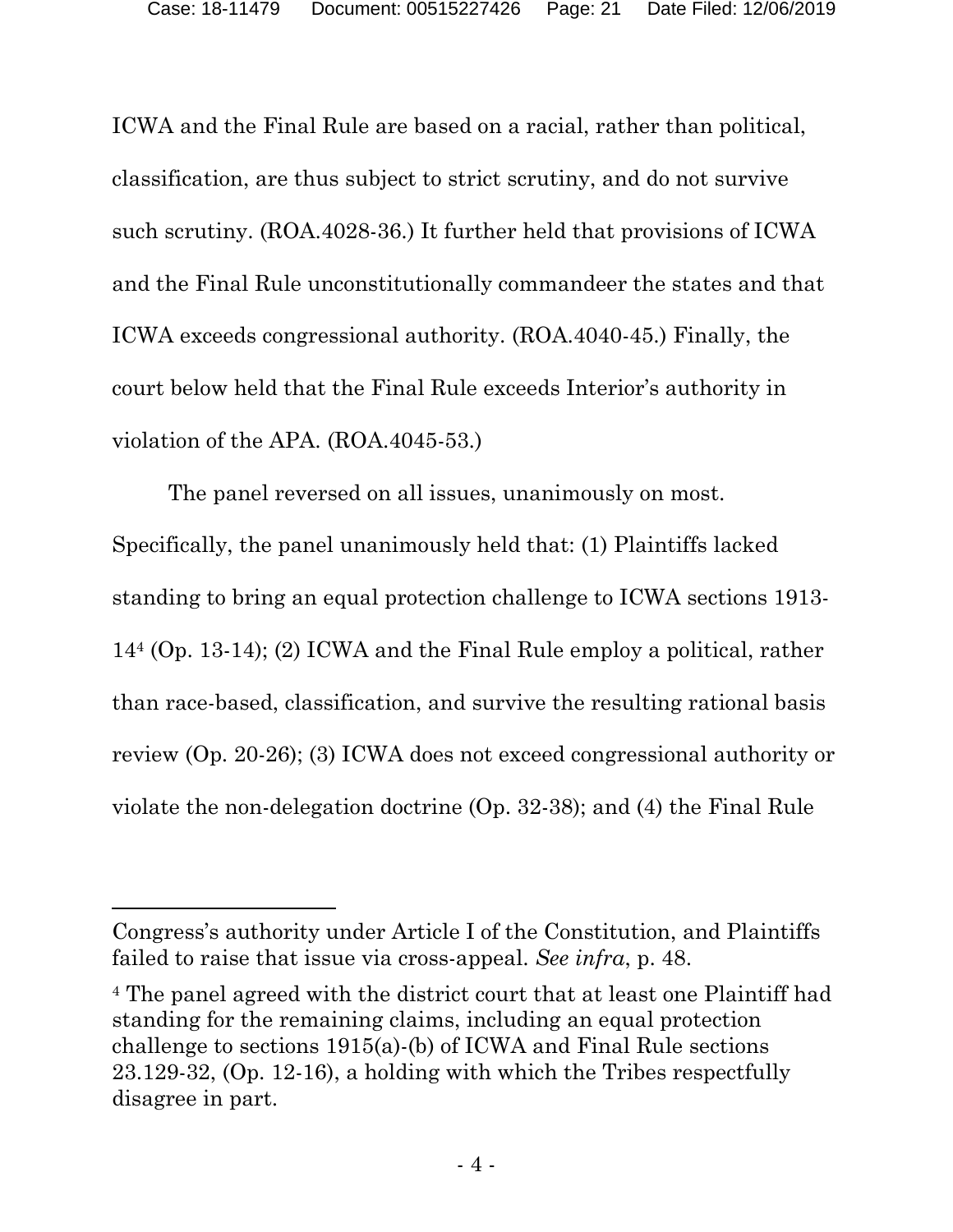ICWA and the Final Rule are based on a racial, rather than political, classification, are thus subject to strict scrutiny, and do not survive such scrutiny. (ROA.4028-36.) It further held that provisions of ICWA and the Final Rule unconstitutionally commandeer the states and that ICWA exceeds congressional authority. (ROA.4040-45.) Finally, the court below held that the Final Rule exceeds Interior's authority in violation of the APA. (ROA.4045-53.)

The panel reversed on all issues, unanimously on most. Specifically, the panel unanimously held that: (1) Plaintiffs lacked standing to bring an equal protection challenge to ICWA sections 1913-14[4] (Op. 13-14); (2) ICWA and the Final Rule employ a political, rather than race-based, classification, and survive the resulting rational basis review (Op. 20-26); (3) ICWA does not exceed congressional authority or violate the non-delegation doctrine (Op. 32-38); and (4) the Final Rule

---

Congress's authority under Article I of the Constitution, and Plaintiffs failed to raise that issue via cross-appeal. *See infra*, p. 48.

[4] The panel agreed with the district court that at least one Plaintiff had standing for the remaining claims, including an equal protection challenge to sections 1915(a)-(b) of ICWA and Final Rule sections 23.129-32, (Op. 12-16), a holding with which the Tribes respectfully disagree in part.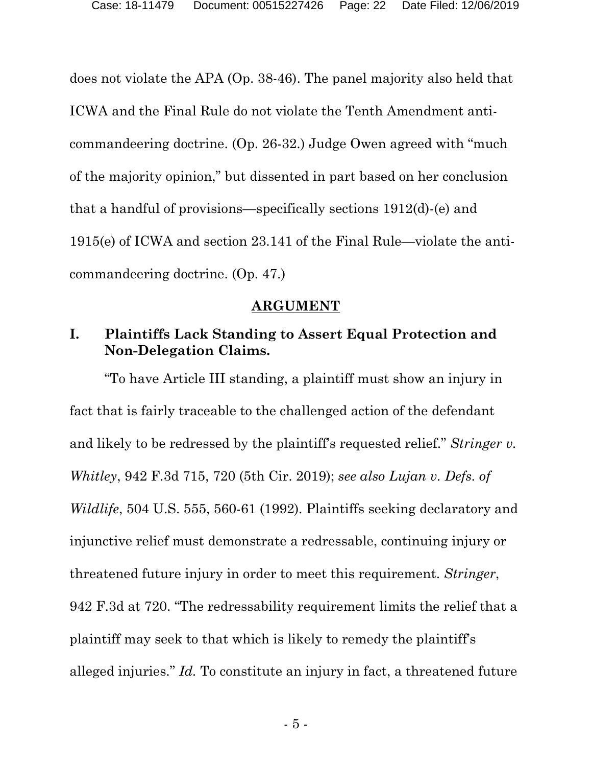does not violate the APA (Op. 38-46). The panel majority also held that ICWA and the Final Rule do not violate the Tenth Amendment anti-commandeering doctrine. (Op. 26-32.) Judge Owen agreed with "much of the majority opinion," but dissented in part based on her conclusion that a handful of provisions—specifically sections 1912(d)-(e) and 1915(e) of ICWA and section 23.141 of the Final Rule—violate the anti-commandeering doctrine. (Op. 47.)

## ARGUMENT

### I. Plaintiffs Lack Standing to Assert Equal Protection and Non-Delegation Claims.

"To have Article III standing, a plaintiff must show an injury in fact that is fairly traceable to the challenged action of the defendant and likely to be redressed by the plaintiff's requested relief." *Stringer v. Whitley*, 942 F.3d 715, 720 (5th Cir. 2019); *see also Lujan v. Defs. of Wildlife*, 504 U.S. 555, 560-61 (1992). Plaintiffs seeking declaratory and injunctive relief must demonstrate a redressable, continuing injury or threatened future injury in order to meet this requirement. *Stringer*, 942 F.3d at 720. "The redressability requirement limits the relief that a plaintiff may seek to that which is likely to remedy the plaintiff's alleged injuries." *Id.* To constitute an injury in fact, a threatened future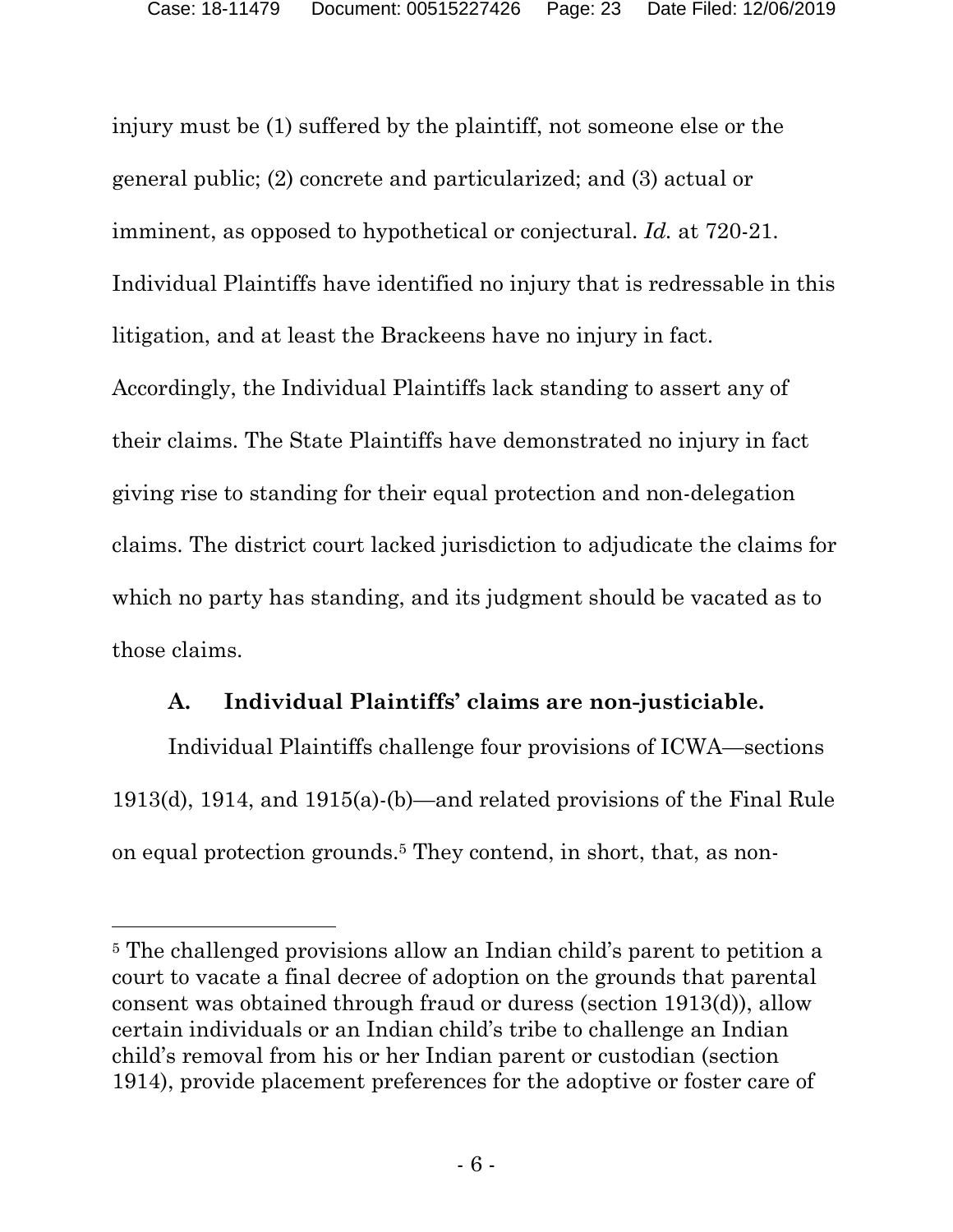injury must be (1) suffered by the plaintiff, not someone else or the general public; (2) concrete and particularized; and (3) actual or imminent, as opposed to hypothetical or conjectural. *Id.* at 720-21. Individual Plaintiffs have identified no injury that is redressable in this litigation, and at least the Brackeens have no injury in fact. Accordingly, the Individual Plaintiffs lack standing to assert any of their claims. The State Plaintiffs have demonstrated no injury in fact giving rise to standing for their equal protection and non-delegation claims. The district court lacked jurisdiction to adjudicate the claims for which no party has standing, and its judgment should be vacated as to those claims.

### A. Individual Plaintiffs' claims are non-justiciable.

Individual Plaintiffs challenge four provisions of ICWA—sections 1913(d), 1914, and 1915(a)-(b)—and related provisions of the Final Rule on equal protection grounds.[5] They contend, in short, that, as non-

---

[5] The challenged provisions allow an Indian child's parent to petition a court to vacate a final decree of adoption on the grounds that parental consent was obtained through fraud or duress (section 1913(d)), allow certain individuals or an Indian child's tribe to challenge an Indian child's removal from his or her Indian parent or custodian (section 1914), provide placement preferences for the adoptive or foster care of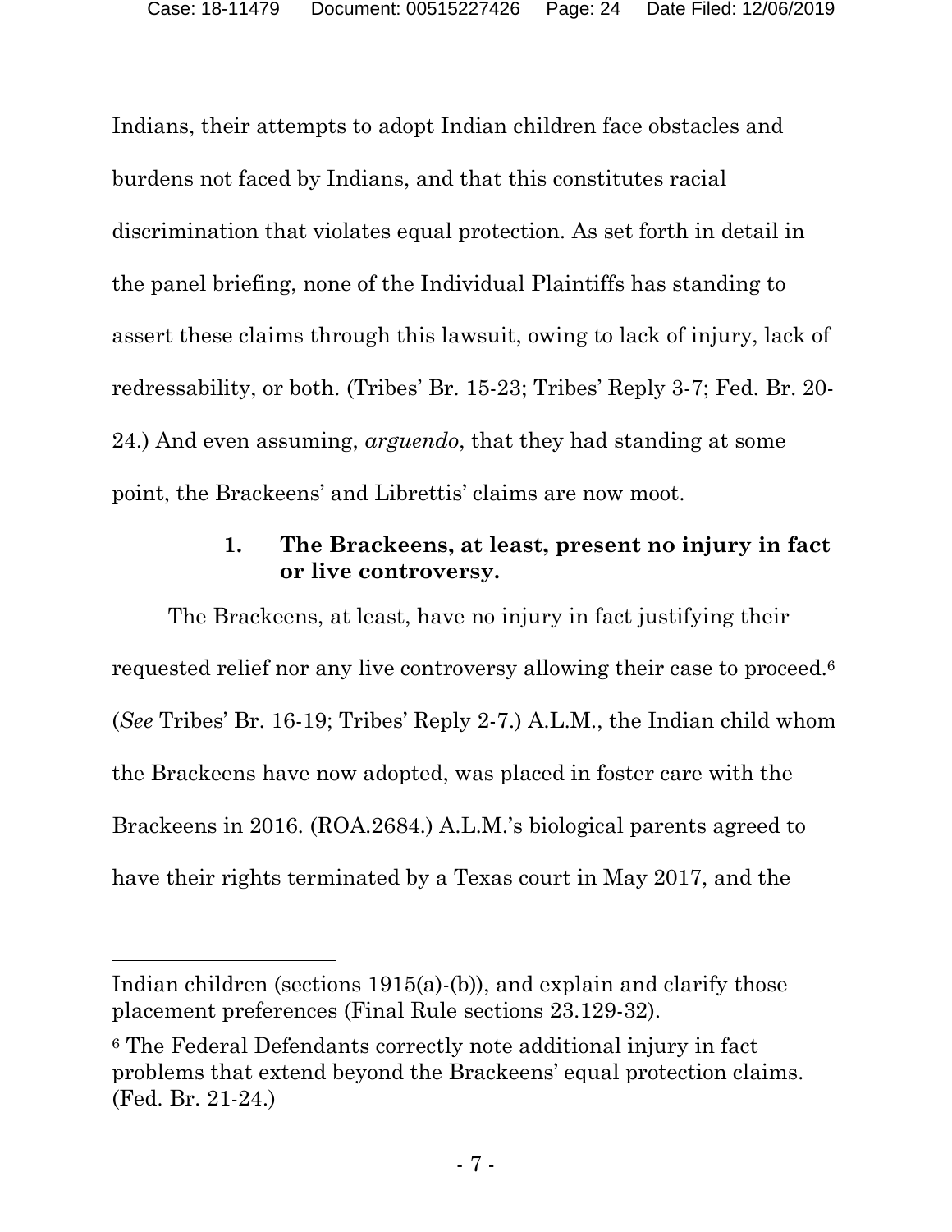Indians, their attempts to adopt Indian children face obstacles and burdens not faced by Indians, and that this constitutes racial discrimination that violates equal protection. As set forth in detail in the panel briefing, none of the Individual Plaintiffs has standing to assert these claims through this lawsuit, owing to lack of injury, lack of redressability, or both. (Tribes' Br. 15-23; Tribes' Reply 3-7; Fed. Br. 20-24.) And even assuming, *arguendo*, that they had standing at some point, the Brackeens' and Librettis' claims are now moot.

### 1. The Brackeens, at least, present no injury in fact or live controversy.

The Brackeens, at least, have no injury in fact justifying their requested relief nor any live controversy allowing their case to proceed.[6] (*See* Tribes' Br. 16-19; Tribes' Reply 2-7.) A.L.M., the Indian child whom the Brackeens have now adopted, was placed in foster care with the Brackeens in 2016. (ROA.2684.) A.L.M.'s biological parents agreed to have their rights terminated by a Texas court in May 2017, and the

---

Indian children (sections 1915(a)-(b)), and explain and clarify those placement preferences (Final Rule sections 23.129-32).

[6] The Federal Defendants correctly note additional injury in fact problems that extend beyond the Brackeens' equal protection claims. (Fed. Br. 21-24.)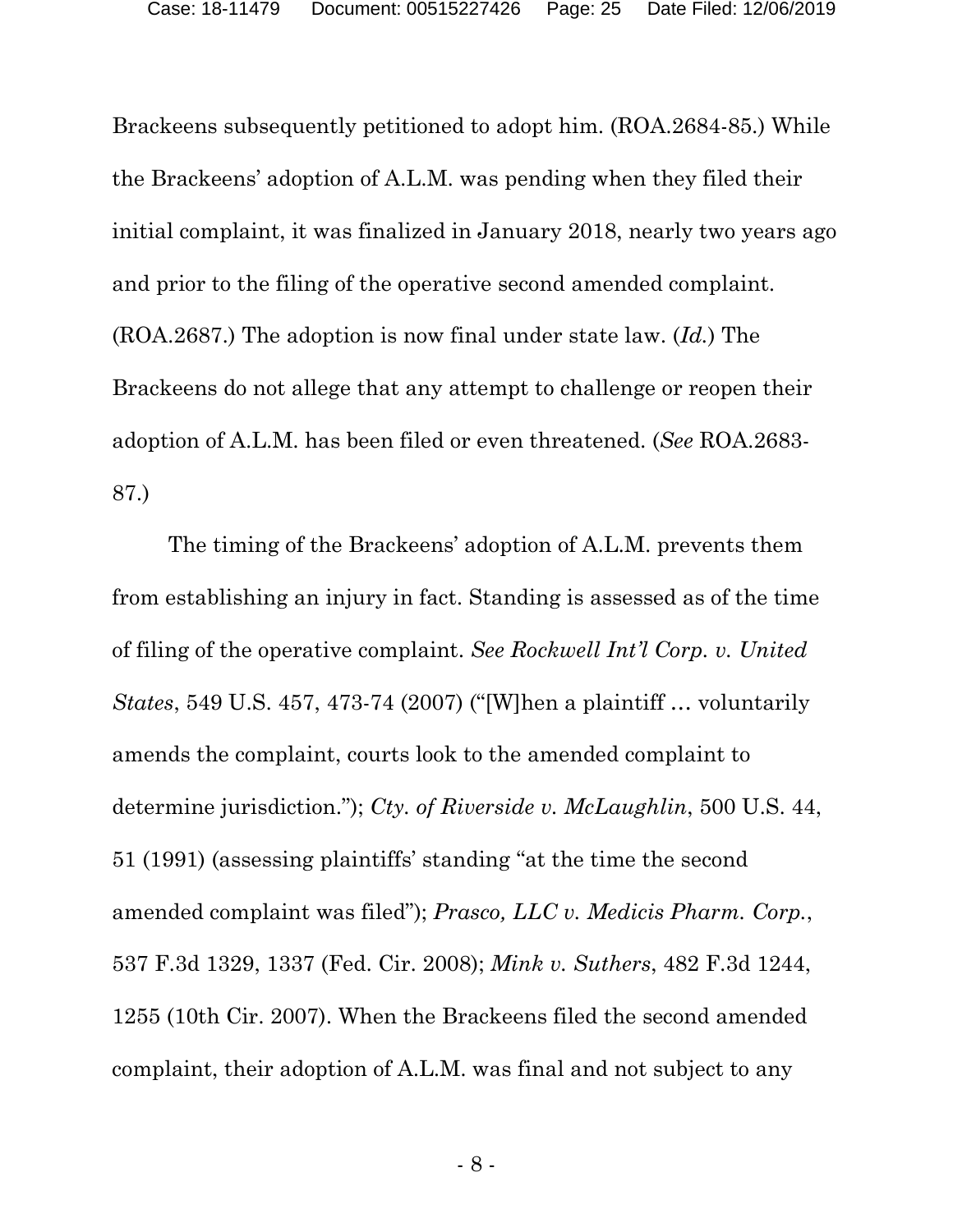Brackeens subsequently petitioned to adopt him. (ROA.2684-85.) While the Brackeens' adoption of A.L.M. was pending when they filed their initial complaint, it was finalized in January 2018, nearly two years ago and prior to the filing of the operative second amended complaint. (ROA.2687.) The adoption is now final under state law. (*Id.*) The Brackeens do not allege that any attempt to challenge or reopen their adoption of A.L.M. has been filed or even threatened. (*See* ROA.2683-87.)

The timing of the Brackeens' adoption of A.L.M. prevents them from establishing an injury in fact. Standing is assessed as of the time of filing of the operative complaint. *See Rockwell Int'l Corp. v. United States*, 549 U.S. 457, 473-74 (2007) ("[W]hen a plaintiff … voluntarily amends the complaint, courts look to the amended complaint to determine jurisdiction."); *Cty. of Riverside v. McLaughlin*, 500 U.S. 44, 51 (1991) (assessing plaintiffs' standing "at the time the second amended complaint was filed"); *Prasco, LLC v. Medicis Pharm. Corp.*, 537 F.3d 1329, 1337 (Fed. Cir. 2008); *Mink v. Suthers*, 482 F.3d 1244, 1255 (10th Cir. 2007). When the Brackeens filed the second amended complaint, their adoption of A.L.M. was final and not subject to any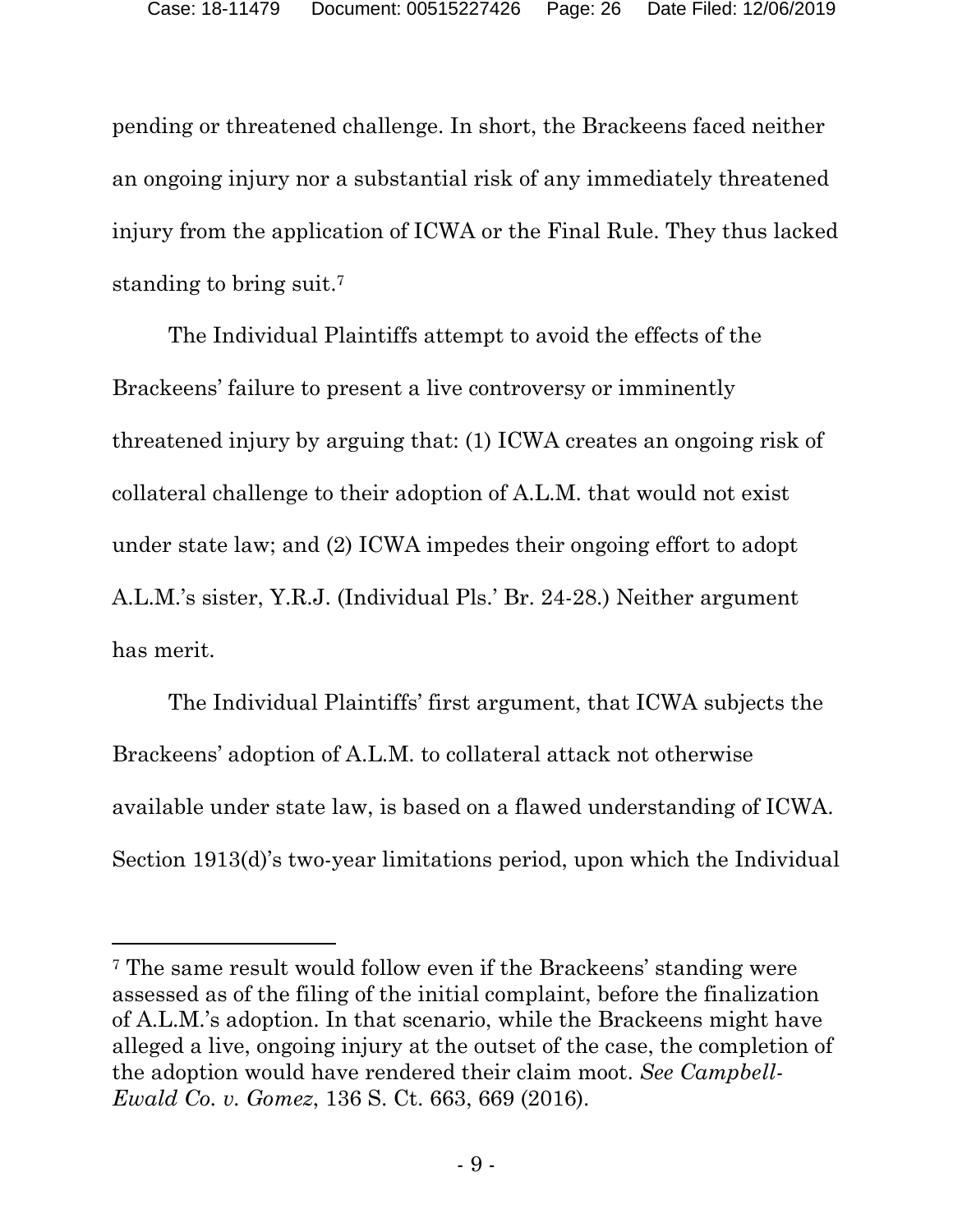pending or threatened challenge. In short, the Brackeens faced neither an ongoing injury nor a substantial risk of any immediately threatened injury from the application of ICWA or the Final Rule. They thus lacked standing to bring suit.[7]

The Individual Plaintiffs attempt to avoid the effects of the Brackeens' failure to present a live controversy or imminently threatened injury by arguing that: (1) ICWA creates an ongoing risk of collateral challenge to their adoption of A.L.M. that would not exist under state law; and (2) ICWA impedes their ongoing effort to adopt A.L.M.'s sister, Y.R.J. (Individual Pls.' Br. 24-28.) Neither argument has merit.

The Individual Plaintiffs' first argument, that ICWA subjects the Brackeens' adoption of A.L.M. to collateral attack not otherwise available under state law, is based on a flawed understanding of ICWA. Section 1913(d)'s two-year limitations period, upon which the Individual

---

[7] The same result would follow even if the Brackeens' standing were assessed as of the filing of the initial complaint, before the finalization of A.L.M.'s adoption. In that scenario, while the Brackeens might have alleged a live, ongoing injury at the outset of the case, the completion of the adoption would have rendered their claim moot. *See Campbell-Ewald Co. v. Gomez*, 136 S. Ct. 663, 669 (2016).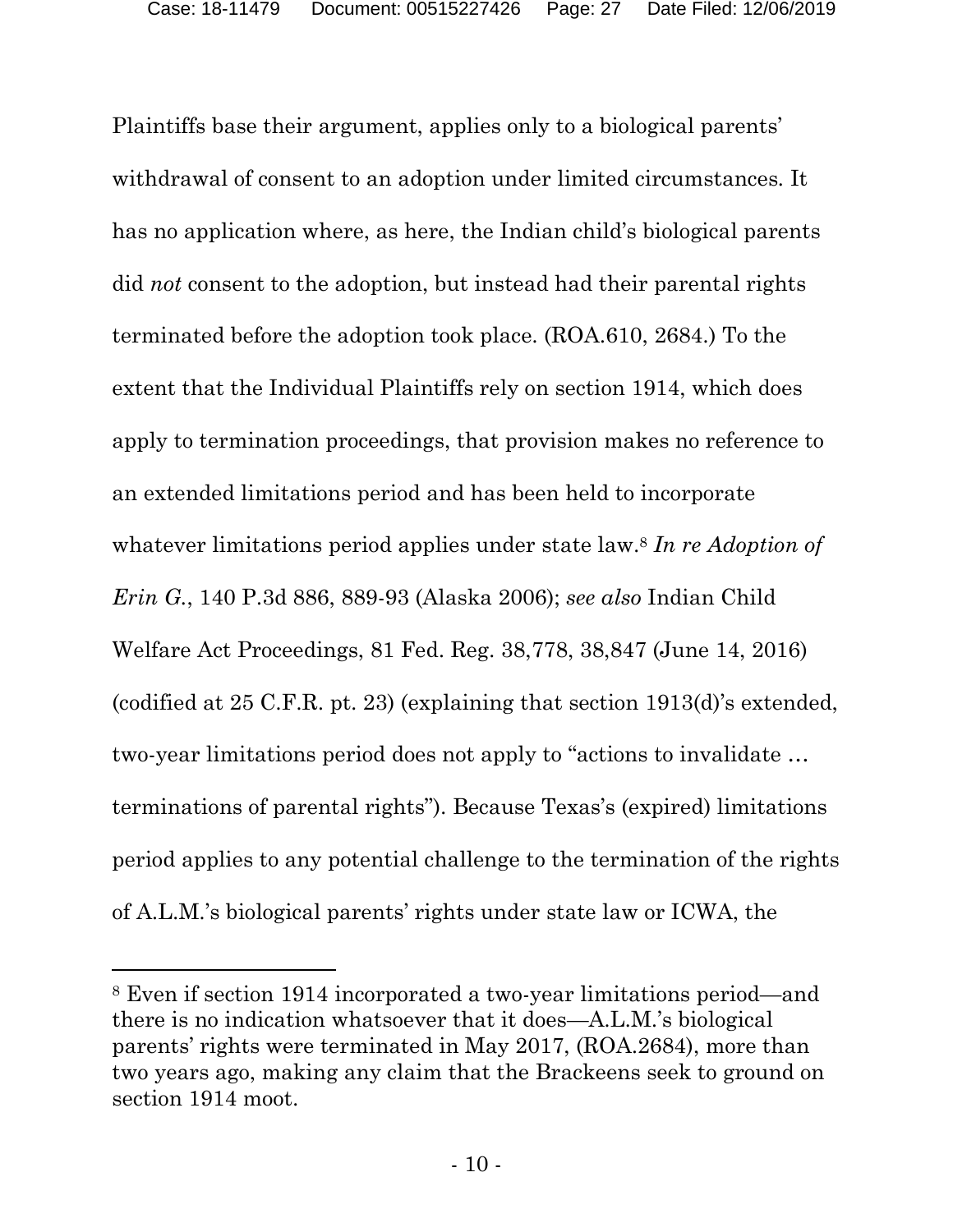Plaintiffs base their argument, applies only to a biological parents' withdrawal of consent to an adoption under limited circumstances. It has no application where, as here, the Indian child's biological parents did *not* consent to the adoption, but instead had their parental rights terminated before the adoption took place. (ROA.610, 2684.) To the extent that the Individual Plaintiffs rely on section 1914, which does apply to termination proceedings, that provision makes no reference to an extended limitations period and has been held to incorporate whatever limitations period applies under state law.[8] *In re Adoption of Erin G.*, 140 P.3d 886, 889-93 (Alaska 2006); *see also* Indian Child Welfare Act Proceedings, 81 Fed. Reg. 38,778, 38,847 (June 14, 2016) (codified at 25 C.F.R. pt. 23) (explaining that section 1913(d)'s extended, two-year limitations period does not apply to "actions to invalidate … terminations of parental rights"). Because Texas's (expired) limitations period applies to any potential challenge to the termination of the rights of A.L.M.'s biological parents' rights under state law or ICWA, the

[8] Even if section 1914 incorporated a two-year limitations period—and there is no indication whatsoever that it does—A.L.M.'s biological parents' rights were terminated in May 2017, (ROA.2684), more than two years ago, making any claim that the Brackeens seek to ground on section 1914 moot.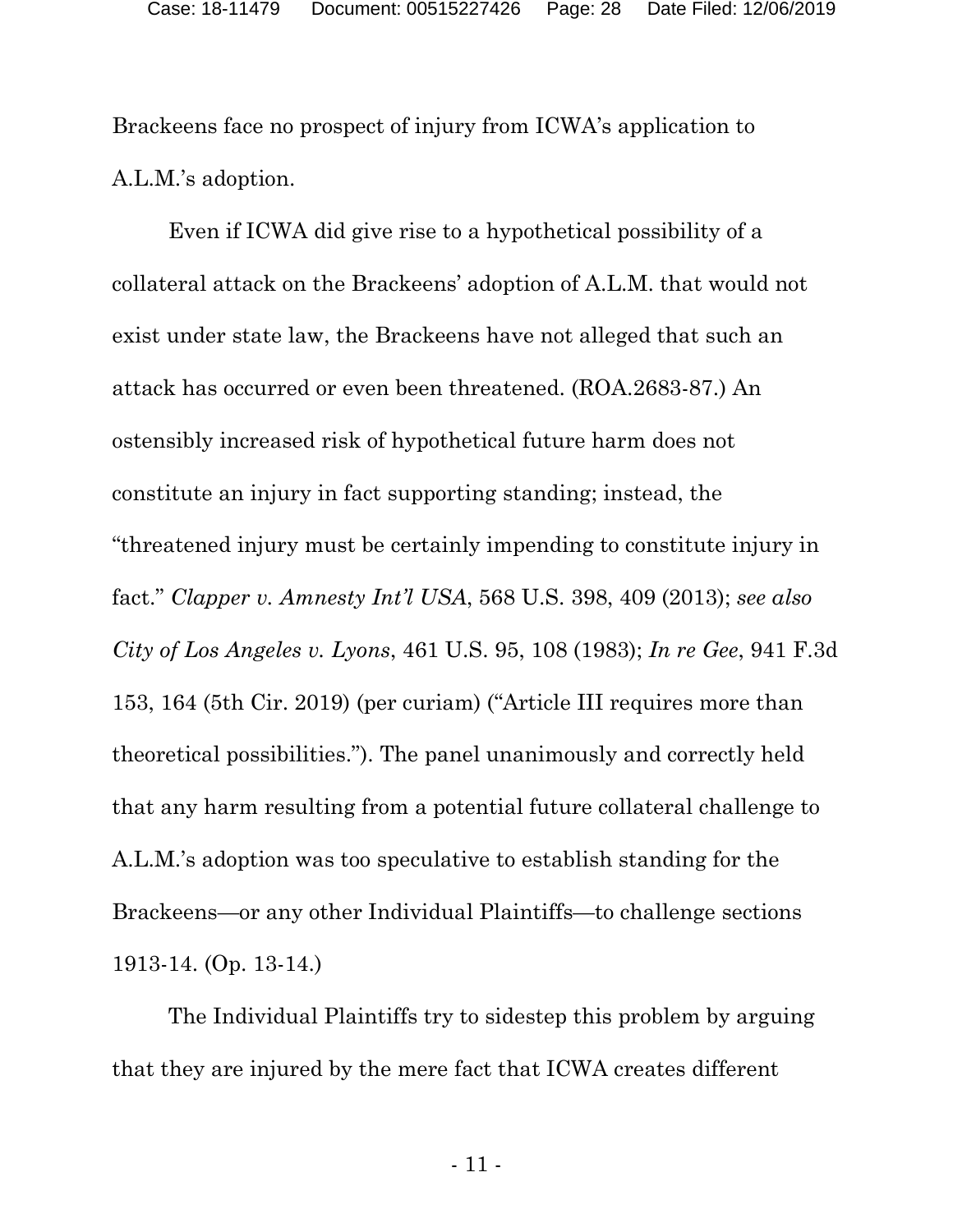Brackeens face no prospect of injury from ICWA's application to A.L.M.'s adoption.

Even if ICWA did give rise to a hypothetical possibility of a collateral attack on the Brackeens' adoption of A.L.M. that would not exist under state law, the Brackeens have not alleged that such an attack has occurred or even been threatened. (ROA.2683-87.) An ostensibly increased risk of hypothetical future harm does not constitute an injury in fact supporting standing; instead, the "threatened injury must be certainly impending to constitute injury in fact." *Clapper v. Amnesty Int'l USA*, 568 U.S. 398, 409 (2013); *see also City of Los Angeles v. Lyons*, 461 U.S. 95, 108 (1983); *In re Gee*, 941 F.3d 153, 164 (5th Cir. 2019) (per curiam) ("Article III requires more than theoretical possibilities."). The panel unanimously and correctly held that any harm resulting from a potential future collateral challenge to A.L.M.'s adoption was too speculative to establish standing for the Brackeens—or any other Individual Plaintiffs—to challenge sections 1913-14. (Op. 13-14.)

The Individual Plaintiffs try to sidestep this problem by arguing that they are injured by the mere fact that ICWA creates different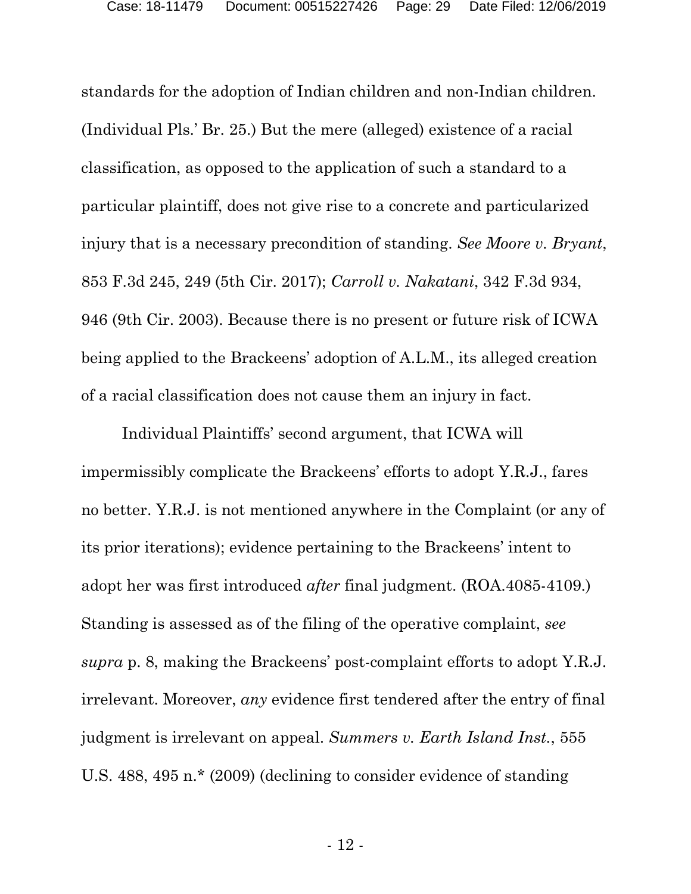standards for the adoption of Indian children and non-Indian children. (Individual Pls.' Br. 25.) But the mere (alleged) existence of a racial classification, as opposed to the application of such a standard to a particular plaintiff, does not give rise to a concrete and particularized injury that is a necessary precondition of standing. *See Moore v. Bryant*, 853 F.3d 245, 249 (5th Cir. 2017); *Carroll v. Nakatani*, 342 F.3d 934, 946 (9th Cir. 2003). Because there is no present or future risk of ICWA being applied to the Brackeens' adoption of A.L.M., its alleged creation of a racial classification does not cause them an injury in fact.

Individual Plaintiffs' second argument, that ICWA will impermissibly complicate the Brackeens' efforts to adopt Y.R.J., fares no better. Y.R.J. is not mentioned anywhere in the Complaint (or any of its prior iterations); evidence pertaining to the Brackeens' intent to adopt her was first introduced *after* final judgment. (ROA.4085-4109.) Standing is assessed as of the filing of the operative complaint, *see supra* p. 8, making the Brackeens' post-complaint efforts to adopt Y.R.J. irrelevant. Moreover, *any* evidence first tendered after the entry of final judgment is irrelevant on appeal. *Summers v. Earth Island Inst.*, 555 U.S. 488, 495 n.* (2009) (declining to consider evidence of standing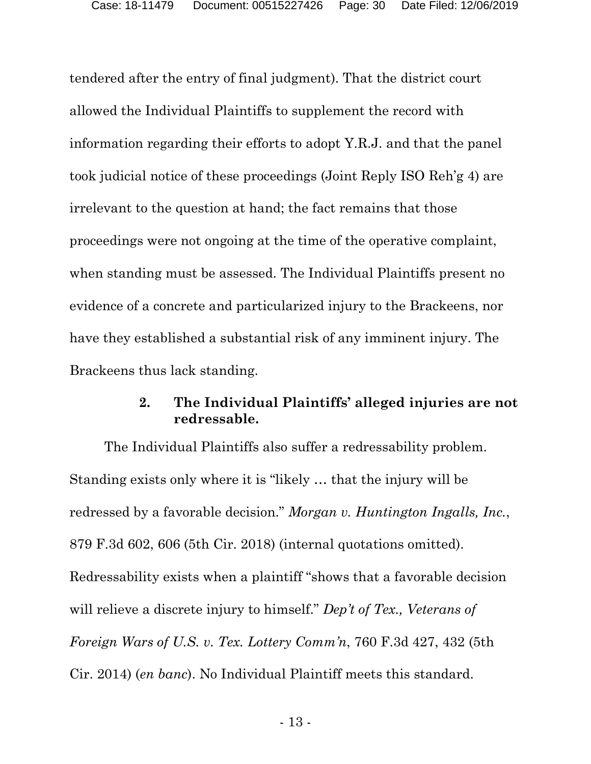tendered after the entry of final judgment). That the district court allowed the Individual Plaintiffs to supplement the record with information regarding their efforts to adopt Y.R.J. and that the panel took judicial notice of these proceedings (Joint Reply ISO Reh'g 4) are irrelevant to the question at hand; the fact remains that those proceedings were not ongoing at the time of the operative complaint, when standing must be assessed. The Individual Plaintiffs present no evidence of a concrete and particularized injury to the Brackeens, nor have they established a substantial risk of any imminent injury. The Brackeens thus lack standing.

#### 2. The Individual Plaintiffs' alleged injuries are not redressable.

The Individual Plaintiffs also suffer a redressability problem. Standing exists only where it is "likely … that the injury will be redressed by a favorable decision." *Morgan v. Huntington Ingalls, Inc.*, 879 F.3d 602, 606 (5th Cir. 2018) (internal quotations omitted). Redressability exists when a plaintiff "shows that a favorable decision will relieve a discrete injury to himself." *Dep't of Tex., Veterans of Foreign Wars of U.S. v. Tex. Lottery Comm'n*, 760 F.3d 427, 432 (5th Cir. 2014) (*en banc*). No Individual Plaintiff meets this standard.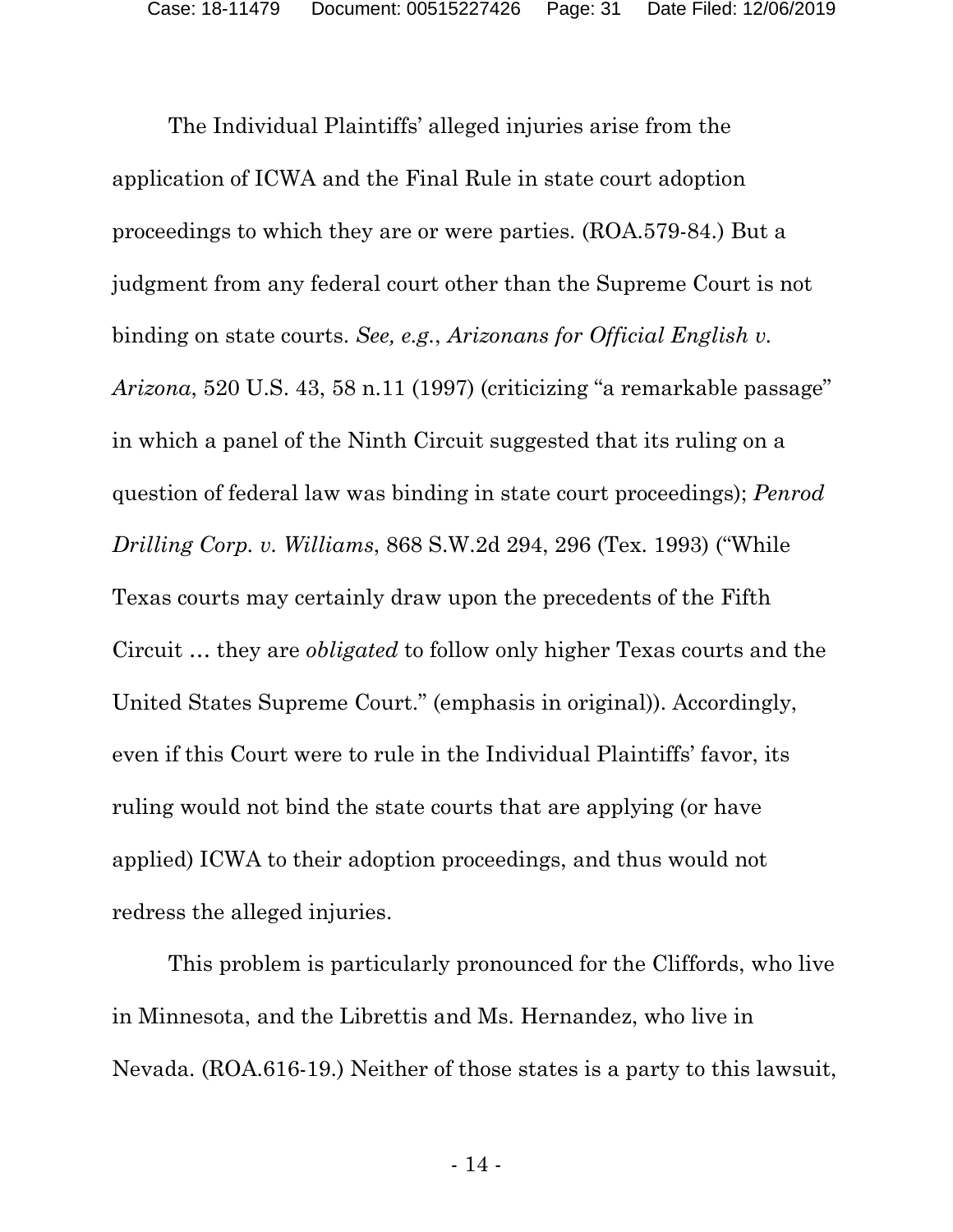The Individual Plaintiffs' alleged injuries arise from the application of ICWA and the Final Rule in state court adoption proceedings to which they are or were parties. (ROA.579-84.) But a judgment from any federal court other than the Supreme Court is not binding on state courts. *See, e.g.*, *Arizonans for Official English v. Arizona*, 520 U.S. 43, 58 n.11 (1997) (criticizing "a remarkable passage" in which a panel of the Ninth Circuit suggested that its ruling on a question of federal law was binding in state court proceedings); *Penrod Drilling Corp. v. Williams*, 868 S.W.2d 294, 296 (Tex. 1993) ("While Texas courts may certainly draw upon the precedents of the Fifth Circuit … they are *obligated* to follow only higher Texas courts and the United States Supreme Court." (emphasis in original)). Accordingly, even if this Court were to rule in the Individual Plaintiffs' favor, its ruling would not bind the state courts that are applying (or have applied) ICWA to their adoption proceedings, and thus would not redress the alleged injuries.

This problem is particularly pronounced for the Cliffords, who live in Minnesota, and the Librettis and Ms. Hernandez, who live in Nevada. (ROA.616-19.) Neither of those states is a party to this lawsuit,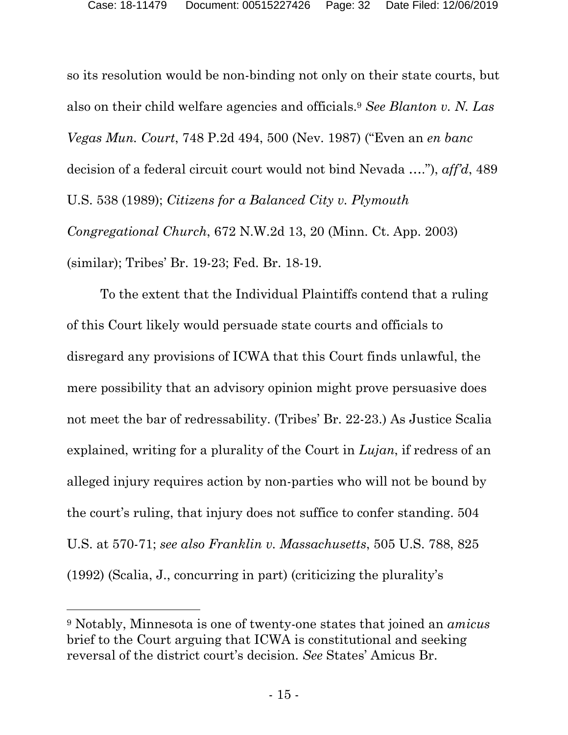so its resolution would be non-binding not only on their state courts, but also on their child welfare agencies and officials.[9] *See Blanton v. N. Las Vegas Mun. Court*, 748 P.2d 494, 500 (Nev. 1987) ("Even an *en banc* decision of a federal circuit court would not bind Nevada …."), *aff'd*, 489 U.S. 538 (1989); *Citizens for a Balanced City v. Plymouth Congregational Church*, 672 N.W.2d 13, 20 (Minn. Ct. App. 2003) (similar); Tribes' Br. 19-23; Fed. Br. 18-19.

To the extent that the Individual Plaintiffs contend that a ruling of this Court likely would persuade state courts and officials to disregard any provisions of ICWA that this Court finds unlawful, the mere possibility that an advisory opinion might prove persuasive does not meet the bar of redressability. (Tribes' Br. 22-23.) As Justice Scalia explained, writing for a plurality of the Court in *Lujan*, if redress of an alleged injury requires action by non-parties who will not be bound by the court's ruling, that injury does not suffice to confer standing. 504 U.S. at 570-71; *see also Franklin v. Massachusetts*, 505 U.S. 788, 825 (1992) (Scalia, J., concurring in part) (criticizing the plurality's

---

[9] Notably, Minnesota is one of twenty-one states that joined an *amicus* brief to the Court arguing that ICWA is constitutional and seeking reversal of the district court's decision. *See* States' Amicus Br.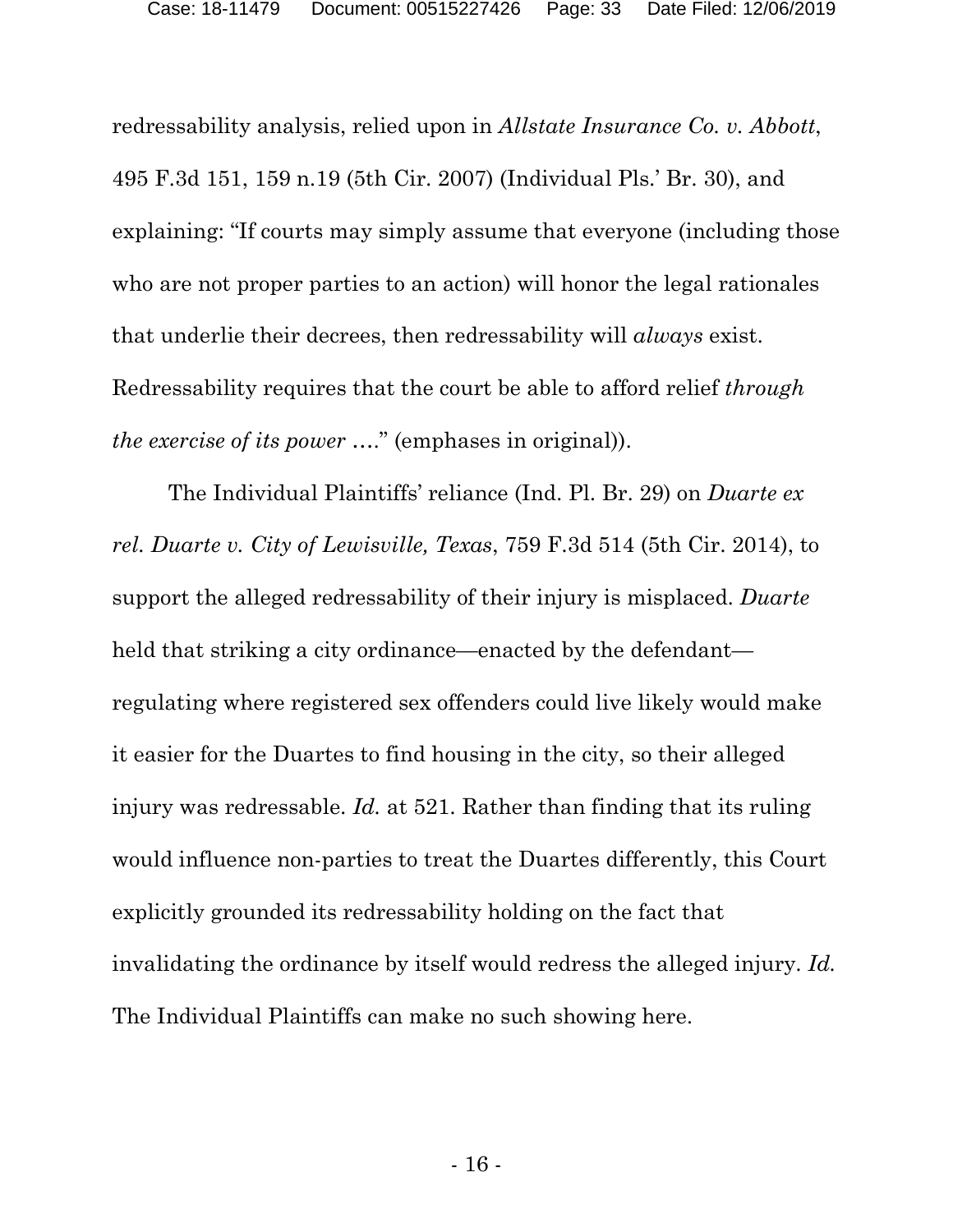redressability analysis, relied upon in *Allstate Insurance Co. v. Abbott*, 495 F.3d 151, 159 n.19 (5th Cir. 2007) (Individual Pls.' Br. 30), and explaining: "If courts may simply assume that everyone (including those who are not proper parties to an action) will honor the legal rationales that underlie their decrees, then redressability will *always* exist. Redressability requires that the court be able to afford relief *through the exercise of its power* …." (emphases in original)).

The Individual Plaintiffs' reliance (Ind. Pl. Br. 29) on *Duarte ex rel. Duarte v. City of Lewisville, Texas*, 759 F.3d 514 (5th Cir. 2014), to support the alleged redressability of their injury is misplaced. *Duarte* held that striking a city ordinance—enacted by the defendant—regulating where registered sex offenders could live likely would make it easier for the Duartes to find housing in the city, so their alleged injury was redressable. *Id.* at 521. Rather than finding that its ruling would influence non-parties to treat the Duartes differently, this Court explicitly grounded its redressability holding on the fact that invalidating the ordinance by itself would redress the alleged injury. *Id.* The Individual Plaintiffs can make no such showing here.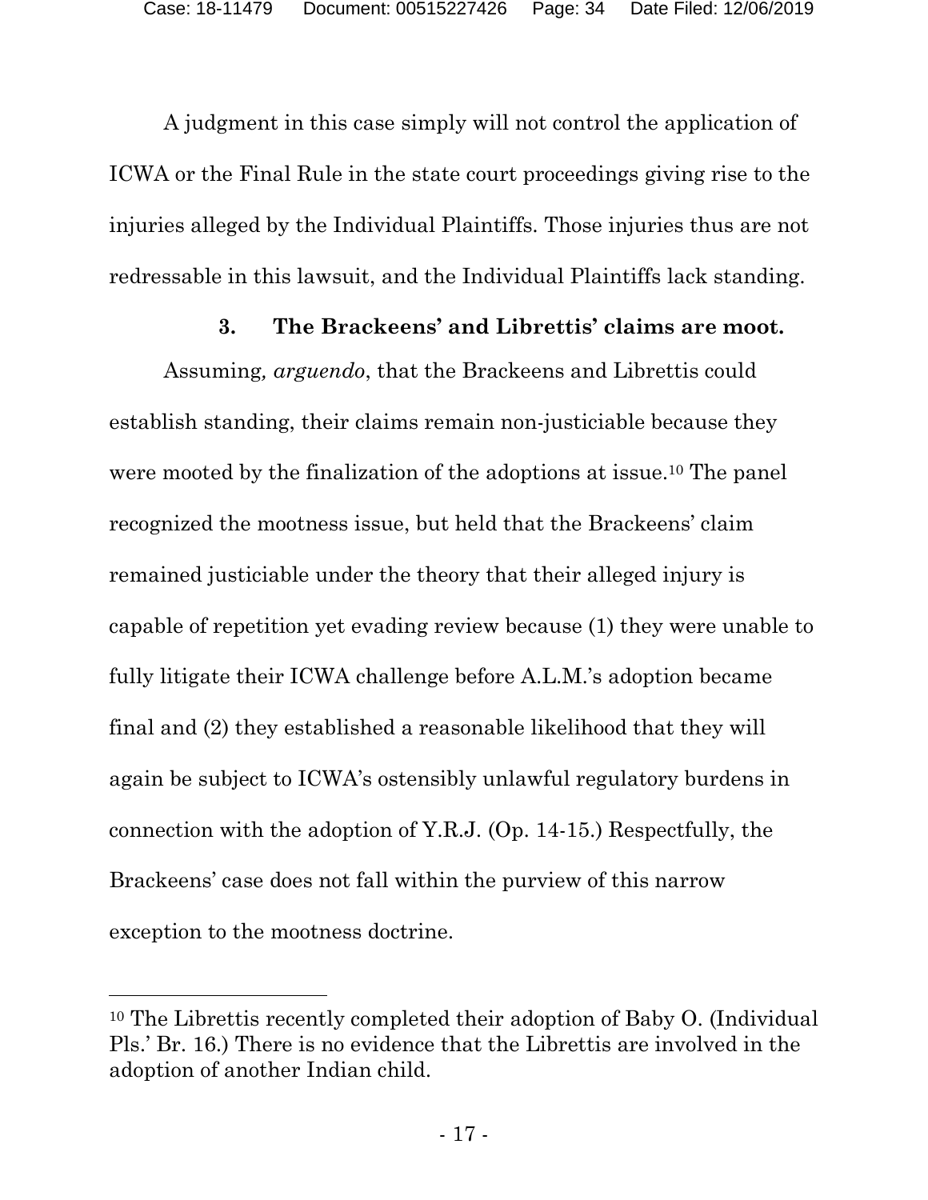A judgment in this case simply will not control the application of ICWA or the Final Rule in the state court proceedings giving rise to the injuries alleged by the Individual Plaintiffs. Those injuries thus are not redressable in this lawsuit, and the Individual Plaintiffs lack standing.

### 3. The Brackeens' and Librettis' claims are moot.

Assuming*, arguendo*, that the Brackeens and Librettis could establish standing, their claims remain non-justiciable because they were mooted by the finalization of the adoptions at issue.[10] The panel recognized the mootness issue, but held that the Brackeens' claim remained justiciable under the theory that their alleged injury is capable of repetition yet evading review because (1) they were unable to fully litigate their ICWA challenge before A.L.M.'s adoption became final and (2) they established a reasonable likelihood that they will again be subject to ICWA's ostensibly unlawful regulatory burdens in connection with the adoption of Y.R.J. (Op. 14-15.) Respectfully, the Brackeens' case does not fall within the purview of this narrow exception to the mootness doctrine.

---

[10] The Librettis recently completed their adoption of Baby O. (Individual Pls.' Br. 16.) There is no evidence that the Librettis are involved in the adoption of another Indian child.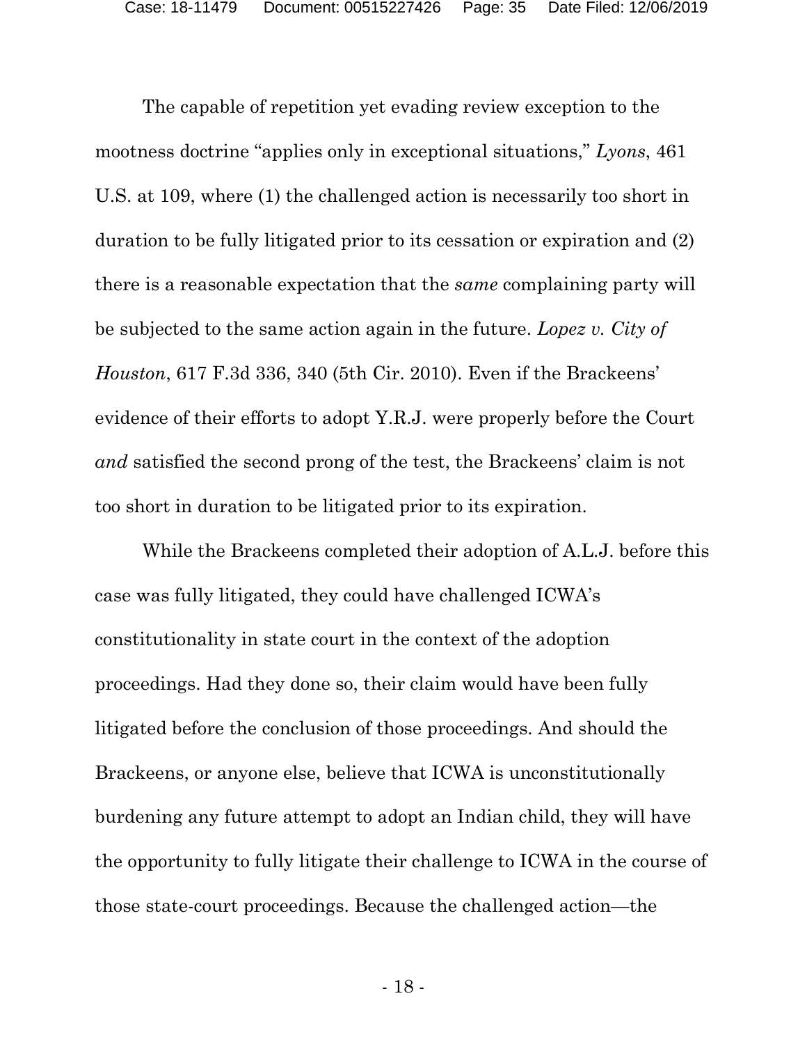The capable of repetition yet evading review exception to the mootness doctrine "applies only in exceptional situations," *Lyons*, 461 U.S. at 109, where (1) the challenged action is necessarily too short in duration to be fully litigated prior to its cessation or expiration and (2) there is a reasonable expectation that the *same* complaining party will be subjected to the same action again in the future. *Lopez v. City of Houston*, 617 F.3d 336, 340 (5th Cir. 2010). Even if the Brackeens' evidence of their efforts to adopt Y.R.J. were properly before the Court *and* satisfied the second prong of the test, the Brackeens' claim is not too short in duration to be litigated prior to its expiration.

While the Brackeens completed their adoption of A.L.J. before this case was fully litigated, they could have challenged ICWA's constitutionality in state court in the context of the adoption proceedings. Had they done so, their claim would have been fully litigated before the conclusion of those proceedings. And should the Brackeens, or anyone else, believe that ICWA is unconstitutionally burdening any future attempt to adopt an Indian child, they will have the opportunity to fully litigate their challenge to ICWA in the course of those state-court proceedings. Because the challenged action—the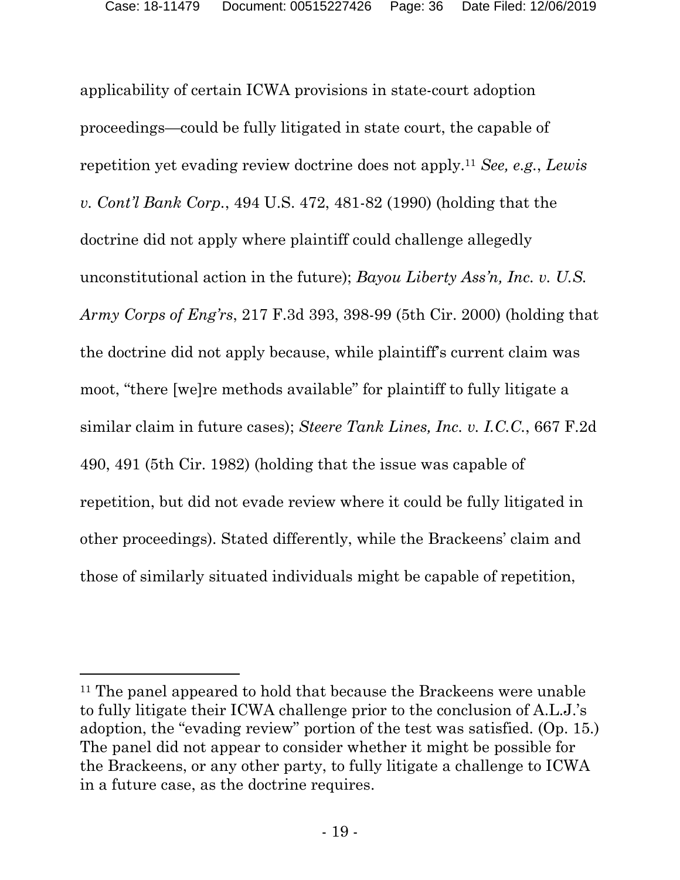applicability of certain ICWA provisions in state-court adoption proceedings—could be fully litigated in state court, the capable of repetition yet evading review doctrine does not apply.[11] *See, e.g.*, *Lewis v. Cont'l Bank Corp.*, 494 U.S. 472, 481-82 (1990) (holding that the doctrine did not apply where plaintiff could challenge allegedly unconstitutional action in the future); *Bayou Liberty Ass'n, Inc. v. U.S. Army Corps of Eng'rs*, 217 F.3d 393, 398-99 (5th Cir. 2000) (holding that the doctrine did not apply because, while plaintiff's current claim was moot, "there [we]re methods available" for plaintiff to fully litigate a similar claim in future cases); *Steere Tank Lines, Inc. v. I.C.C.*, 667 F.2d 490, 491 (5th Cir. 1982) (holding that the issue was capable of repetition, but did not evade review where it could be fully litigated in other proceedings). Stated differently, while the Brackeens' claim and those of similarly situated individuals might be capable of repetition,

---

[11] The panel appeared to hold that because the Brackeens were unable to fully litigate their ICWA challenge prior to the conclusion of A.L.J.'s adoption, the "evading review" portion of the test was satisfied. (Op. 15.) The panel did not appear to consider whether it might be possible for the Brackeens, or any other party, to fully litigate a challenge to ICWA in a future case, as the doctrine requires.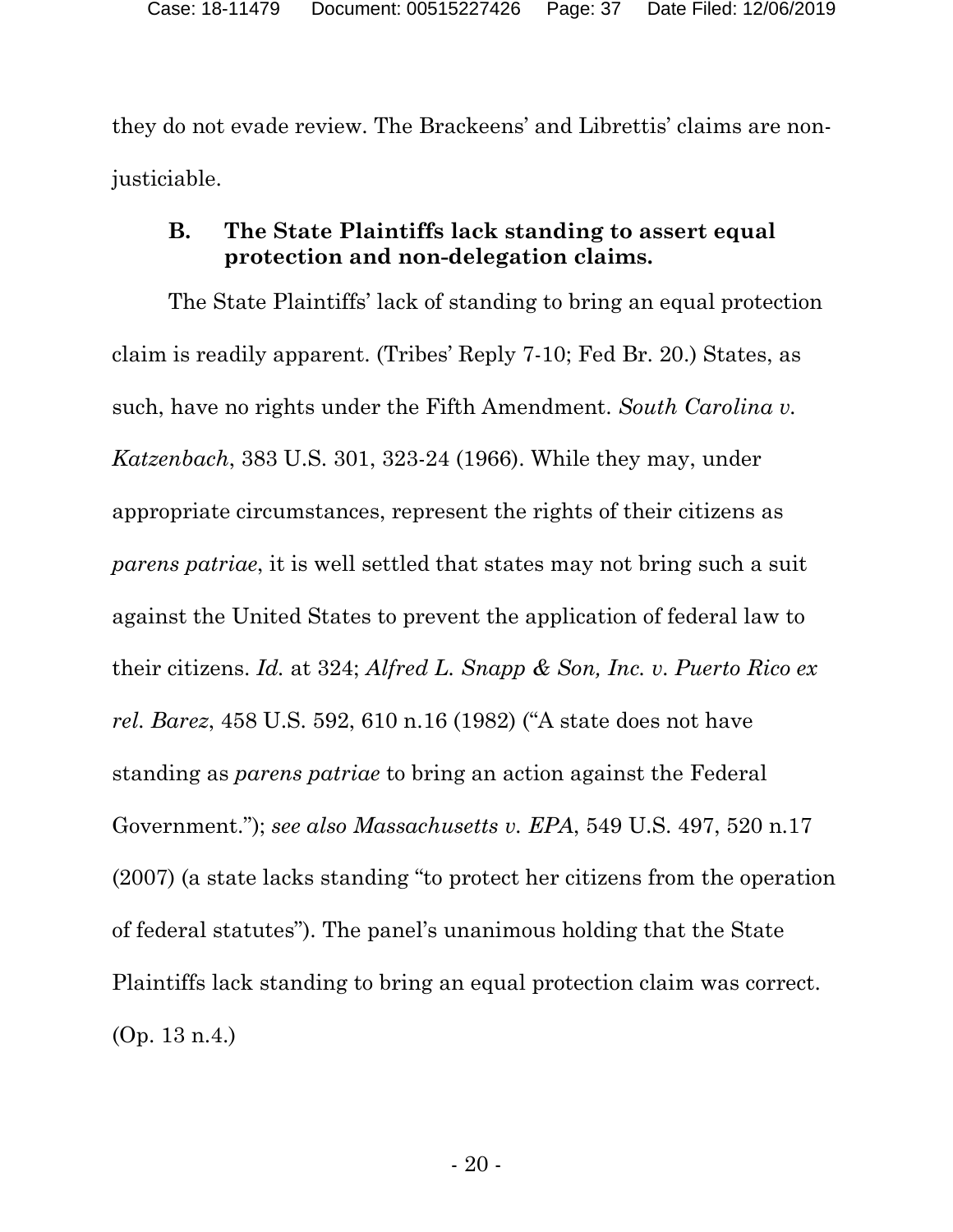they do not evade review. The Brackeens' and Librettis' claims are non-justiciable.

### B. The State Plaintiffs lack standing to assert equal protection and non-delegation claims.

The State Plaintiffs' lack of standing to bring an equal protection claim is readily apparent. (Tribes' Reply 7-10; Fed Br. 20.) States, as such, have no rights under the Fifth Amendment. *South Carolina v. Katzenbach*, 383 U.S. 301, 323-24 (1966). While they may, under appropriate circumstances, represent the rights of their citizens as *parens patriae*, it is well settled that states may not bring such a suit against the United States to prevent the application of federal law to their citizens. *Id.* at 324; *Alfred L. Snapp & Son, Inc. v. Puerto Rico ex rel. Barez*, 458 U.S. 592, 610 n.16 (1982) ("A state does not have standing as *parens patriae* to bring an action against the Federal Government."); *see also Massachusetts v. EPA*, 549 U.S. 497, 520 n.17 (2007) (a state lacks standing "to protect her citizens from the operation of federal statutes"). The panel's unanimous holding that the State Plaintiffs lack standing to bring an equal protection claim was correct. (Op. 13 n.4.)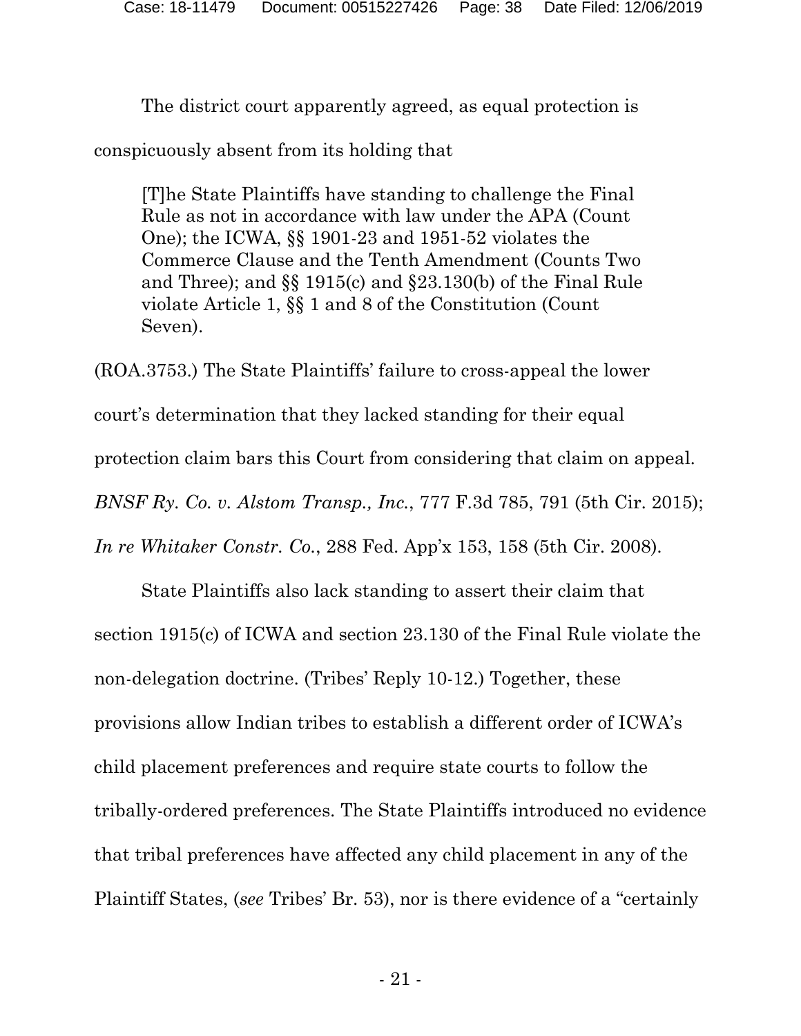The district court apparently agreed, as equal protection is conspicuously absent from its holding that

> [T]he State Plaintiffs have standing to challenge the Final Rule as not in accordance with law under the APA (Count One); the ICWA, §§ 1901-23 and 1951-52 violates the Commerce Clause and the Tenth Amendment (Counts Two and Three); and §§ 1915(c) and §23.130(b) of the Final Rule violate Article 1, §§ 1 and 8 of the Constitution (Count Seven).

(ROA.3753.) The State Plaintiffs' failure to cross-appeal the lower court's determination that they lacked standing for their equal protection claim bars this Court from considering that claim on appeal. *BNSF Ry. Co. v. Alstom Transp., Inc.*, 777 F.3d 785, 791 (5th Cir. 2015); *In re Whitaker Constr. Co.*, 288 Fed. App'x 153, 158 (5th Cir. 2008).

State Plaintiffs also lack standing to assert their claim that section 1915(c) of ICWA and section 23.130 of the Final Rule violate the non-delegation doctrine. (Tribes' Reply 10-12.) Together, these provisions allow Indian tribes to establish a different order of ICWA's child placement preferences and require state courts to follow the tribally-ordered preferences. The State Plaintiffs introduced no evidence that tribal preferences have affected any child placement in any of the Plaintiff States, (*see* Tribes' Br. 53), nor is there evidence of a "certainly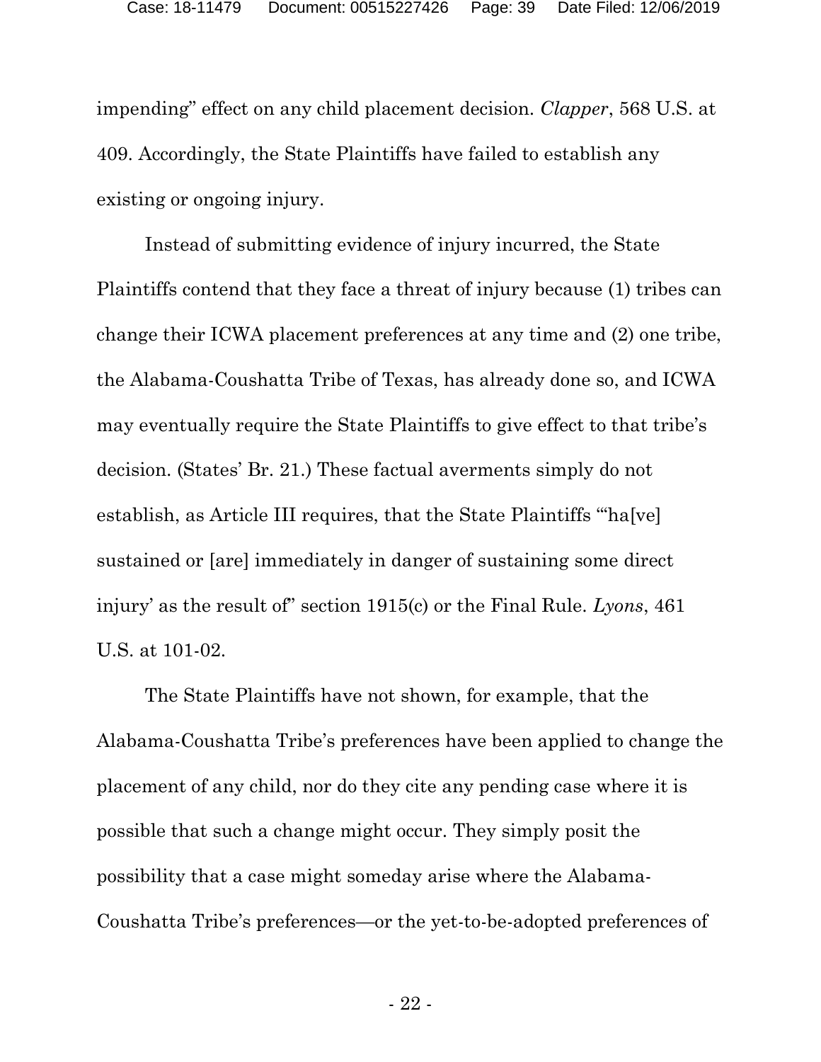impending" effect on any child placement decision. *Clapper*, 568 U.S. at 409. Accordingly, the State Plaintiffs have failed to establish any existing or ongoing injury.

Instead of submitting evidence of injury incurred, the State Plaintiffs contend that they face a threat of injury because (1) tribes can change their ICWA placement preferences at any time and (2) one tribe, the Alabama-Coushatta Tribe of Texas, has already done so, and ICWA may eventually require the State Plaintiffs to give effect to that tribe's decision. (States' Br. 21.) These factual averments simply do not establish, as Article III requires, that the State Plaintiffs "'ha[ve] sustained or [are] immediately in danger of sustaining some direct injury' as the result of" section 1915(c) or the Final Rule. *Lyons*, 461 U.S. at 101-02.

The State Plaintiffs have not shown, for example, that the Alabama-Coushatta Tribe's preferences have been applied to change the placement of any child, nor do they cite any pending case where it is possible that such a change might occur. They simply posit the possibility that a case might someday arise where the Alabama-Coushatta Tribe's preferences—or the yet-to-be-adopted preferences of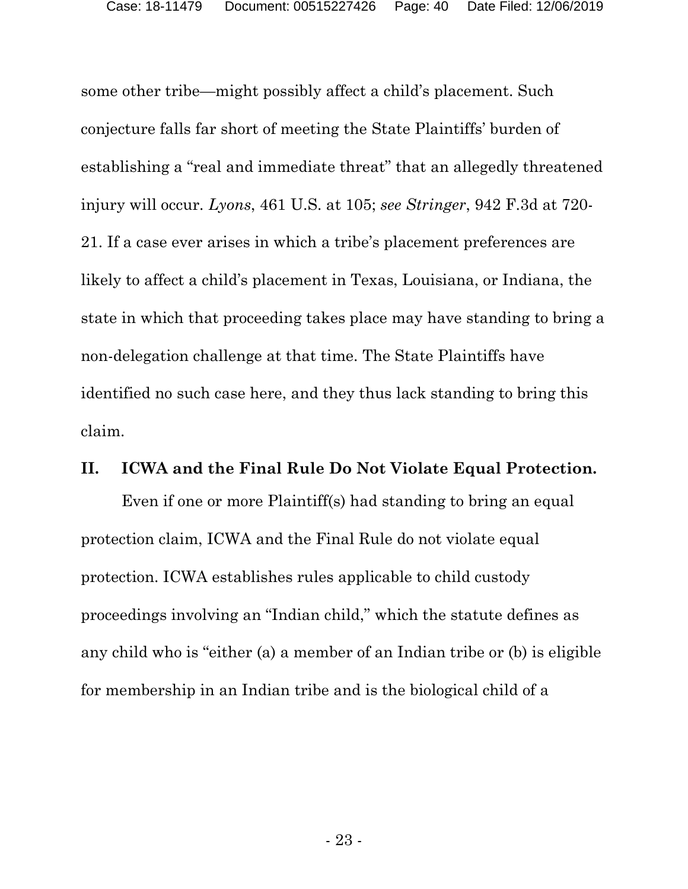some other tribe—might possibly affect a child's placement. Such conjecture falls far short of meeting the State Plaintiffs' burden of establishing a "real and immediate threat" that an allegedly threatened injury will occur. *Lyons*, 461 U.S. at 105; *see Stringer*, 942 F.3d at 720-21. If a case ever arises in which a tribe's placement preferences are likely to affect a child's placement in Texas, Louisiana, or Indiana, the state in which that proceeding takes place may have standing to bring a non-delegation challenge at that time. The State Plaintiffs have identified no such case here, and they thus lack standing to bring this claim.

## II. ICWA and the Final Rule Do Not Violate Equal Protection.

Even if one or more Plaintiff(s) had standing to bring an equal protection claim, ICWA and the Final Rule do not violate equal protection. ICWA establishes rules applicable to child custody proceedings involving an "Indian child," which the statute defines as any child who is "either (a) a member of an Indian tribe or (b) is eligible for membership in an Indian tribe and is the biological child of a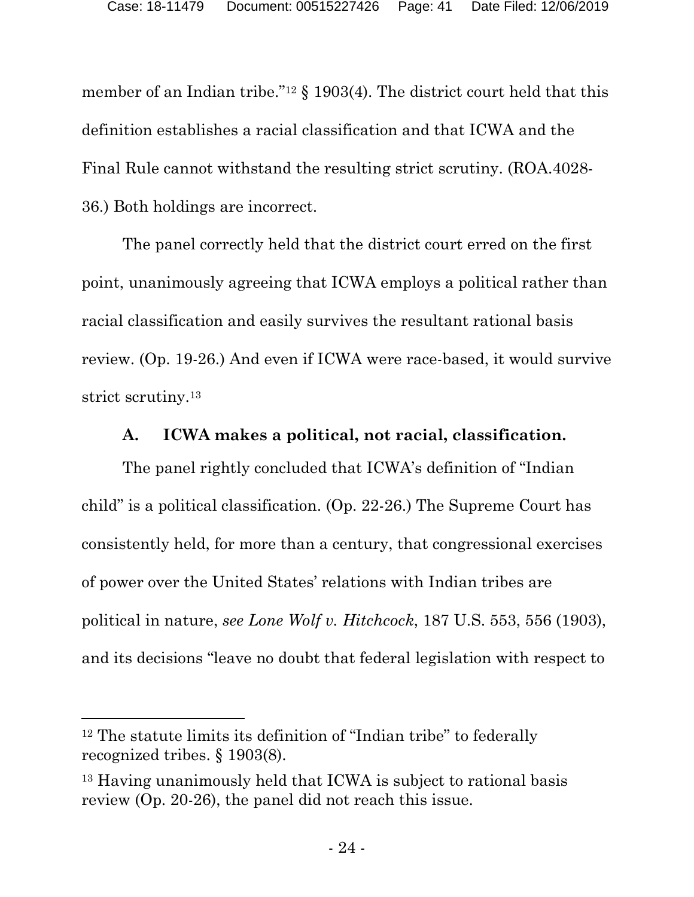member of an Indian tribe."[12] § 1903(4). The district court held that this definition establishes a racial classification and that ICWA and the Final Rule cannot withstand the resulting strict scrutiny. (ROA.4028-36.) Both holdings are incorrect.

The panel correctly held that the district court erred on the first point, unanimously agreeing that ICWA employs a political rather than racial classification and easily survives the resultant rational basis review. (Op. 19-26.) And even if ICWA were race-based, it would survive strict scrutiny.[13]

### A. ICWA makes a political, not racial, classification.

The panel rightly concluded that ICWA's definition of "Indian child" is a political classification. (Op. 22-26.) The Supreme Court has consistently held, for more than a century, that congressional exercises of power over the United States' relations with Indian tribes are political in nature, *see Lone Wolf v. Hitchcock*, 187 U.S. 553, 556 (1903), and its decisions "leave no doubt that federal legislation with respect to

---

[12] The statute limits its definition of "Indian tribe" to federally recognized tribes. § 1903(8).

[13] Having unanimously held that ICWA is subject to rational basis review (Op. 20-26), the panel did not reach this issue.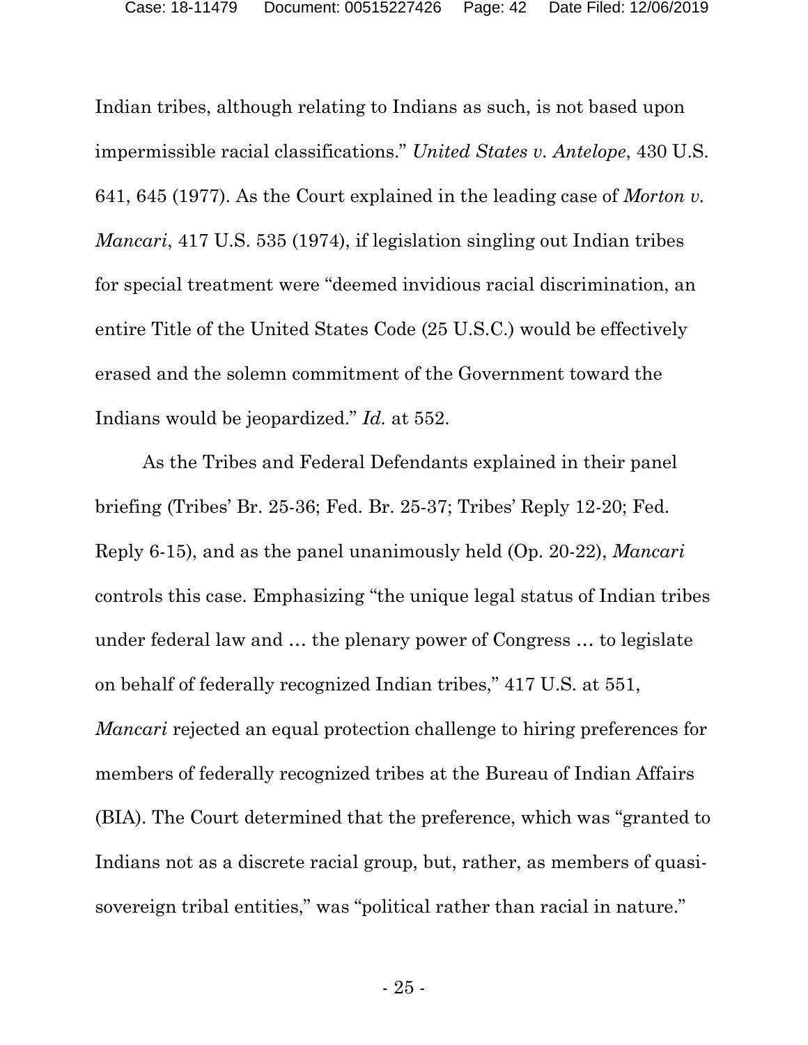Indian tribes, although relating to Indians as such, is not based upon impermissible racial classifications." *United States v. Antelope*, 430 U.S. 641, 645 (1977). As the Court explained in the leading case of *Morton v. Mancari*, 417 U.S. 535 (1974), if legislation singling out Indian tribes for special treatment were "deemed invidious racial discrimination, an entire Title of the United States Code (25 U.S.C.) would be effectively erased and the solemn commitment of the Government toward the Indians would be jeopardized." *Id.* at 552.

As the Tribes and Federal Defendants explained in their panel briefing (Tribes' Br. 25-36; Fed. Br. 25-37; Tribes' Reply 12-20; Fed. Reply 6-15), and as the panel unanimously held (Op. 20-22), *Mancari* controls this case. Emphasizing "the unique legal status of Indian tribes under federal law and … the plenary power of Congress … to legislate on behalf of federally recognized Indian tribes," 417 U.S. at 551, *Mancari* rejected an equal protection challenge to hiring preferences for members of federally recognized tribes at the Bureau of Indian Affairs (BIA). The Court determined that the preference, which was "granted to Indians not as a discrete racial group, but, rather, as members of quasi-sovereign tribal entities," was "political rather than racial in nature."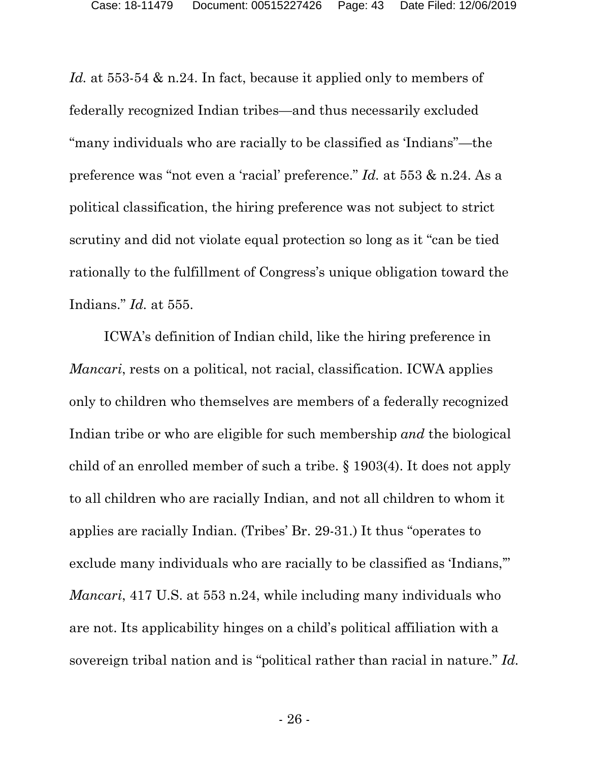*Id.* at 553-54 & n.24. In fact, because it applied only to members of federally recognized Indian tribes—and thus necessarily excluded "many individuals who are racially to be classified as 'Indians"—the preference was "not even a 'racial' preference." *Id.* at 553 & n.24. As a political classification, the hiring preference was not subject to strict scrutiny and did not violate equal protection so long as it "can be tied rationally to the fulfillment of Congress's unique obligation toward the Indians." *Id.* at 555.

ICWA's definition of Indian child, like the hiring preference in *Mancari*, rests on a political, not racial, classification. ICWA applies only to children who themselves are members of a federally recognized Indian tribe or who are eligible for such membership *and* the biological child of an enrolled member of such a tribe. § 1903(4). It does not apply to all children who are racially Indian, and not all children to whom it applies are racially Indian. (Tribes' Br. 29-31.) It thus "operates to exclude many individuals who are racially to be classified as 'Indians,'" *Mancari*, 417 U.S. at 553 n.24, while including many individuals who are not. Its applicability hinges on a child's political affiliation with a sovereign tribal nation and is "political rather than racial in nature." *Id.*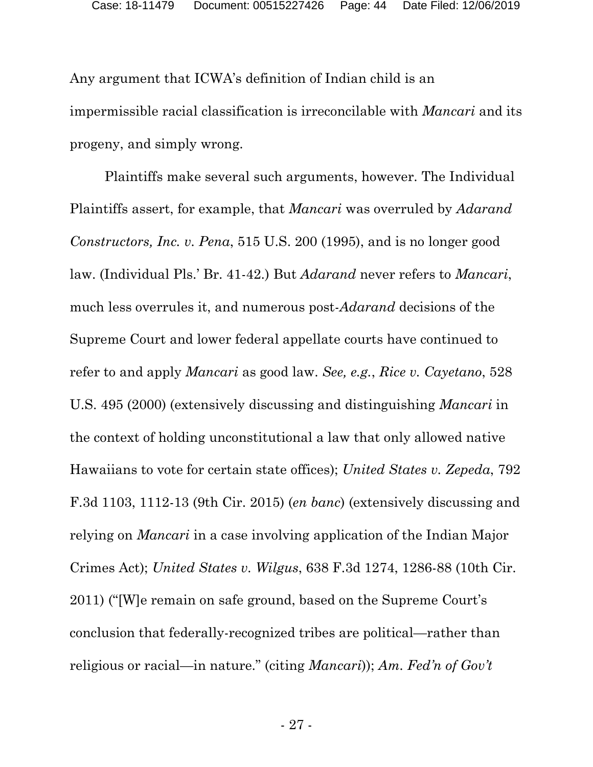Any argument that ICWA's definition of Indian child is an impermissible racial classification is irreconcilable with *Mancari* and its progeny, and simply wrong.

Plaintiffs make several such arguments, however. The Individual Plaintiffs assert, for example, that *Mancari* was overruled by *Adarand Constructors, Inc. v. Pena*, 515 U.S. 200 (1995), and is no longer good law. (Individual Pls.' Br. 41-42.) But *Adarand* never refers to *Mancari*, much less overrules it, and numerous post-*Adarand* decisions of the Supreme Court and lower federal appellate courts have continued to refer to and apply *Mancari* as good law. *See, e.g.*, *Rice v. Cayetano*, 528 U.S. 495 (2000) (extensively discussing and distinguishing *Mancari* in the context of holding unconstitutional a law that only allowed native Hawaiians to vote for certain state offices); *United States v. Zepeda*, 792 F.3d 1103, 1112-13 (9th Cir. 2015) (*en banc*) (extensively discussing and relying on *Mancari* in a case involving application of the Indian Major Crimes Act); *United States v. Wilgus*, 638 F.3d 1274, 1286-88 (10th Cir. 2011) ("[W]e remain on safe ground, based on the Supreme Court's conclusion that federally-recognized tribes are political—rather than religious or racial—in nature." (citing *Mancari*)); *Am. Fed'n of Gov't*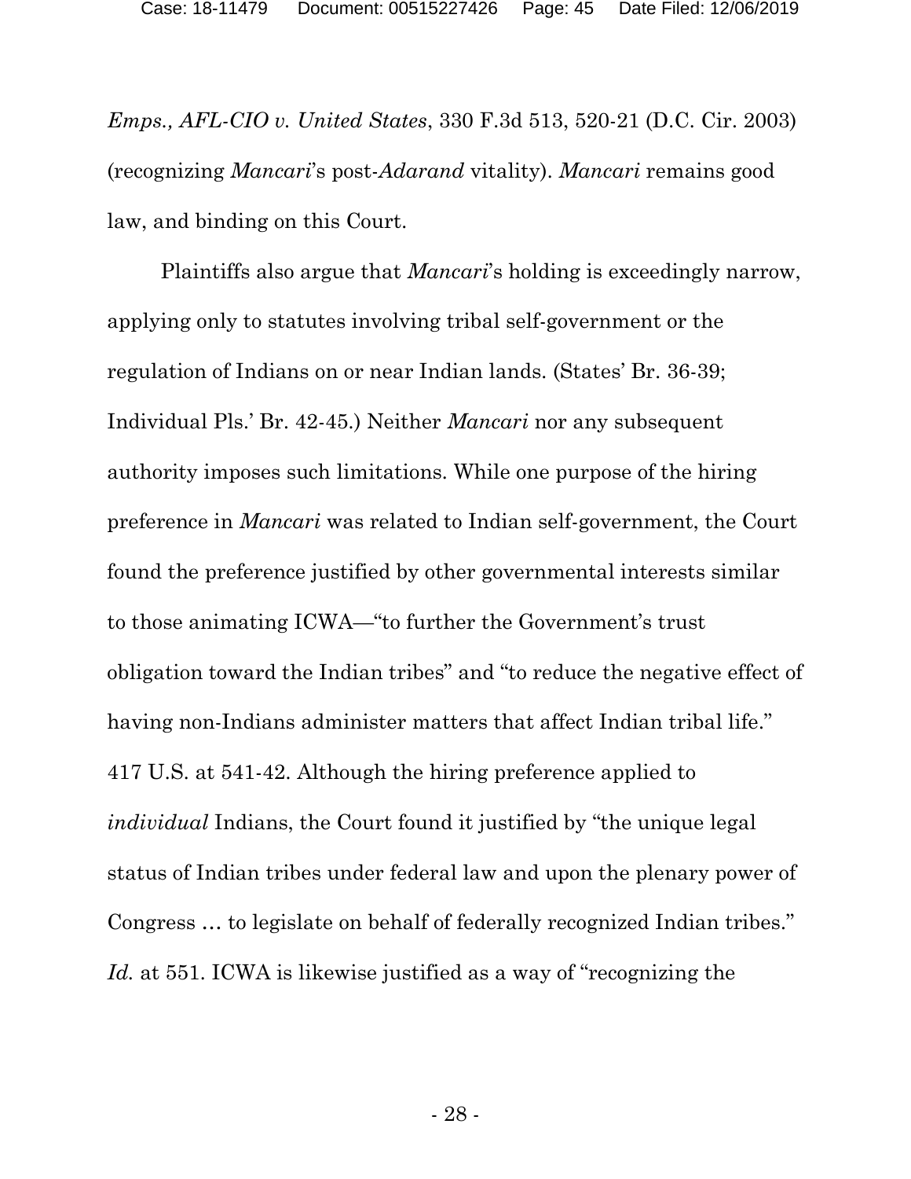*Emps., AFL-CIO v. United States*, 330 F.3d 513, 520-21 (D.C. Cir. 2003) (recognizing *Mancari*'s post-*Adarand* vitality). *Mancari* remains good law, and binding on this Court.

Plaintiffs also argue that *Mancari*'s holding is exceedingly narrow, applying only to statutes involving tribal self-government or the regulation of Indians on or near Indian lands. (States' Br. 36-39; Individual Pls.' Br. 42-45.) Neither *Mancari* nor any subsequent authority imposes such limitations. While one purpose of the hiring preference in *Mancari* was related to Indian self-government, the Court found the preference justified by other governmental interests similar to those animating ICWA—"to further the Government's trust obligation toward the Indian tribes" and "to reduce the negative effect of having non-Indians administer matters that affect Indian tribal life." 417 U.S. at 541-42. Although the hiring preference applied to *individual* Indians, the Court found it justified by "the unique legal status of Indian tribes under federal law and upon the plenary power of Congress … to legislate on behalf of federally recognized Indian tribes." *Id.* at 551. ICWA is likewise justified as a way of "recognizing the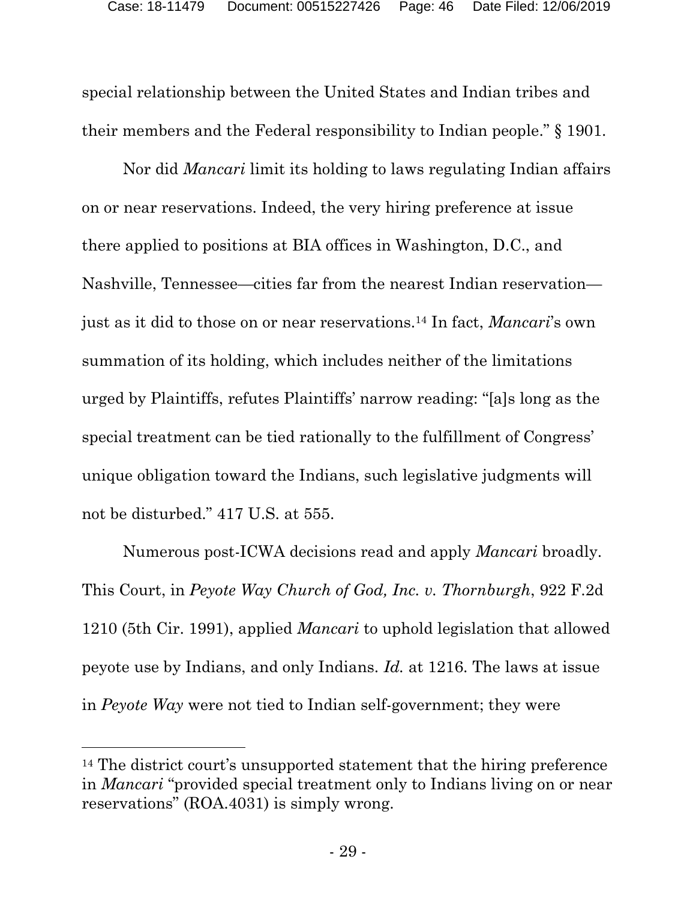special relationship between the United States and Indian tribes and their members and the Federal responsibility to Indian people." § 1901.

Nor did *Mancari* limit its holding to laws regulating Indian affairs on or near reservations. Indeed, the very hiring preference at issue there applied to positions at BIA offices in Washington, D.C., and Nashville, Tennessee—cities far from the nearest Indian reservation—just as it did to those on or near reservations.[14] In fact, *Mancari*'s own summation of its holding, which includes neither of the limitations urged by Plaintiffs, refutes Plaintiffs' narrow reading: "[a]s long as the special treatment can be tied rationally to the fulfillment of Congress' unique obligation toward the Indians, such legislative judgments will not be disturbed." 417 U.S. at 555.

Numerous post-ICWA decisions read and apply *Mancari* broadly. This Court, in *Peyote Way Church of God, Inc. v. Thornburgh*, 922 F.2d 1210 (5th Cir. 1991), applied *Mancari* to uphold legislation that allowed peyote use by Indians, and only Indians. *Id.* at 1216. The laws at issue in *Peyote Way* were not tied to Indian self-government; they were

---

[14] The district court's unsupported statement that the hiring preference in *Mancari* "provided special treatment only to Indians living on or near reservations" (ROA.4031) is simply wrong.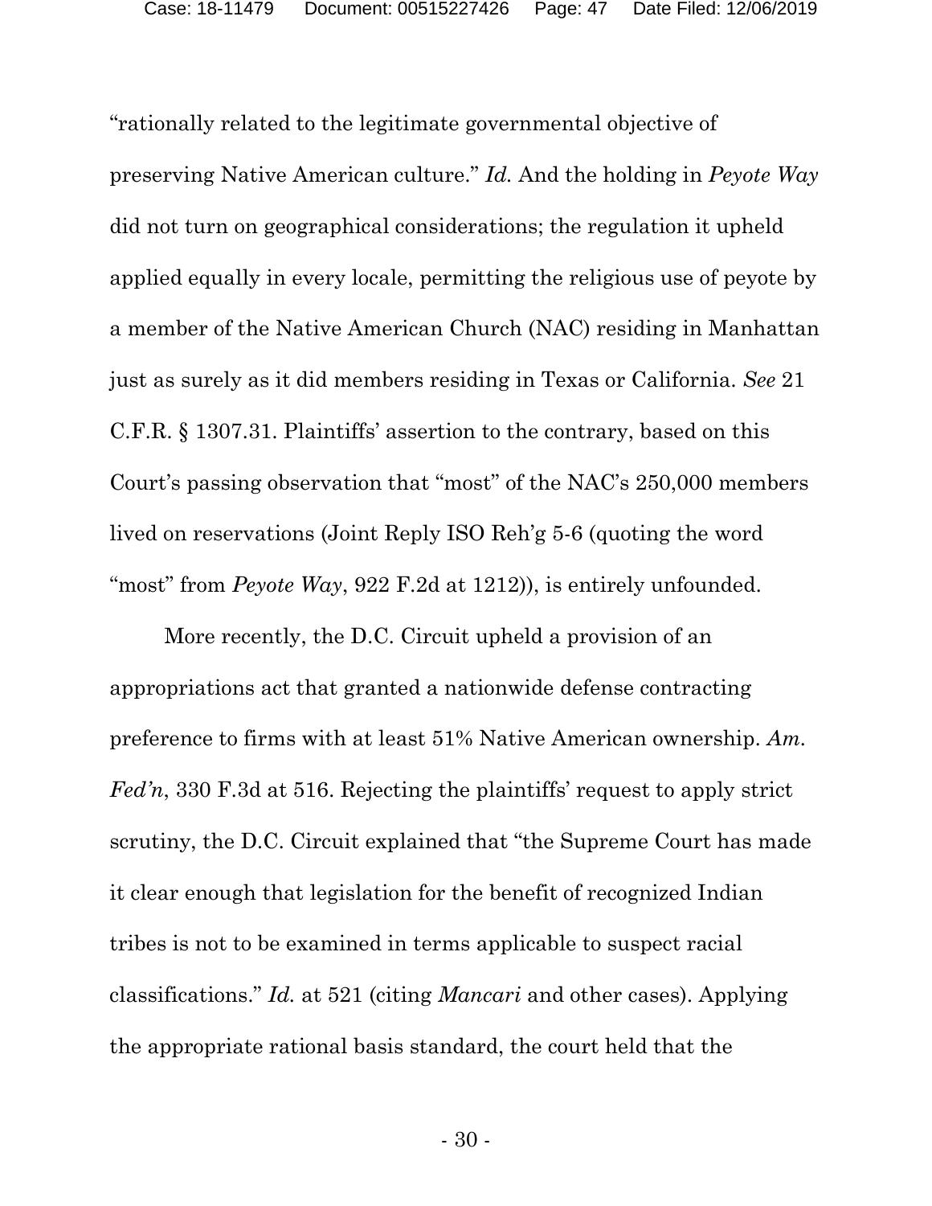"rationally related to the legitimate governmental objective of preserving Native American culture." *Id.* And the holding in *Peyote Way* did not turn on geographical considerations; the regulation it upheld applied equally in every locale, permitting the religious use of peyote by a member of the Native American Church (NAC) residing in Manhattan just as surely as it did members residing in Texas or California. *See* 21 C.F.R. § 1307.31. Plaintiffs' assertion to the contrary, based on this Court's passing observation that "most" of the NAC's 250,000 members lived on reservations (Joint Reply ISO Reh'g 5-6 (quoting the word "most" from *Peyote Way*, 922 F.2d at 1212)), is entirely unfounded.

More recently, the D.C. Circuit upheld a provision of an appropriations act that granted a nationwide defense contracting preference to firms with at least 51% Native American ownership. *Am. Fed'n*, 330 F.3d at 516. Rejecting the plaintiffs' request to apply strict scrutiny, the D.C. Circuit explained that "the Supreme Court has made it clear enough that legislation for the benefit of recognized Indian tribes is not to be examined in terms applicable to suspect racial classifications." *Id.* at 521 (citing *Mancari* and other cases). Applying the appropriate rational basis standard, the court held that the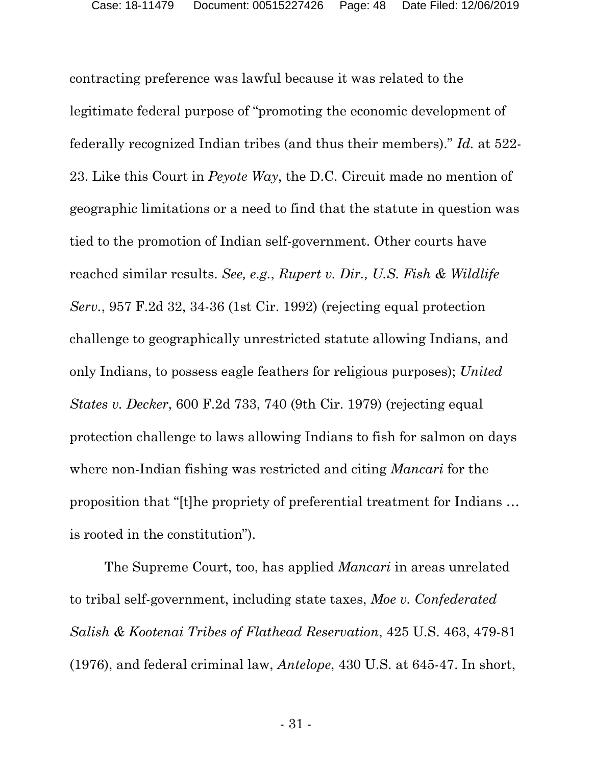contracting preference was lawful because it was related to the legitimate federal purpose of "promoting the economic development of federally recognized Indian tribes (and thus their members)." *Id.* at 522-23. Like this Court in *Peyote Way*, the D.C. Circuit made no mention of geographic limitations or a need to find that the statute in question was tied to the promotion of Indian self-government. Other courts have reached similar results. *See, e.g.*, *Rupert v. Dir., U.S. Fish & Wildlife Serv.*, 957 F.2d 32, 34-36 (1st Cir. 1992) (rejecting equal protection challenge to geographically unrestricted statute allowing Indians, and only Indians, to possess eagle feathers for religious purposes); *United States v. Decker*, 600 F.2d 733, 740 (9th Cir. 1979) (rejecting equal protection challenge to laws allowing Indians to fish for salmon on days where non-Indian fishing was restricted and citing *Mancari* for the proposition that "[t]he propriety of preferential treatment for Indians … is rooted in the constitution").

The Supreme Court, too, has applied *Mancari* in areas unrelated to tribal self-government, including state taxes, *Moe v. Confederated Salish & Kootenai Tribes of Flathead Reservation*, 425 U.S. 463, 479-81 (1976), and federal criminal law, *Antelope*, 430 U.S. at 645-47. In short,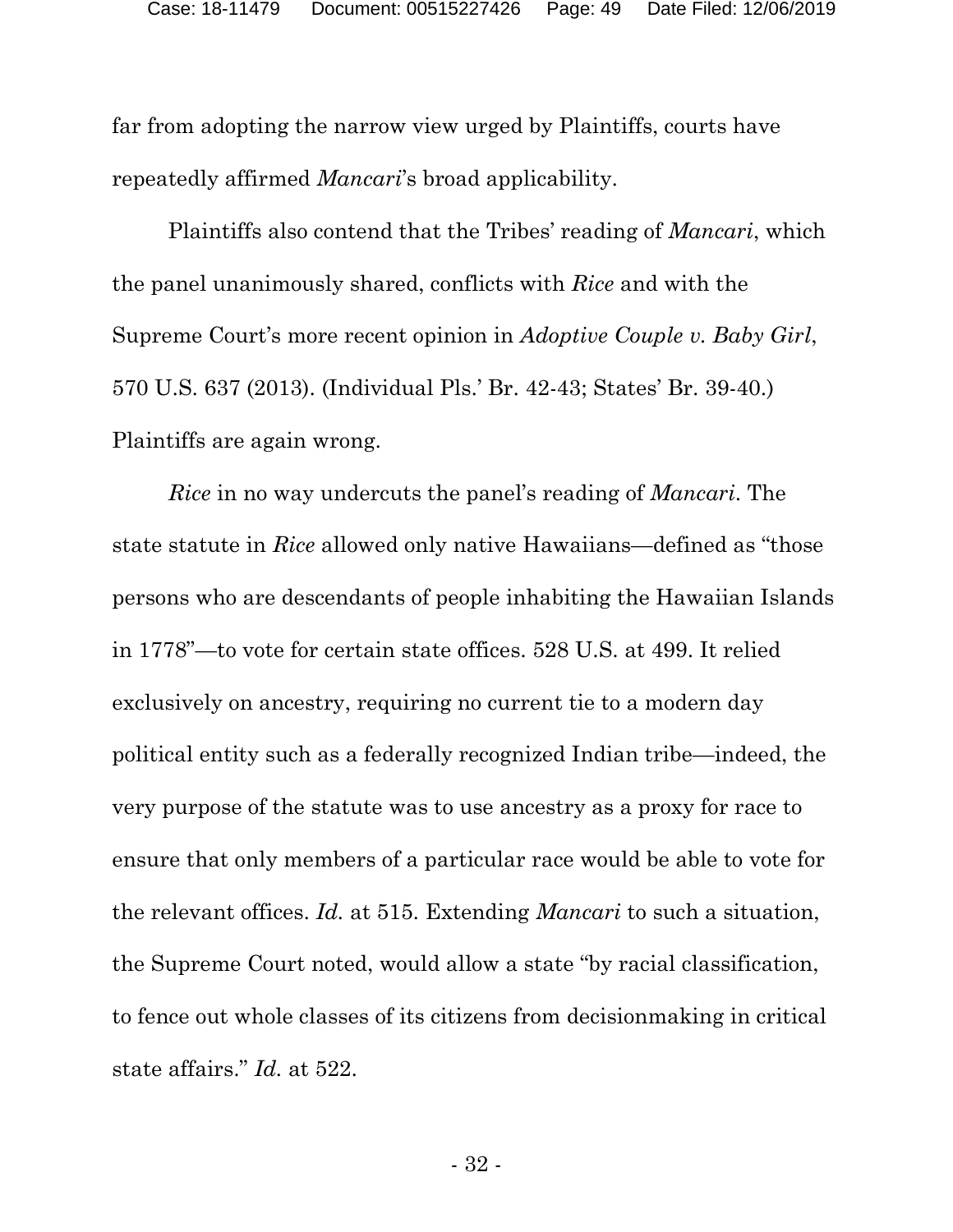far from adopting the narrow view urged by Plaintiffs, courts have repeatedly affirmed *Mancari*'s broad applicability.

Plaintiffs also contend that the Tribes' reading of *Mancari*, which the panel unanimously shared, conflicts with *Rice* and with the Supreme Court's more recent opinion in *Adoptive Couple v. Baby Girl*, 570 U.S. 637 (2013). (Individual Pls.' Br. 42-43; States' Br. 39-40.) Plaintiffs are again wrong.

*Rice* in no way undercuts the panel's reading of *Mancari*. The state statute in *Rice* allowed only native Hawaiians—defined as "those persons who are descendants of people inhabiting the Hawaiian Islands in 1778"—to vote for certain state offices. 528 U.S. at 499. It relied exclusively on ancestry, requiring no current tie to a modern day political entity such as a federally recognized Indian tribe—indeed, the very purpose of the statute was to use ancestry as a proxy for race to ensure that only members of a particular race would be able to vote for the relevant offices. *Id.* at 515. Extending *Mancari* to such a situation, the Supreme Court noted, would allow a state "by racial classification, to fence out whole classes of its citizens from decisionmaking in critical state affairs." *Id.* at 522.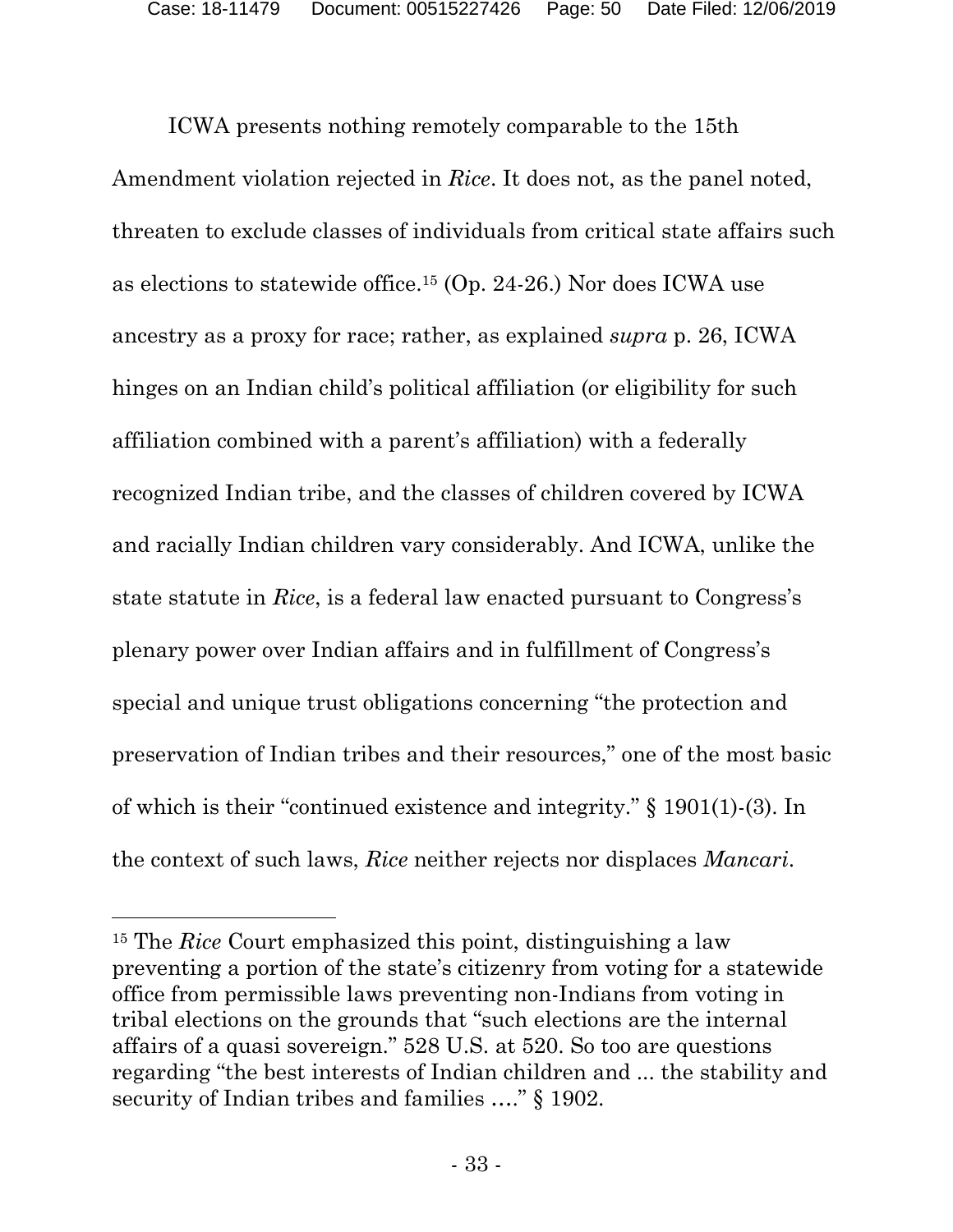ICWA presents nothing remotely comparable to the 15th Amendment violation rejected in *Rice*. It does not, as the panel noted, threaten to exclude classes of individuals from critical state affairs such as elections to statewide office.[15] (Op. 24-26.) Nor does ICWA use ancestry as a proxy for race; rather, as explained *supra* p. 26, ICWA hinges on an Indian child's political affiliation (or eligibility for such affiliation combined with a parent's affiliation) with a federally recognized Indian tribe, and the classes of children covered by ICWA and racially Indian children vary considerably. And ICWA, unlike the state statute in *Rice*, is a federal law enacted pursuant to Congress's plenary power over Indian affairs and in fulfillment of Congress's special and unique trust obligations concerning "the protection and preservation of Indian tribes and their resources," one of the most basic of which is their "continued existence and integrity." § 1901(1)-(3). In the context of such laws, *Rice* neither rejects nor displaces *Mancari*.

---

[15] The *Rice* Court emphasized this point, distinguishing a law preventing a portion of the state's citizenry from voting for a statewide office from permissible laws preventing non-Indians from voting in tribal elections on the grounds that "such elections are the internal affairs of a quasi sovereign." 528 U.S. at 520. So too are questions regarding "the best interests of Indian children and ... the stability and security of Indian tribes and families …." § 1902.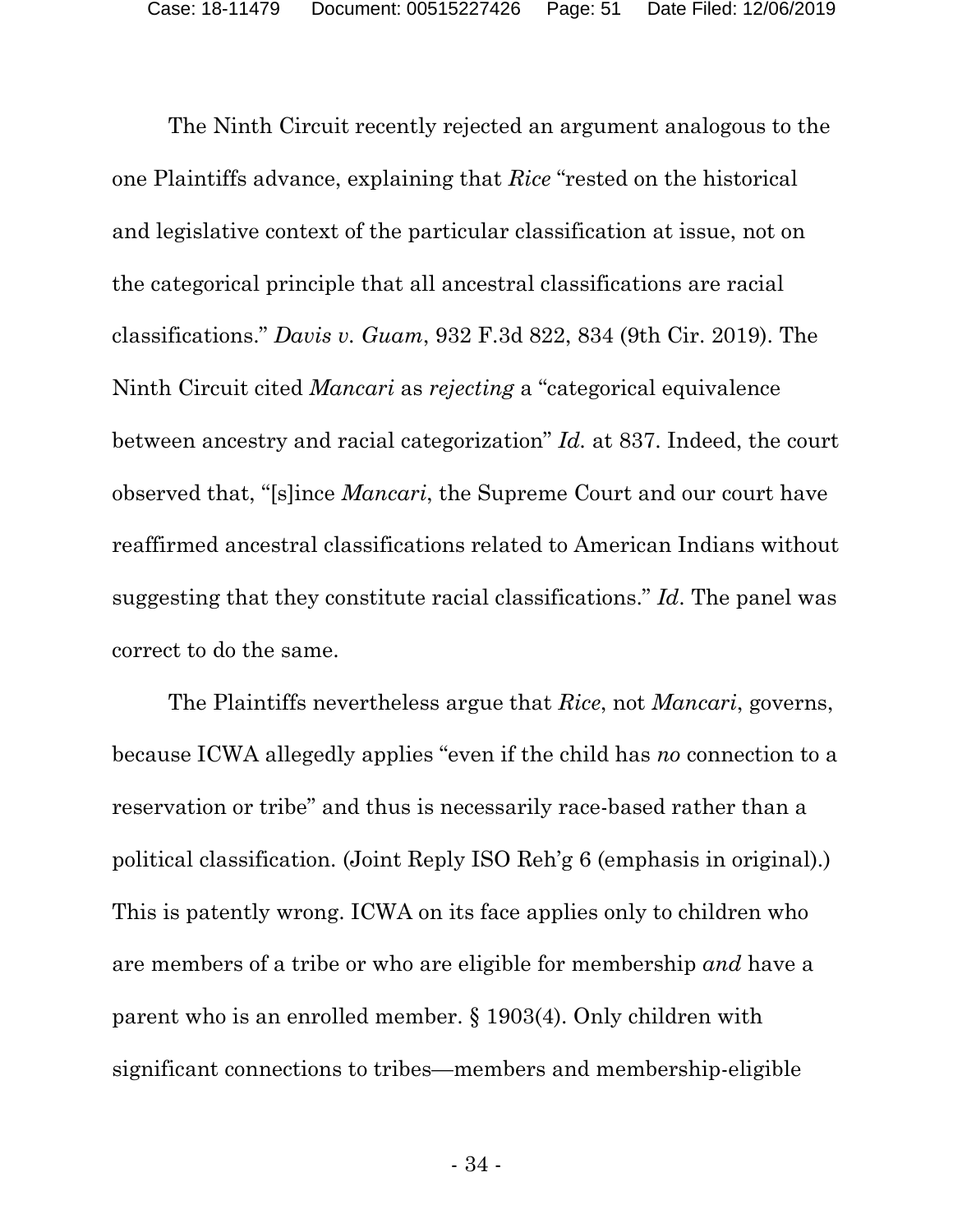The Ninth Circuit recently rejected an argument analogous to the one Plaintiffs advance, explaining that *Rice* "rested on the historical and legislative context of the particular classification at issue, not on the categorical principle that all ancestral classifications are racial classifications." *Davis v. Guam*, 932 F.3d 822, 834 (9th Cir. 2019). The Ninth Circuit cited *Mancari* as *rejecting* a "categorical equivalence between ancestry and racial categorization" *Id.* at 837. Indeed, the court observed that, "[s]ince *Mancari*, the Supreme Court and our court have reaffirmed ancestral classifications related to American Indians without suggesting that they constitute racial classifications." *Id*. The panel was correct to do the same.

The Plaintiffs nevertheless argue that *Rice*, not *Mancari*, governs, because ICWA allegedly applies "even if the child has *no* connection to a reservation or tribe" and thus is necessarily race-based rather than a political classification. (Joint Reply ISO Reh'g 6 (emphasis in original).) This is patently wrong. ICWA on its face applies only to children who are members of a tribe or who are eligible for membership *and* have a parent who is an enrolled member. § 1903(4). Only children with significant connections to tribes—members and membership-eligible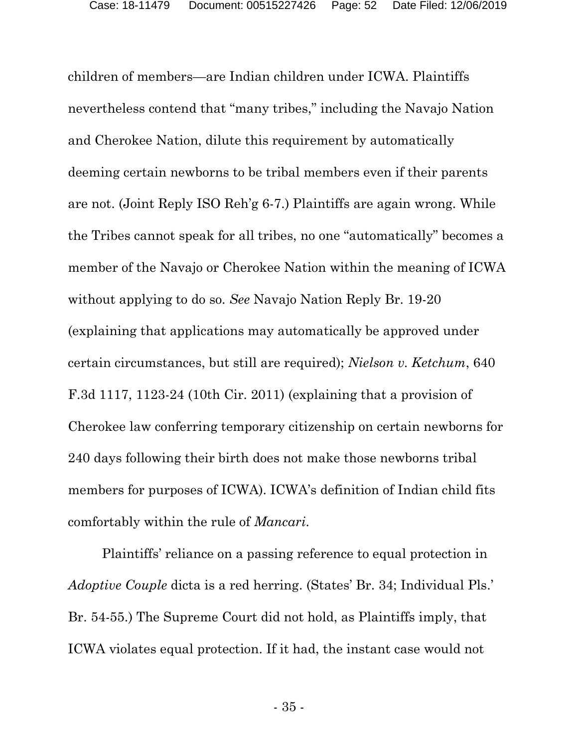children of members—are Indian children under ICWA. Plaintiffs nevertheless contend that "many tribes," including the Navajo Nation and Cherokee Nation, dilute this requirement by automatically deeming certain newborns to be tribal members even if their parents are not. (Joint Reply ISO Reh'g 6-7.) Plaintiffs are again wrong. While the Tribes cannot speak for all tribes, no one "automatically" becomes a member of the Navajo or Cherokee Nation within the meaning of ICWA without applying to do so. *See* Navajo Nation Reply Br. 19-20 (explaining that applications may automatically be approved under certain circumstances, but still are required); *Nielson v. Ketchum*, 640 F.3d 1117, 1123-24 (10th Cir. 2011) (explaining that a provision of Cherokee law conferring temporary citizenship on certain newborns for 240 days following their birth does not make those newborns tribal members for purposes of ICWA). ICWA's definition of Indian child fits comfortably within the rule of *Mancari*.

Plaintiffs' reliance on a passing reference to equal protection in *Adoptive Couple* dicta is a red herring. (States' Br. 34; Individual Pls.' Br. 54-55.) The Supreme Court did not hold, as Plaintiffs imply, that ICWA violates equal protection. If it had, the instant case would not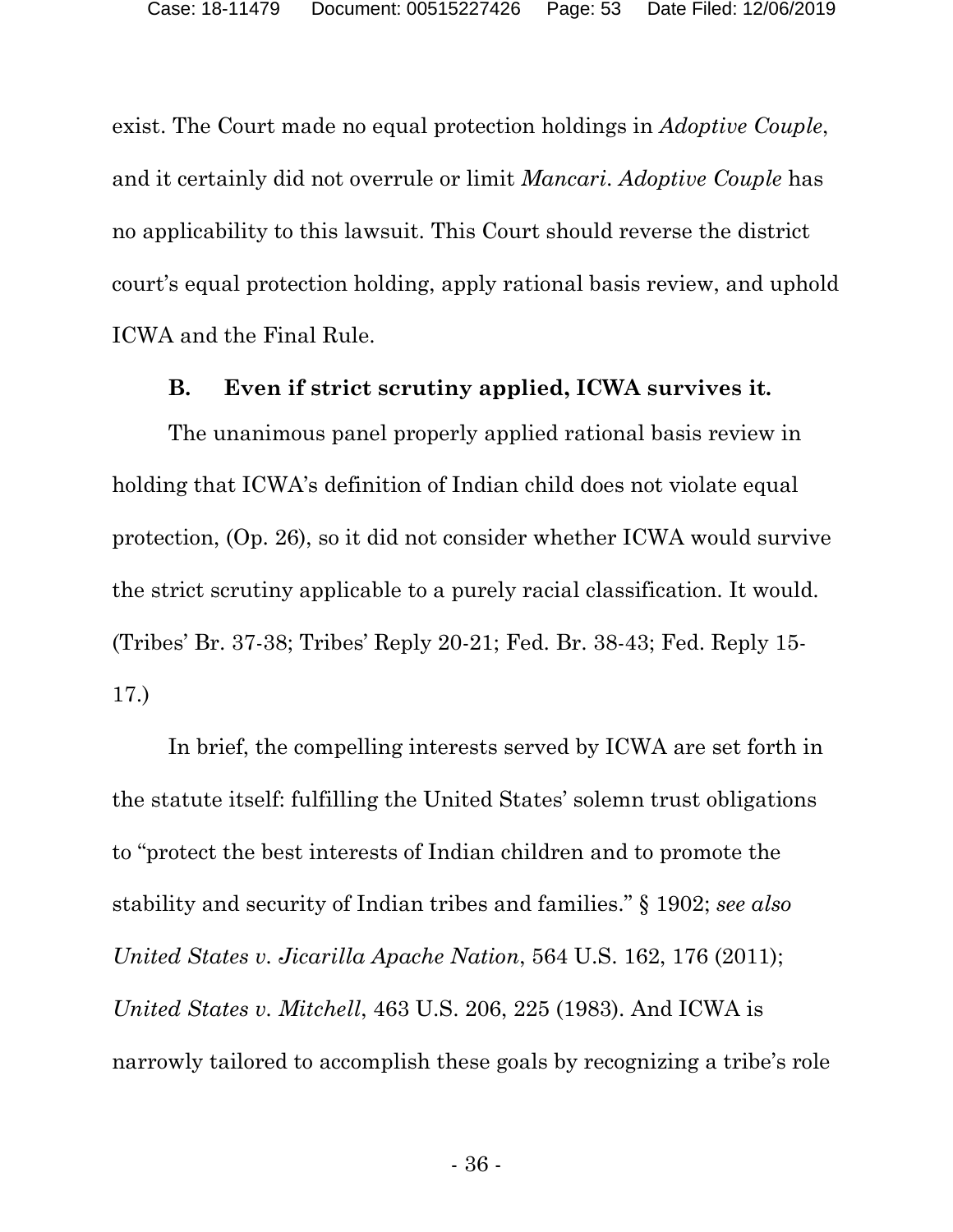exist. The Court made no equal protection holdings in *Adoptive Couple*, and it certainly did not overrule or limit *Mancari*. *Adoptive Couple* has no applicability to this lawsuit. This Court should reverse the district court's equal protection holding, apply rational basis review, and uphold ICWA and the Final Rule.

### B. Even if strict scrutiny applied, ICWA survives it.

The unanimous panel properly applied rational basis review in holding that ICWA's definition of Indian child does not violate equal protection, (Op. 26), so it did not consider whether ICWA would survive the strict scrutiny applicable to a purely racial classification. It would. (Tribes' Br. 37-38; Tribes' Reply 20-21; Fed. Br. 38-43; Fed. Reply 15-17.)

In brief, the compelling interests served by ICWA are set forth in the statute itself: fulfilling the United States' solemn trust obligations to "protect the best interests of Indian children and to promote the stability and security of Indian tribes and families." § 1902; *see also United States v. Jicarilla Apache Nation*, 564 U.S. 162, 176 (2011); *United States v. Mitchell*, 463 U.S. 206, 225 (1983). And ICWA is narrowly tailored to accomplish these goals by recognizing a tribe's role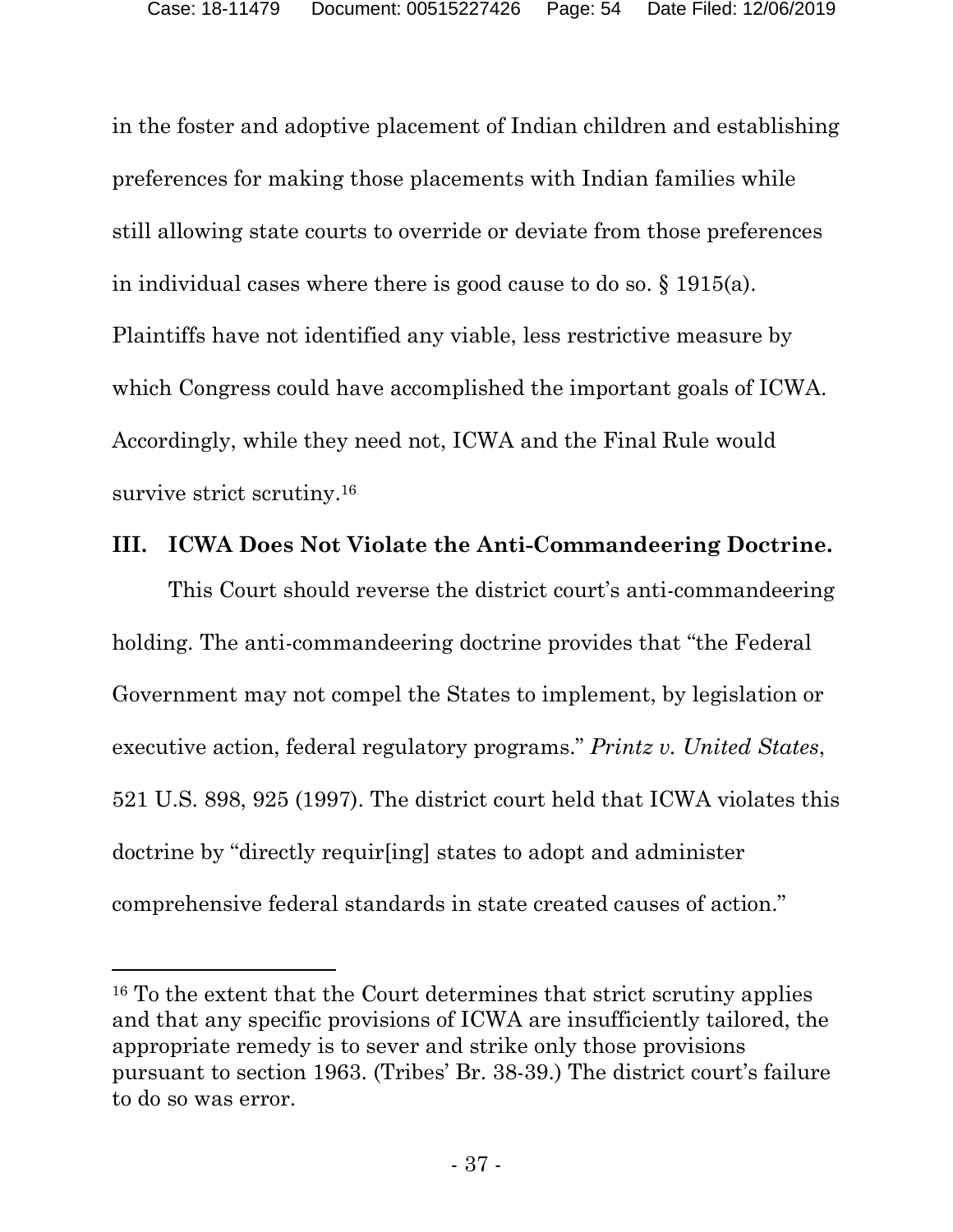in the foster and adoptive placement of Indian children and establishing preferences for making those placements with Indian families while still allowing state courts to override or deviate from those preferences in individual cases where there is good cause to do so. § 1915(a). Plaintiffs have not identified any viable, less restrictive measure by which Congress could have accomplished the important goals of ICWA. Accordingly, while they need not, ICWA and the Final Rule would survive strict scrutiny.[16]

## III. ICWA Does Not Violate the Anti-Commandeering Doctrine.

This Court should reverse the district court's anti-commandeering holding. The anti-commandeering doctrine provides that "the Federal Government may not compel the States to implement, by legislation or executive action, federal regulatory programs." *Printz v. United States*, 521 U.S. 898, 925 (1997). The district court held that ICWA violates this doctrine by "directly requir[ing] states to adopt and administer comprehensive federal standards in state created causes of action."

---

[16] To the extent that the Court determines that strict scrutiny applies and that any specific provisions of ICWA are insufficiently tailored, the appropriate remedy is to sever and strike only those provisions pursuant to section 1963. (Tribes' Br. 38-39.) The district court's failure to do so was error.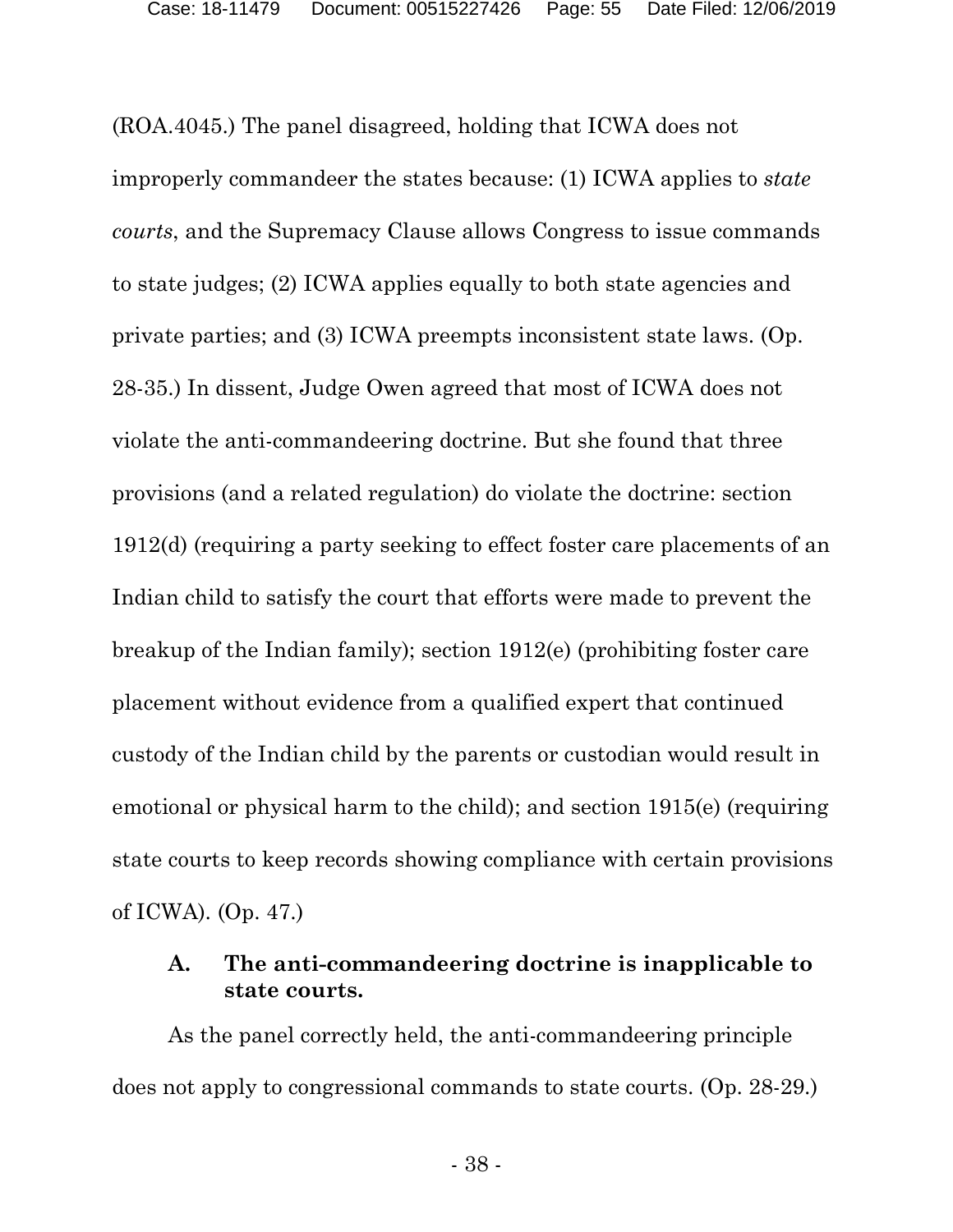(ROA.4045.) The panel disagreed, holding that ICWA does not improperly commandeer the states because: (1) ICWA applies to *state courts*, and the Supremacy Clause allows Congress to issue commands to state judges; (2) ICWA applies equally to both state agencies and private parties; and (3) ICWA preempts inconsistent state laws. (Op. 28-35.) In dissent, Judge Owen agreed that most of ICWA does not violate the anti-commandeering doctrine. But she found that three provisions (and a related regulation) do violate the doctrine: section 1912(d) (requiring a party seeking to effect foster care placements of an Indian child to satisfy the court that efforts were made to prevent the breakup of the Indian family); section 1912(e) (prohibiting foster care placement without evidence from a qualified expert that continued custody of the Indian child by the parents or custodian would result in emotional or physical harm to the child); and section 1915(e) (requiring state courts to keep records showing compliance with certain provisions of ICWA). (Op. 47.)

### A. The anti-commandeering doctrine is inapplicable to state courts.

As the panel correctly held, the anti-commandeering principle does not apply to congressional commands to state courts. (Op. 28-29.)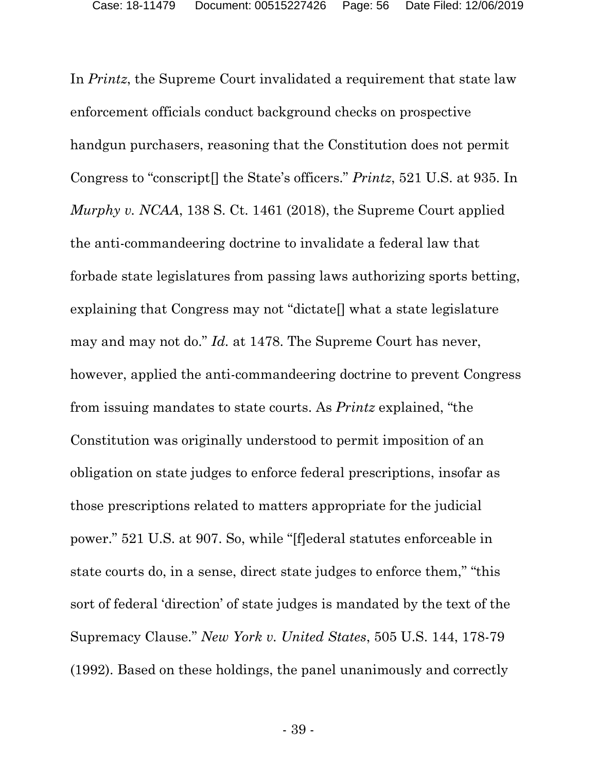In *Printz*, the Supreme Court invalidated a requirement that state law enforcement officials conduct background checks on prospective handgun purchasers, reasoning that the Constitution does not permit Congress to "conscript[] the State's officers." *Printz*, 521 U.S. at 935. In *Murphy v. NCAA*, 138 S. Ct. 1461 (2018), the Supreme Court applied the anti-commandeering doctrine to invalidate a federal law that forbade state legislatures from passing laws authorizing sports betting, explaining that Congress may not "dictate[] what a state legislature may and may not do." *Id.* at 1478. The Supreme Court has never, however, applied the anti-commandeering doctrine to prevent Congress from issuing mandates to state courts. As *Printz* explained, "the Constitution was originally understood to permit imposition of an obligation on state judges to enforce federal prescriptions, insofar as those prescriptions related to matters appropriate for the judicial power." 521 U.S. at 907. So, while "[f]ederal statutes enforceable in state courts do, in a sense, direct state judges to enforce them," "this sort of federal 'direction' of state judges is mandated by the text of the Supremacy Clause." *New York v. United States*, 505 U.S. 144, 178-79 (1992). Based on these holdings, the panel unanimously and correctly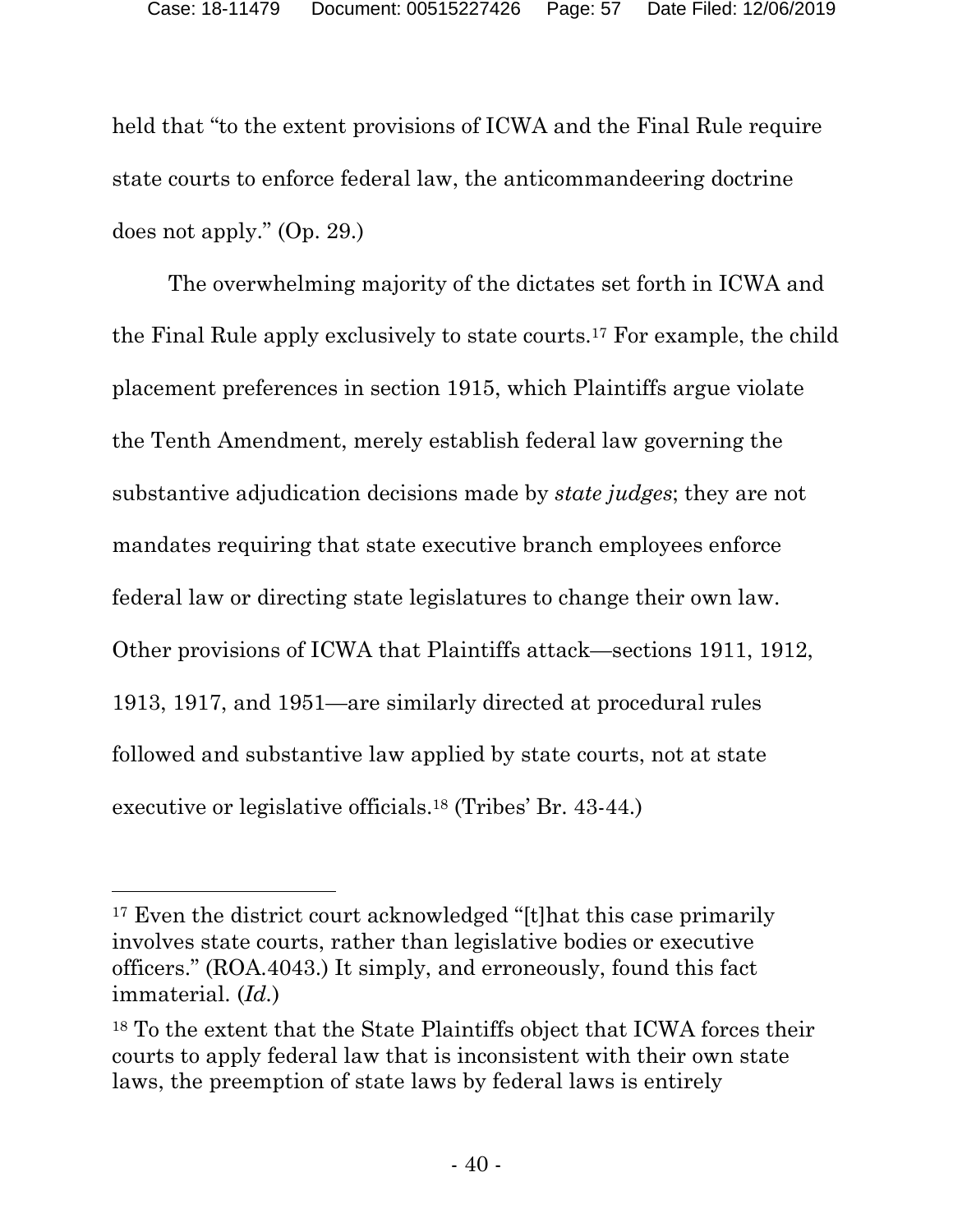held that "to the extent provisions of ICWA and the Final Rule require state courts to enforce federal law, the anticommandeering doctrine does not apply." (Op. 29.)

The overwhelming majority of the dictates set forth in ICWA and the Final Rule apply exclusively to state courts.[17] For example, the child placement preferences in section 1915, which Plaintiffs argue violate the Tenth Amendment, merely establish federal law governing the substantive adjudication decisions made by *state judges*; they are not mandates requiring that state executive branch employees enforce federal law or directing state legislatures to change their own law. Other provisions of ICWA that Plaintiffs attack—sections 1911, 1912, 1913, 1917, and 1951—are similarly directed at procedural rules followed and substantive law applied by state courts, not at state executive or legislative officials.[18] (Tribes' Br. 43-44.)

---

[17] Even the district court acknowledged "[t]hat this case primarily involves state courts, rather than legislative bodies or executive officers." (ROA.4043.) It simply, and erroneously, found this fact immaterial. (*Id.*)

[18] To the extent that the State Plaintiffs object that ICWA forces their courts to apply federal law that is inconsistent with their own state laws, the preemption of state laws by federal laws is entirely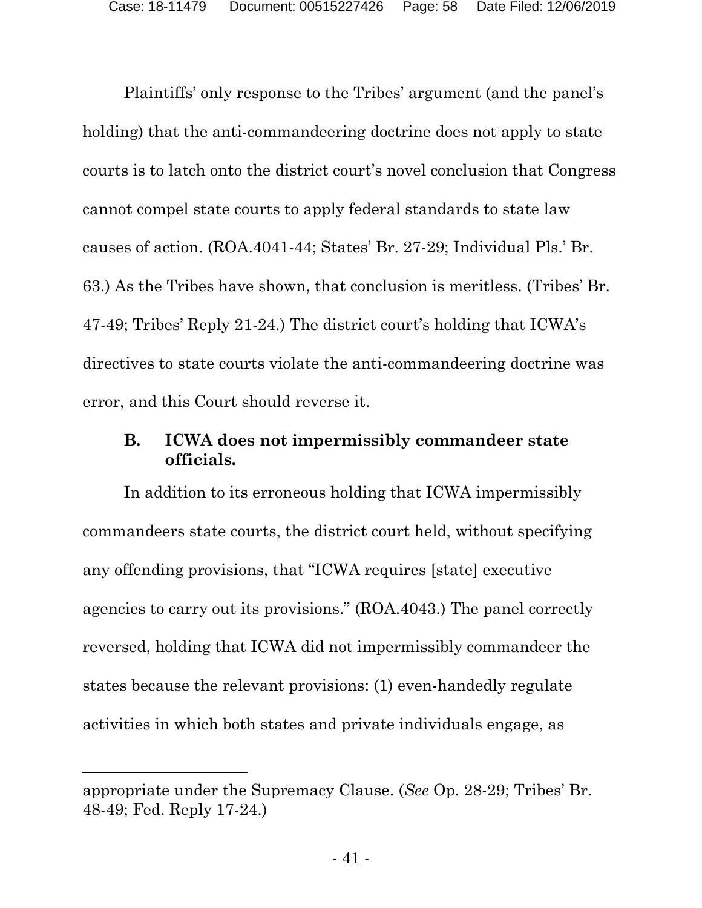Plaintiffs' only response to the Tribes' argument (and the panel's holding) that the anti-commandeering doctrine does not apply to state courts is to latch onto the district court's novel conclusion that Congress cannot compel state courts to apply federal standards to state law causes of action. (ROA.4041-44; States' Br. 27-29; Individual Pls.' Br. 63.) As the Tribes have shown, that conclusion is meritless. (Tribes' Br. 47-49; Tribes' Reply 21-24.) The district court's holding that ICWA's directives to state courts violate the anti-commandeering doctrine was error, and this Court should reverse it.

### B. ICWA does not impermissibly commandeer state officials.

In addition to its erroneous holding that ICWA impermissibly commandeers state courts, the district court held, without specifying any offending provisions, that "ICWA requires [state] executive agencies to carry out its provisions." (ROA.4043.) The panel correctly reversed, holding that ICWA did not impermissibly commandeer the states because the relevant provisions: (1) even-handedly regulate activities in which both states and private individuals engage, as

---

appropriate under the Supremacy Clause. (*See* Op. 28-29; Tribes' Br. 48-49; Fed. Reply 17-24.)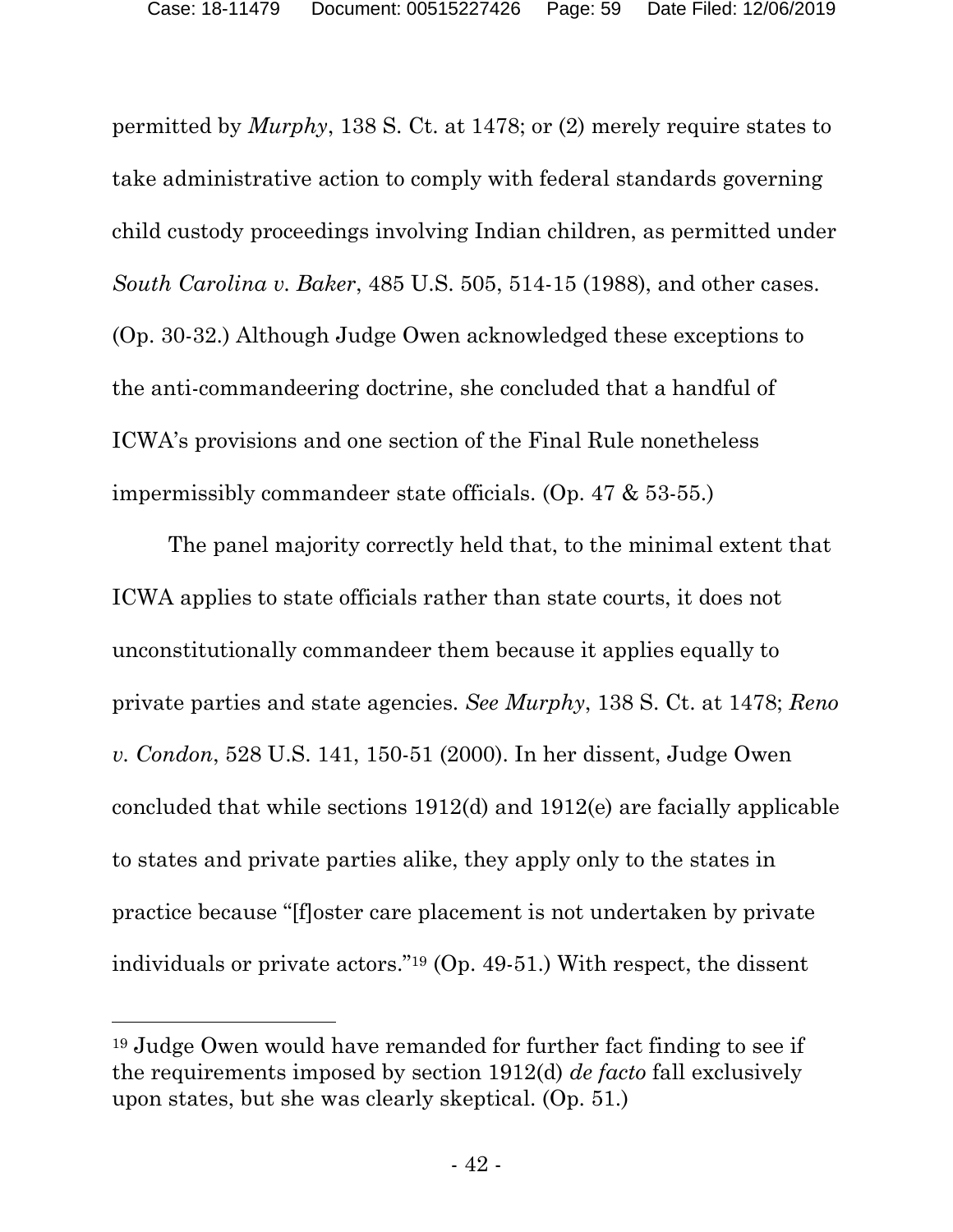permitted by *Murphy*, 138 S. Ct. at 1478; or (2) merely require states to take administrative action to comply with federal standards governing child custody proceedings involving Indian children, as permitted under *South Carolina v. Baker*, 485 U.S. 505, 514-15 (1988), and other cases. (Op. 30-32.) Although Judge Owen acknowledged these exceptions to the anti-commandeering doctrine, she concluded that a handful of ICWA's provisions and one section of the Final Rule nonetheless impermissibly commandeer state officials. (Op. 47 & 53-55.)

The panel majority correctly held that, to the minimal extent that ICWA applies to state officials rather than state courts, it does not unconstitutionally commandeer them because it applies equally to private parties and state agencies. *See Murphy*, 138 S. Ct. at 1478; *Reno v. Condon*, 528 U.S. 141, 150-51 (2000). In her dissent, Judge Owen concluded that while sections 1912(d) and 1912(e) are facially applicable to states and private parties alike, they apply only to the states in practice because "[f]oster care placement is not undertaken by private individuals or private actors."[19] (Op. 49-51.) With respect, the dissent

---

[19] Judge Owen would have remanded for further fact finding to see if the requirements imposed by section 1912(d) *de facto* fall exclusively upon states, but she was clearly skeptical. (Op. 51.)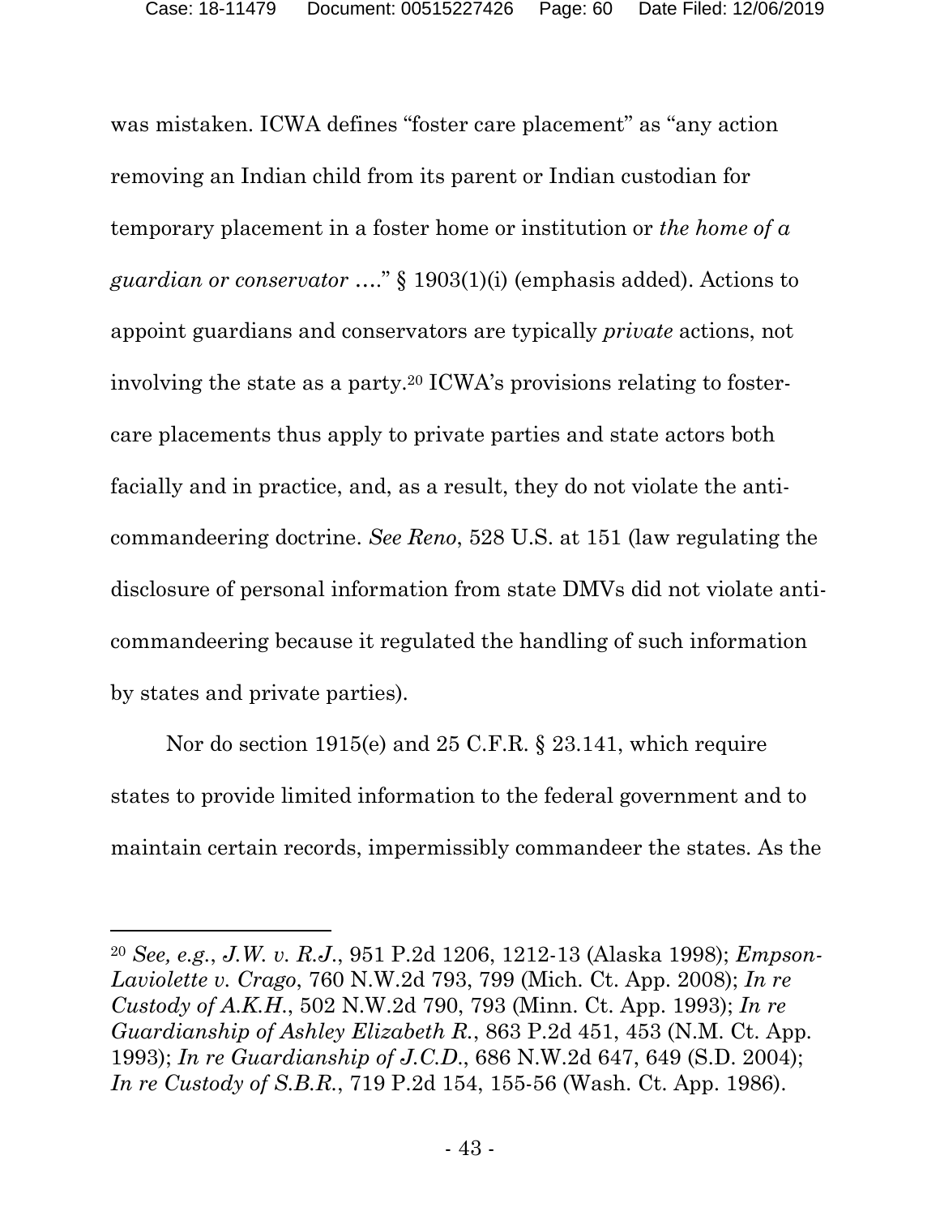was mistaken. ICWA defines "foster care placement" as "any action removing an Indian child from its parent or Indian custodian for temporary placement in a foster home or institution or *the home of a guardian or conservator* …." § 1903(1)(i) (emphasis added). Actions to appoint guardians and conservators are typically *private* actions, not involving the state as a party.[20] ICWA's provisions relating to foster-care placements thus apply to private parties and state actors both facially and in practice, and, as a result, they do not violate the anti-commandeering doctrine. *See Reno*, 528 U.S. at 151 (law regulating the disclosure of personal information from state DMVs did not violate anti-commandeering because it regulated the handling of such information by states and private parties).

Nor do section 1915(e) and 25 C.F.R. § 23.141, which require states to provide limited information to the federal government and to maintain certain records, impermissibly commandeer the states. As the

---

[20] *See, e.g.*, *J.W. v. R.J.*, 951 P.2d 1206, 1212-13 (Alaska 1998); *Empson-Laviolette v. Crago*, 760 N.W.2d 793, 799 (Mich. Ct. App. 2008); *In re Custody of A.K.H.*, 502 N.W.2d 790, 793 (Minn. Ct. App. 1993); *In re Guardianship of Ashley Elizabeth R.*, 863 P.2d 451, 453 (N.M. Ct. App. 1993); *In re Guardianship of J.C.D.*, 686 N.W.2d 647, 649 (S.D. 2004); *In re Custody of S.B.R.*, 719 P.2d 154, 155-56 (Wash. Ct. App. 1986).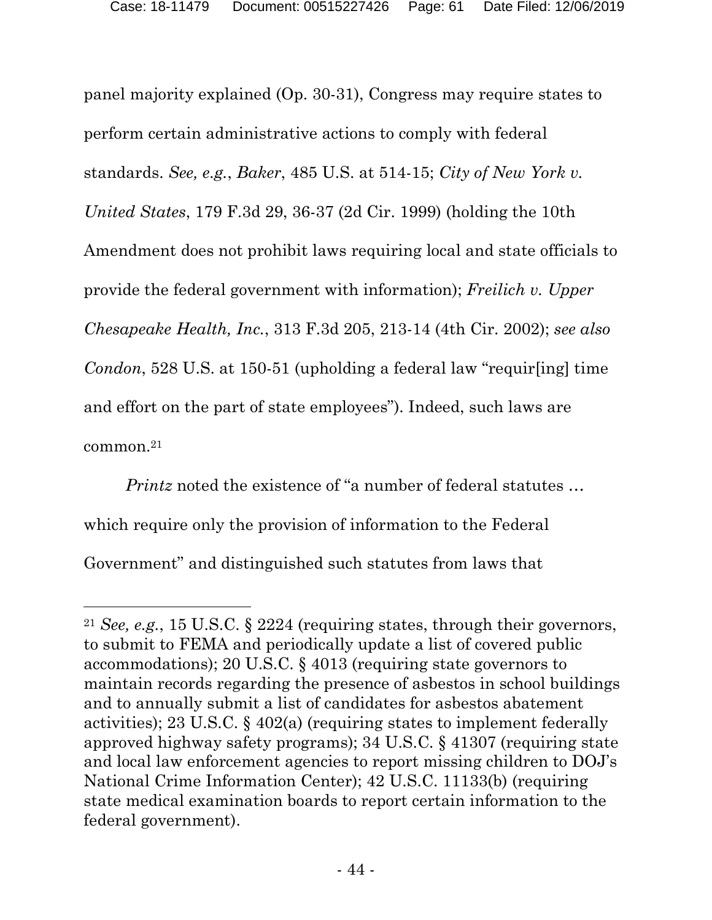panel majority explained (Op. 30-31), Congress may require states to perform certain administrative actions to comply with federal standards. *See, e.g.*, *Baker*, 485 U.S. at 514-15; *City of New York v. United States*, 179 F.3d 29, 36-37 (2d Cir. 1999) (holding the 10th Amendment does not prohibit laws requiring local and state officials to provide the federal government with information); *Freilich v. Upper Chesapeake Health, Inc.*, 313 F.3d 205, 213-14 (4th Cir. 2002); *see also Condon*, 528 U.S. at 150-51 (upholding a federal law "requir[ing] time and effort on the part of state employees"). Indeed, such laws are common.[21]

*Printz* noted the existence of "a number of federal statutes … which require only the provision of information to the Federal Government" and distinguished such statutes from laws that

---

[21] *See, e.g.*, 15 U.S.C. § 2224 (requiring states, through their governors, to submit to FEMA and periodically update a list of covered public accommodations); 20 U.S.C. § 4013 (requiring state governors to maintain records regarding the presence of asbestos in school buildings and to annually submit a list of candidates for asbestos abatement activities); 23 U.S.C. § 402(a) (requiring states to implement federally approved highway safety programs); 34 U.S.C. § 41307 (requiring state and local law enforcement agencies to report missing children to DOJ's National Crime Information Center); 42 U.S.C. 11133(b) (requiring state medical examination boards to report certain information to the federal government).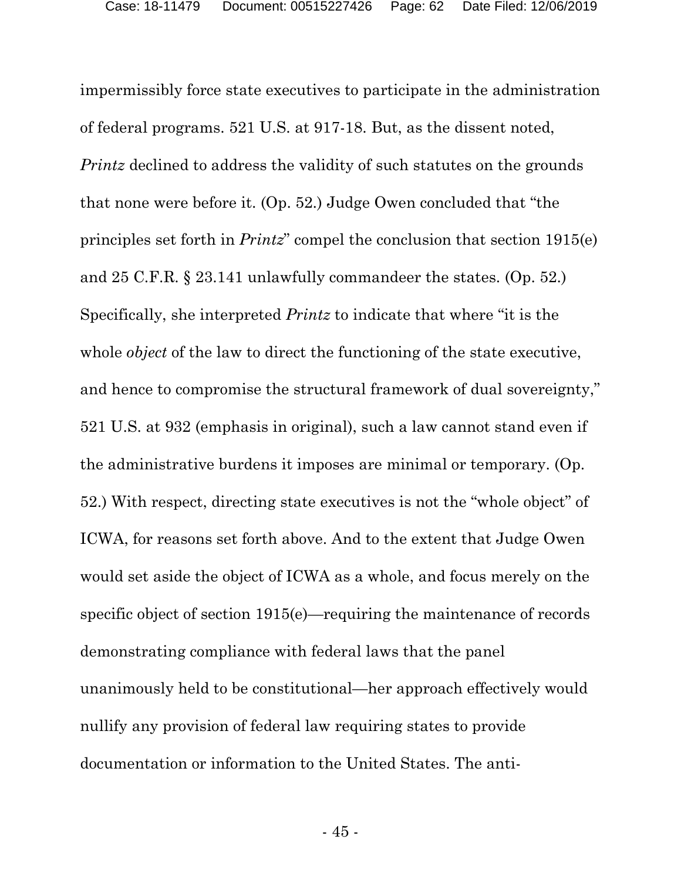impermissibly force state executives to participate in the administration of federal programs. 521 U.S. at 917-18. But, as the dissent noted, *Printz* declined to address the validity of such statutes on the grounds that none were before it. (Op. 52.) Judge Owen concluded that "the principles set forth in *Printz*" compel the conclusion that section 1915(e) and 25 C.F.R. § 23.141 unlawfully commandeer the states. (Op. 52.) Specifically, she interpreted *Printz* to indicate that where "it is the whole *object* of the law to direct the functioning of the state executive, and hence to compromise the structural framework of dual sovereignty," 521 U.S. at 932 (emphasis in original), such a law cannot stand even if the administrative burdens it imposes are minimal or temporary. (Op. 52.) With respect, directing state executives is not the "whole object" of ICWA, for reasons set forth above. And to the extent that Judge Owen would set aside the object of ICWA as a whole, and focus merely on the specific object of section 1915(e)—requiring the maintenance of records demonstrating compliance with federal laws that the panel unanimously held to be constitutional—her approach effectively would nullify any provision of federal law requiring states to provide documentation or information to the United States. The anti-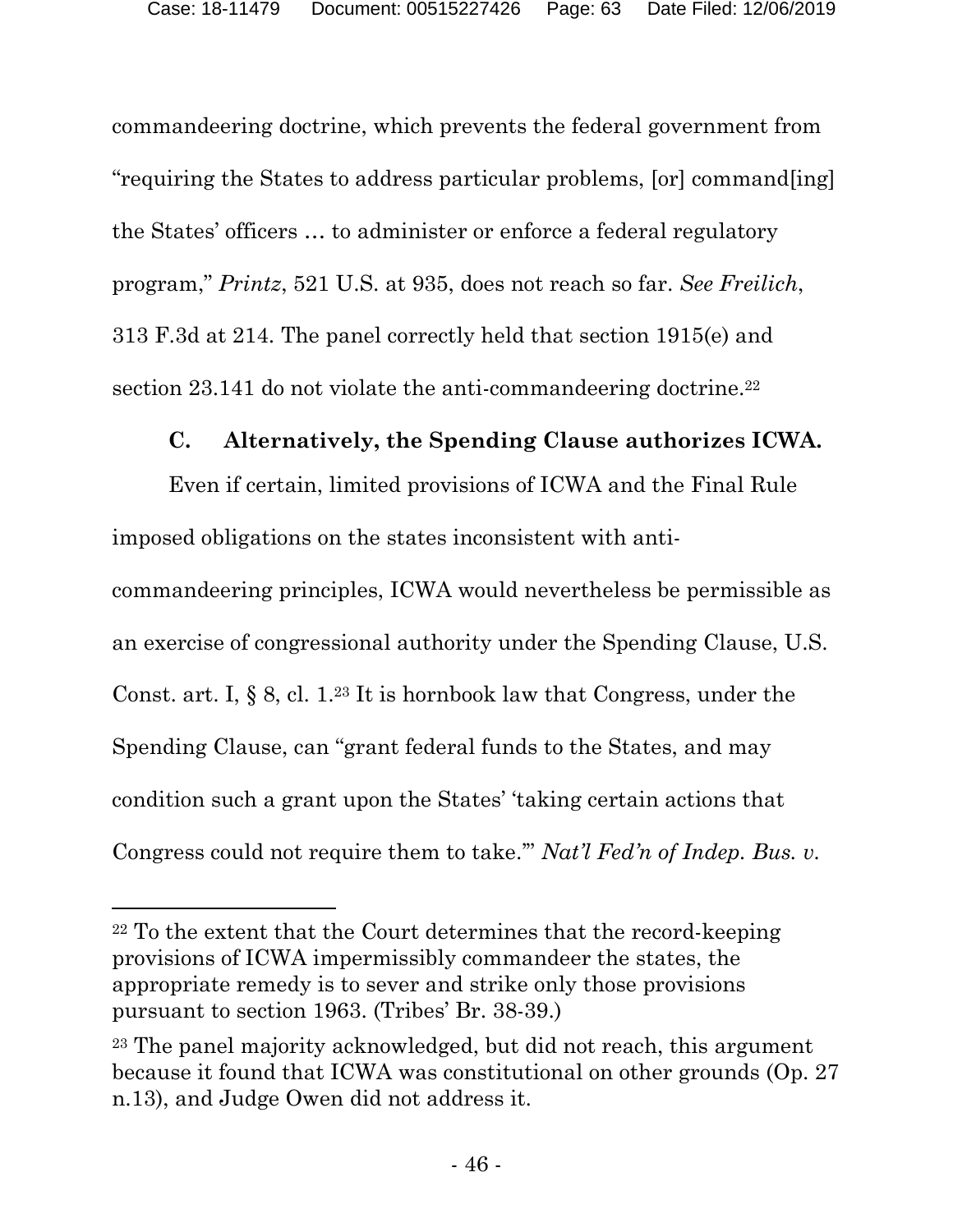commandeering doctrine, which prevents the federal government from "requiring the States to address particular problems, [or] command[ing] the States' officers … to administer or enforce a federal regulatory program," *Printz*, 521 U.S. at 935, does not reach so far. *See Freilich*, 313 F.3d at 214. The panel correctly held that section 1915(e) and section 23.141 do not violate the anti-commandeering doctrine.[22]

### C. Alternatively, the Spending Clause authorizes ICWA.

Even if certain, limited provisions of ICWA and the Final Rule imposed obligations on the states inconsistent with anti-commandeering principles, ICWA would nevertheless be permissible as an exercise of congressional authority under the Spending Clause, U.S. Const. art. I, § 8, cl. 1.[23] It is hornbook law that Congress, under the Spending Clause, can "grant federal funds to the States, and may condition such a grant upon the States' 'taking certain actions that Congress could not require them to take.'" *Nat'l Fed'n of Indep. Bus. v.*

---

[22] To the extent that the Court determines that the record-keeping provisions of ICWA impermissibly commandeer the states, the appropriate remedy is to sever and strike only those provisions pursuant to section 1963. (Tribes' Br. 38-39.)

[23] The panel majority acknowledged, but did not reach, this argument because it found that ICWA was constitutional on other grounds (Op. 27 n.13), and Judge Owen did not address it.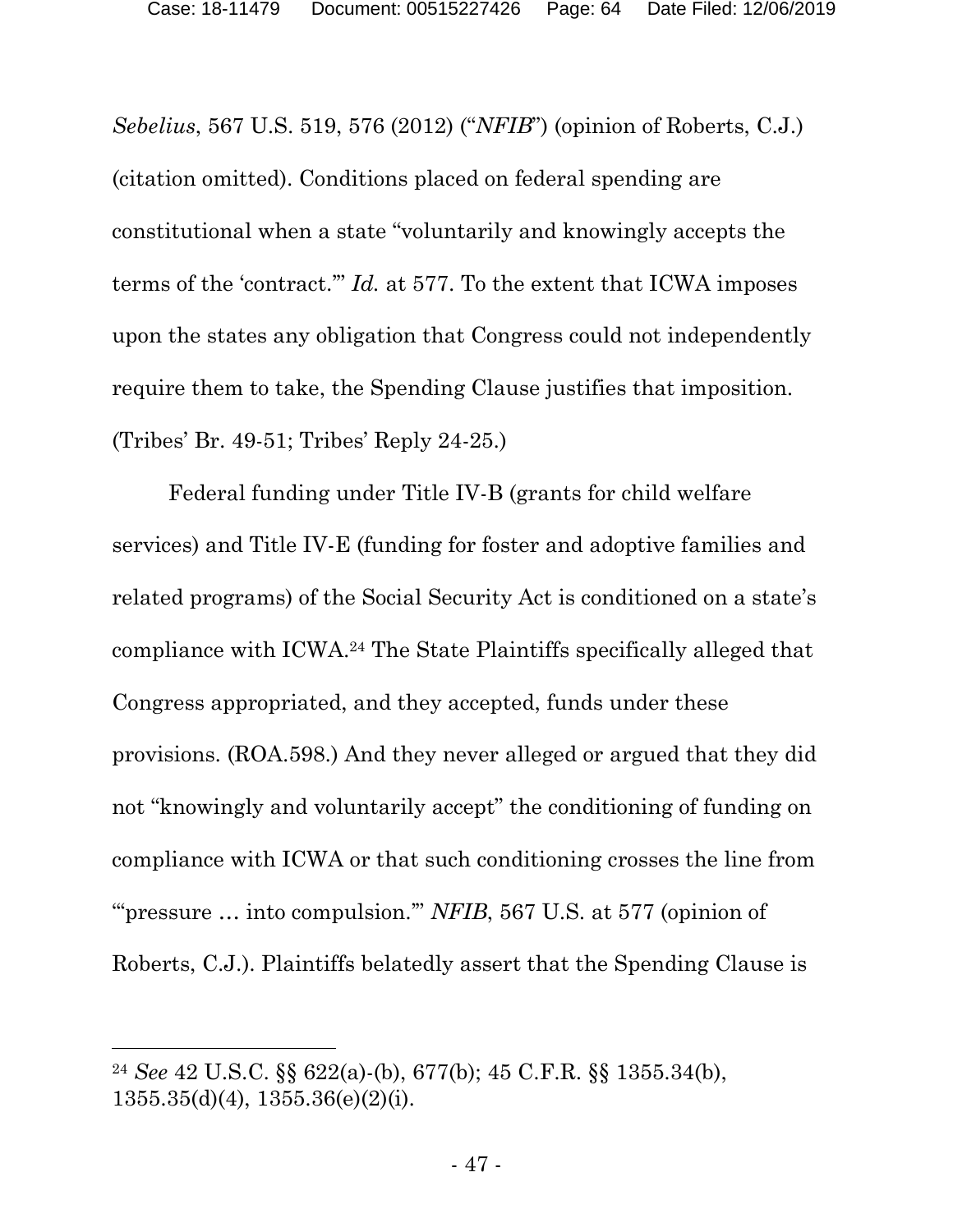*Sebelius*, 567 U.S. 519, 576 (2012) ("*NFIB*") (opinion of Roberts, C.J.) (citation omitted). Conditions placed on federal spending are constitutional when a state "voluntarily and knowingly accepts the terms of the 'contract.'" *Id.* at 577. To the extent that ICWA imposes upon the states any obligation that Congress could not independently require them to take, the Spending Clause justifies that imposition. (Tribes' Br. 49-51; Tribes' Reply 24-25.)

Federal funding under Title IV-B (grants for child welfare services) and Title IV-E (funding for foster and adoptive families and related programs) of the Social Security Act is conditioned on a state's compliance with ICWA.[24] The State Plaintiffs specifically alleged that Congress appropriated, and they accepted, funds under these provisions. (ROA.598.) And they never alleged or argued that they did not "knowingly and voluntarily accept" the conditioning of funding on compliance with ICWA or that such conditioning crosses the line from "'pressure … into compulsion.'" *NFIB*, 567 U.S. at 577 (opinion of Roberts, C.J.). Plaintiffs belatedly assert that the Spending Clause is

---

[24] *See* 42 U.S.C. §§ 622(a)-(b), 677(b); 45 C.F.R. §§ 1355.34(b), 1355.35(d)(4), 1355.36(e)(2)(i).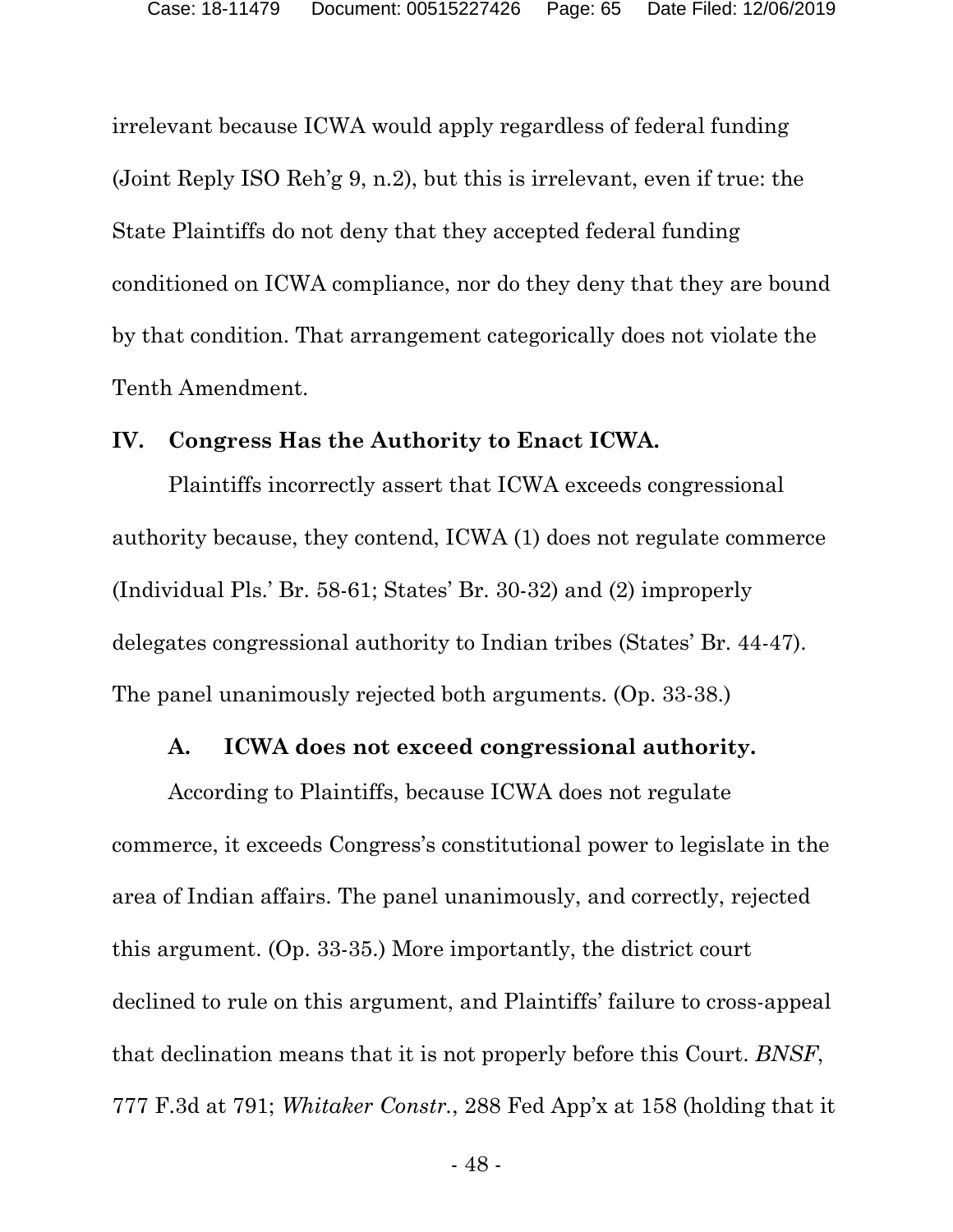irrelevant because ICWA would apply regardless of federal funding (Joint Reply ISO Reh'g 9, n.2), but this is irrelevant, even if true: the State Plaintiffs do not deny that they accepted federal funding conditioned on ICWA compliance, nor do they deny that they are bound by that condition. That arrangement categorically does not violate the Tenth Amendment.

## IV. Congress Has the Authority to Enact ICWA.

Plaintiffs incorrectly assert that ICWA exceeds congressional authority because, they contend, ICWA (1) does not regulate commerce (Individual Pls.' Br. 58-61; States' Br. 30-32) and (2) improperly delegates congressional authority to Indian tribes (States' Br. 44-47). The panel unanimously rejected both arguments. (Op. 33-38.)

### A. ICWA does not exceed congressional authority.

According to Plaintiffs, because ICWA does not regulate commerce, it exceeds Congress's constitutional power to legislate in the area of Indian affairs. The panel unanimously, and correctly, rejected this argument. (Op. 33-35.) More importantly, the district court declined to rule on this argument, and Plaintiffs' failure to cross-appeal that declination means that it is not properly before this Court. *BNSF*, 777 F.3d at 791; *Whitaker Constr.*, 288 Fed App'x at 158 (holding that it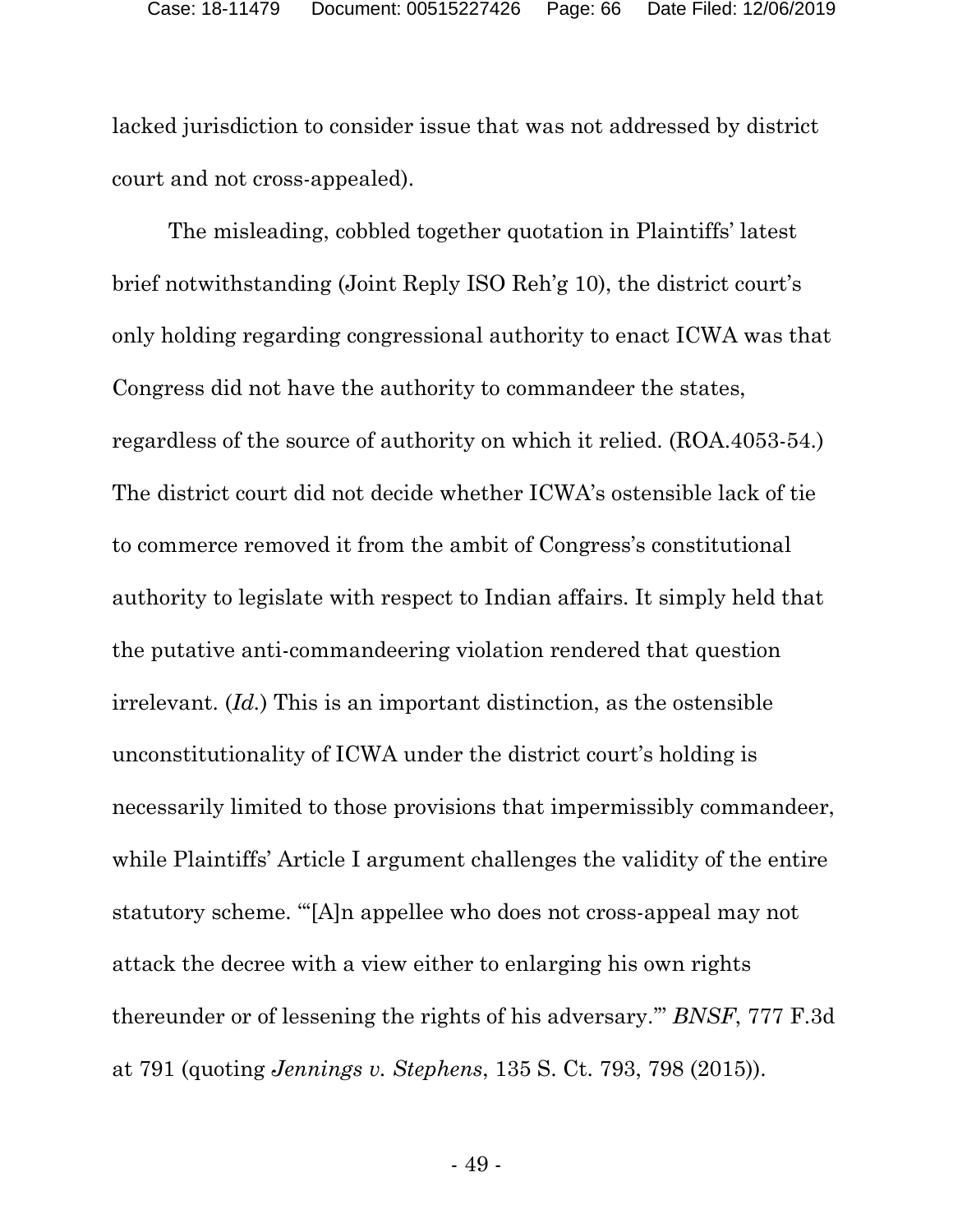lacked jurisdiction to consider issue that was not addressed by district court and not cross-appealed).

The misleading, cobbled together quotation in Plaintiffs' latest brief notwithstanding (Joint Reply ISO Reh'g 10), the district court's only holding regarding congressional authority to enact ICWA was that Congress did not have the authority to commandeer the states, regardless of the source of authority on which it relied. (ROA.4053-54.) The district court did not decide whether ICWA's ostensible lack of tie to commerce removed it from the ambit of Congress's constitutional authority to legislate with respect to Indian affairs. It simply held that the putative anti-commandeering violation rendered that question irrelevant. (*Id.*) This is an important distinction, as the ostensible unconstitutionality of ICWA under the district court's holding is necessarily limited to those provisions that impermissibly commandeer, while Plaintiffs' Article I argument challenges the validity of the entire statutory scheme. "'[A]n appellee who does not cross-appeal may not attack the decree with a view either to enlarging his own rights thereunder or of lessening the rights of his adversary.'" *BNSF*, 777 F.3d at 791 (quoting *Jennings v. Stephens*, 135 S. Ct. 793, 798 (2015)).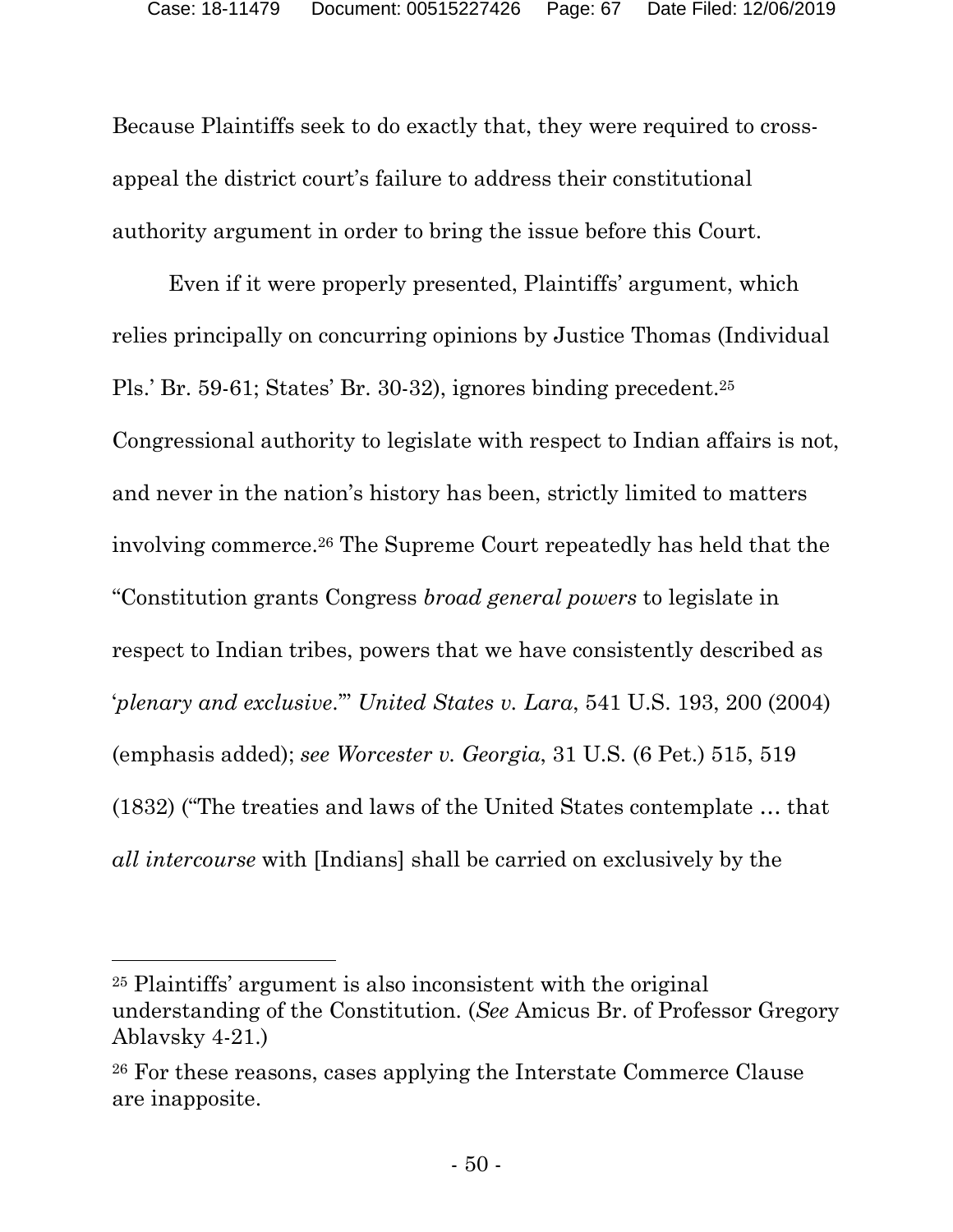Because Plaintiffs seek to do exactly that, they were required to cross-appeal the district court's failure to address their constitutional authority argument in order to bring the issue before this Court.

Even if it were properly presented, Plaintiffs' argument, which relies principally on concurring opinions by Justice Thomas (Individual Pls.' Br. 59-61; States' Br. 30-32), ignores binding precedent.[25] Congressional authority to legislate with respect to Indian affairs is not, and never in the nation's history has been, strictly limited to matters involving commerce.[26] The Supreme Court repeatedly has held that the "Constitution grants Congress *broad general powers* to legislate in respect to Indian tribes, powers that we have consistently described as '*plenary and exclusive*.'" *United States v. Lara*, 541 U.S. 193, 200 (2004) (emphasis added); *see Worcester v. Georgia*, 31 U.S. (6 Pet.) 515, 519 (1832) ("The treaties and laws of the United States contemplate … that *all intercourse* with [Indians] shall be carried on exclusively by the

---

[25] Plaintiffs' argument is also inconsistent with the original understanding of the Constitution. (*See* Amicus Br. of Professor Gregory Ablavsky 4-21.)

[26] For these reasons, cases applying the Interstate Commerce Clause are inapposite.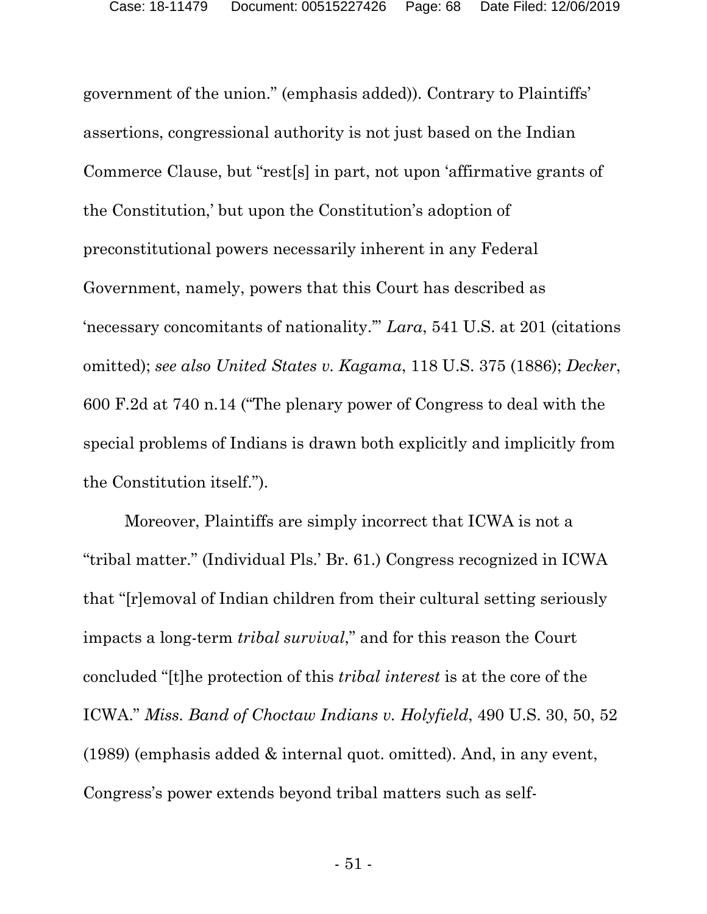government of the union." (emphasis added)). Contrary to Plaintiffs' assertions, congressional authority is not just based on the Indian Commerce Clause, but "rest[s] in part, not upon 'affirmative grants of the Constitution,' but upon the Constitution's adoption of preconstitutional powers necessarily inherent in any Federal Government, namely, powers that this Court has described as 'necessary concomitants of nationality.'" *Lara*, 541 U.S. at 201 (citations omitted); *see also United States v. Kagama*, 118 U.S. 375 (1886); *Decker*, 600 F.2d at 740 n.14 ("The plenary power of Congress to deal with the special problems of Indians is drawn both explicitly and implicitly from the Constitution itself.").

Moreover, Plaintiffs are simply incorrect that ICWA is not a "tribal matter." (Individual Pls.' Br. 61.) Congress recognized in ICWA that "[r]emoval of Indian children from their cultural setting seriously impacts a long-term *tribal survival*," and for this reason the Court concluded "[t]he protection of this *tribal interest* is at the core of the ICWA." *Miss. Band of Choctaw Indians v. Holyfield*, 490 U.S. 30, 50, 52 (1989) (emphasis added & internal quot. omitted). And, in any event, Congress's power extends beyond tribal matters such as self-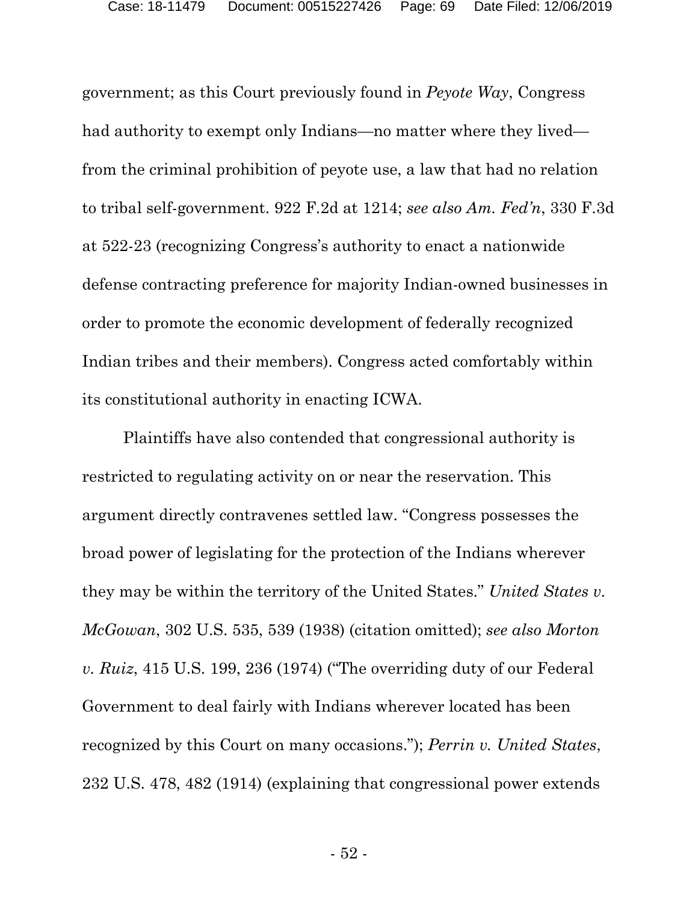government; as this Court previously found in *Peyote Way*, Congress had authority to exempt only Indians—no matter where they lived—from the criminal prohibition of peyote use, a law that had no relation to tribal self-government. 922 F.2d at 1214; *see also Am. Fed'n*, 330 F.3d at 522-23 (recognizing Congress's authority to enact a nationwide defense contracting preference for majority Indian-owned businesses in order to promote the economic development of federally recognized Indian tribes and their members). Congress acted comfortably within its constitutional authority in enacting ICWA.

Plaintiffs have also contended that congressional authority is restricted to regulating activity on or near the reservation. This argument directly contravenes settled law. "Congress possesses the broad power of legislating for the protection of the Indians wherever they may be within the territory of the United States." *United States v. McGowan*, 302 U.S. 535, 539 (1938) (citation omitted); *see also Morton v. Ruiz*, 415 U.S. 199, 236 (1974) ("The overriding duty of our Federal Government to deal fairly with Indians wherever located has been recognized by this Court on many occasions."); *Perrin v. United States*, 232 U.S. 478, 482 (1914) (explaining that congressional power extends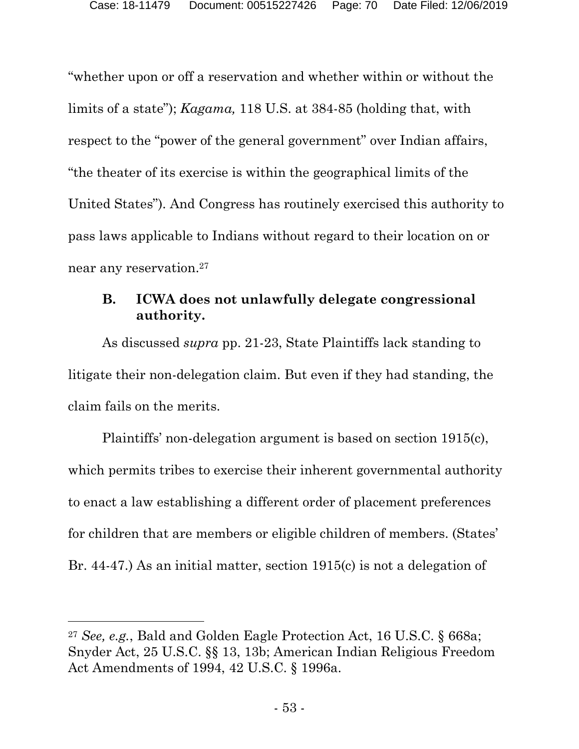"whether upon or off a reservation and whether within or without the limits of a state"); *Kagama,* 118 U.S. at 384-85 (holding that, with respect to the "power of the general government" over Indian affairs, "the theater of its exercise is within the geographical limits of the United States"). And Congress has routinely exercised this authority to pass laws applicable to Indians without regard to their location on or near any reservation.[27]

### B. ICWA does not unlawfully delegate congressional authority.

As discussed *supra* pp. 21-23, State Plaintiffs lack standing to litigate their non-delegation claim. But even if they had standing, the claim fails on the merits.

Plaintiffs' non-delegation argument is based on section 1915(c), which permits tribes to exercise their inherent governmental authority to enact a law establishing a different order of placement preferences for children that are members or eligible children of members. (States' Br. 44-47.) As an initial matter, section 1915(c) is not a delegation of

---

[27] *See, e.g.*, Bald and Golden Eagle Protection Act, 16 U.S.C. § 668a; Snyder Act, 25 U.S.C. §§ 13, 13b; American Indian Religious Freedom Act Amendments of 1994, 42 U.S.C. § 1996a.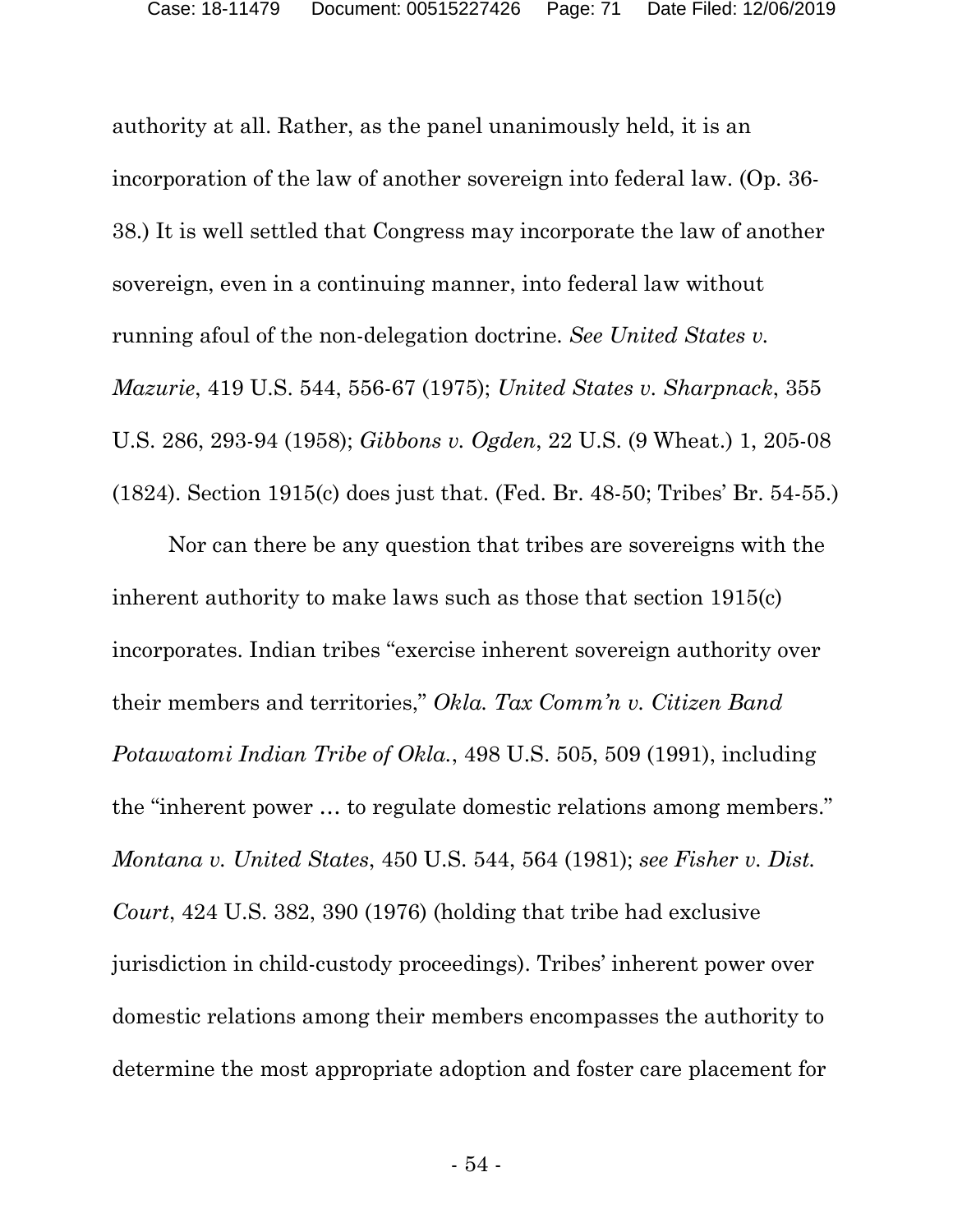authority at all. Rather, as the panel unanimously held, it is an incorporation of the law of another sovereign into federal law. (Op. 36-38.) It is well settled that Congress may incorporate the law of another sovereign, even in a continuing manner, into federal law without running afoul of the non-delegation doctrine. *See United States v. Mazurie*, 419 U.S. 544, 556-67 (1975); *United States v. Sharpnack*, 355 U.S. 286, 293-94 (1958); *Gibbons v. Ogden*, 22 U.S. (9 Wheat.) 1, 205-08 (1824). Section 1915(c) does just that. (Fed. Br. 48-50; Tribes' Br. 54-55.)

Nor can there be any question that tribes are sovereigns with the inherent authority to make laws such as those that section 1915(c) incorporates. Indian tribes "exercise inherent sovereign authority over their members and territories," *Okla. Tax Comm'n v. Citizen Band Potawatomi Indian Tribe of Okla.*, 498 U.S. 505, 509 (1991), including the "inherent power … to regulate domestic relations among members." *Montana v. United States*, 450 U.S. 544, 564 (1981); *see Fisher v. Dist. Court*, 424 U.S. 382, 390 (1976) (holding that tribe had exclusive jurisdiction in child-custody proceedings). Tribes' inherent power over domestic relations among their members encompasses the authority to determine the most appropriate adoption and foster care placement for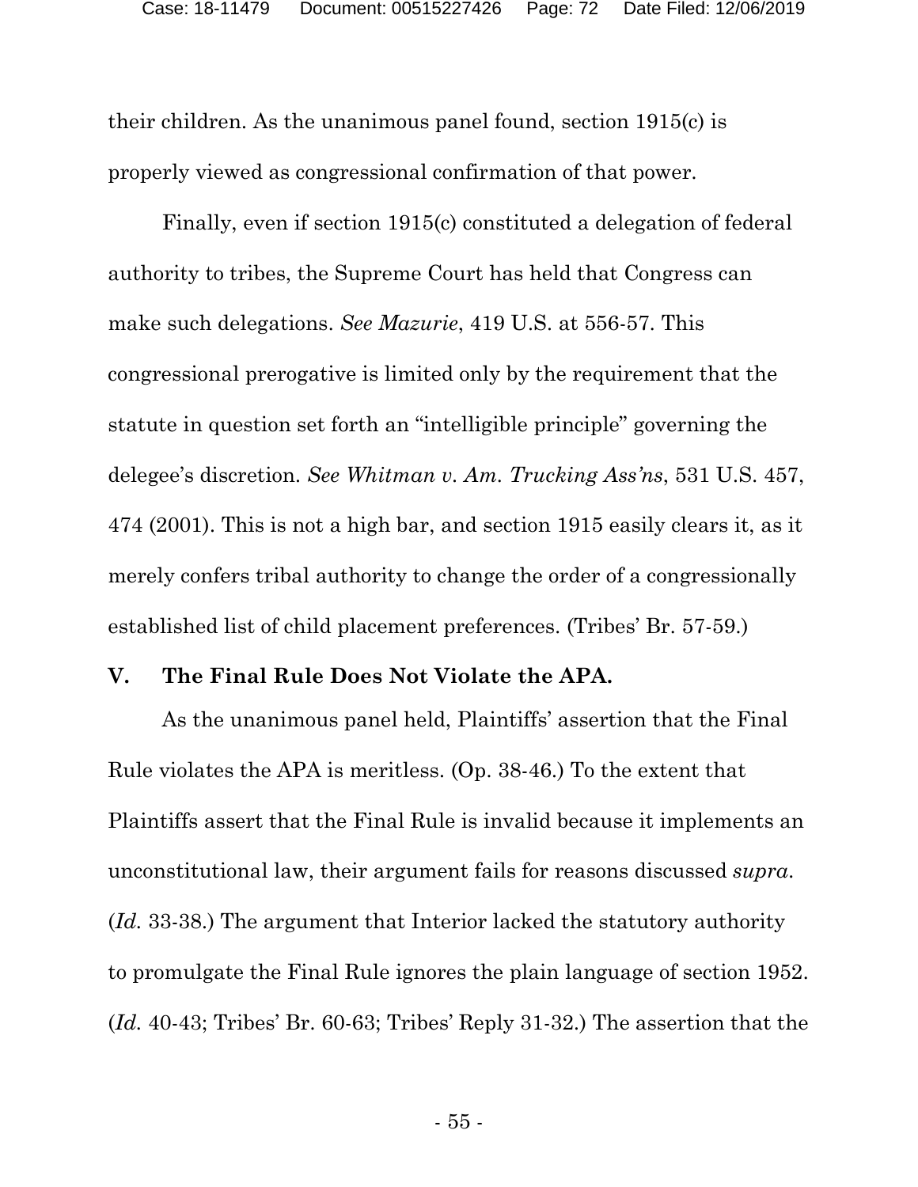their children. As the unanimous panel found, section 1915(c) is properly viewed as congressional confirmation of that power.

Finally, even if section 1915(c) constituted a delegation of federal authority to tribes, the Supreme Court has held that Congress can make such delegations. *See Mazurie*, 419 U.S. at 556-57. This congressional prerogative is limited only by the requirement that the statute in question set forth an "intelligible principle" governing the delegee's discretion. *See Whitman v. Am. Trucking Ass'ns*, 531 U.S. 457, 474 (2001). This is not a high bar, and section 1915 easily clears it, as it merely confers tribal authority to change the order of a congressionally established list of child placement preferences. (Tribes' Br. 57-59.)

## V. The Final Rule Does Not Violate the APA.

As the unanimous panel held, Plaintiffs' assertion that the Final Rule violates the APA is meritless. (Op. 38-46.) To the extent that Plaintiffs assert that the Final Rule is invalid because it implements an unconstitutional law, their argument fails for reasons discussed *supra*. (*Id.* 33-38.) The argument that Interior lacked the statutory authority to promulgate the Final Rule ignores the plain language of section 1952. (*Id.* 40-43; Tribes' Br. 60-63; Tribes' Reply 31-32.) The assertion that the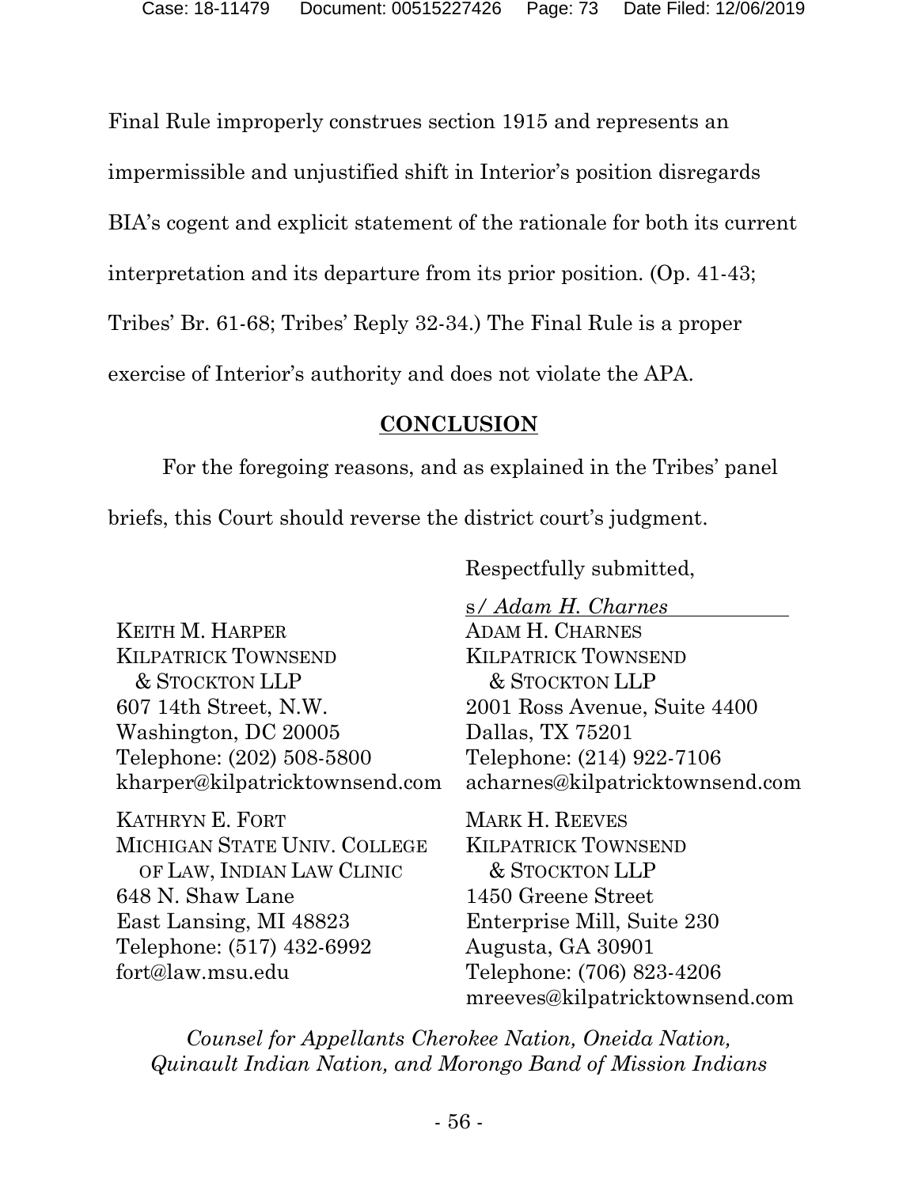Final Rule improperly construes section 1915 and represents an impermissible and unjustified shift in Interior's position disregards BIA's cogent and explicit statement of the rationale for both its current interpretation and its departure from its prior position. (Op. 41-43; Tribes' Br. 61-68; Tribes' Reply 32-34.) The Final Rule is a proper exercise of Interior's authority and does not violate the APA.

## CONCLUSION

For the foregoing reasons, and as explained in the Tribes' panel briefs, this Court should reverse the district court's judgment.

Respectfully submitted,

s/ *Adam H. Charnes*

ADAM H. CHARNES
KILPATRICK TOWNSEND & STOCKTON LLP
2001 Ross Avenue, Suite 4400
Dallas, TX 75201
Telephone: (214) 922-7106
acharnes@kilpatricktownsend.com

KEITH M. HARPER
KILPATRICK TOWNSEND & STOCKTON LLP
607 14th Street, N.W.
Washington, DC 20005
Telephone: (202) 508-5800
kharper@kilpatricktownsend.com

MARK H. REEVES
KILPATRICK TOWNSEND & STOCKTON LLP
1450 Greene Street
Enterprise Mill, Suite 230
Augusta, GA 30901
Telephone: (706) 823-4206
mreeves@kilpatricktownsend.com

KATHRYN E. FORT
MICHIGAN STATE UNIV. COLLEGE OF LAW, INDIAN LAW CLINIC
648 N. Shaw Lane
East Lansing, MI 48823
Telephone: (517) 432-6992
fort@law.msu.edu

*Counsel for Appellants Cherokee Nation, Oneida Nation, Quinault Indian Nation, and Morongo Band of Mission Indians*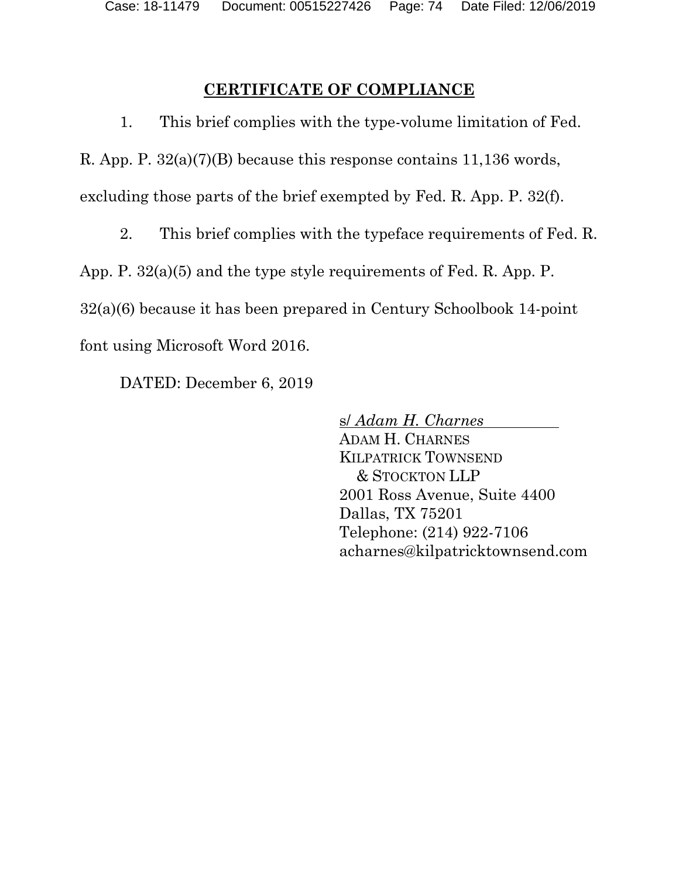## **CERTIFICATE OF COMPLIANCE**

1. This brief complies with the type-volume limitation of Fed. R. App. P. 32(a)(7)(B) because this response contains 11,136 words, excluding those parts of the brief exempted by Fed. R. App. P. 32(f).

2. This brief complies with the typeface requirements of Fed. R. App. P. 32(a)(5) and the type style requirements of Fed. R. App. P. 32(a)(6) because it has been prepared in Century Schoolbook 14-point font using Microsoft Word 2016.

DATED: December 6, 2019

s/ *Adam H. Charnes*
ADAM H. CHARNES
KILPATRICK TOWNSEND
& STOCKTON LLP
2001 Ross Avenue, Suite 4400
Dallas, TX 75201
Telephone: (214) 922-7106
acharnes@kilpatricktownsend.com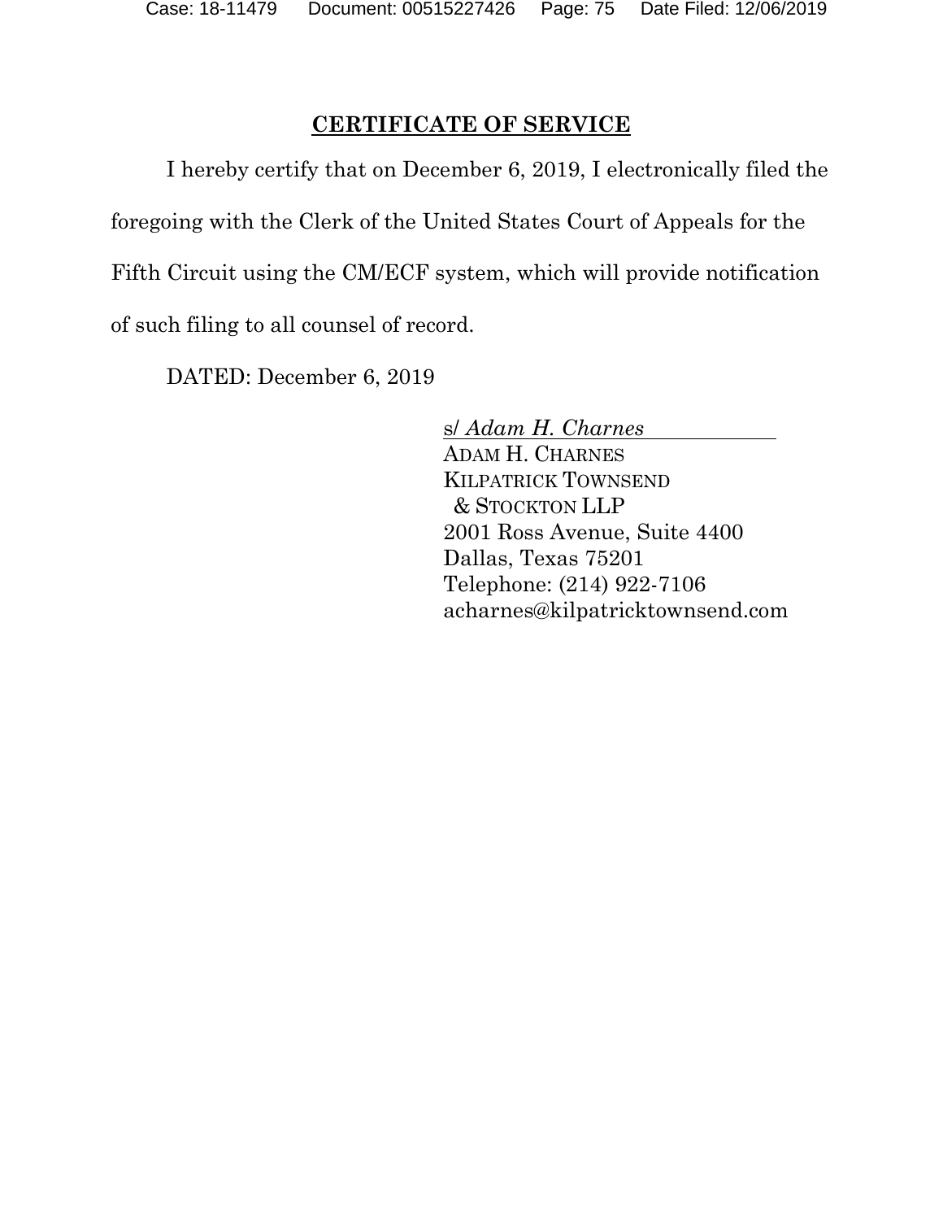## CERTIFICATE OF SERVICE

I hereby certify that on December 6, 2019, I electronically filed the foregoing with the Clerk of the United States Court of Appeals for the Fifth Circuit using the CM/ECF system, which will provide notification of such filing to all counsel of record.

DATED: December 6, 2019

s/ *Adam H. Charnes*
ADAM H. CHARNES
KILPATRICK TOWNSEND
& STOCKTON LLP
2001 Ross Avenue, Suite 4400
Dallas, Texas 75201
Telephone: (214) 922-7106
acharnes@kilpatricktownsend.com